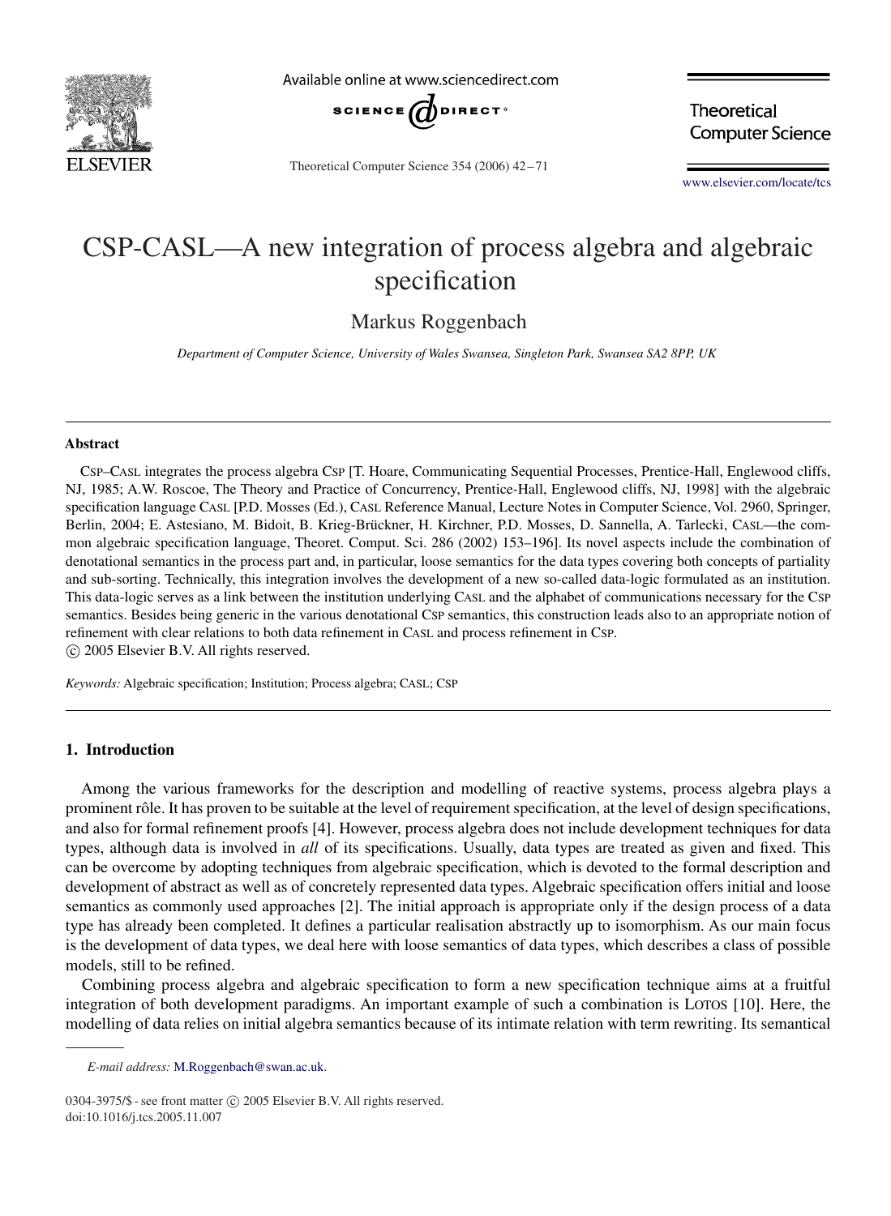# CSP-CASL—A new integration of process algebra and algebraic specification

Markus Roggenbach

*Department of Computer Science, University of Wales Swansea, Singleton Park, Swansea SA2 8PP, UK*

---

**Abstract**

CSP–CASL integrates the process algebra CSP [T. Hoare, Communicating Sequential Processes, Prentice-Hall, Englewood cliffs, NJ, 1985; A.W. Roscoe, The Theory and Practice of Concurrency, Prentice-Hall, Englewood cliffs, NJ, 1998] with the algebraic specification language CASL [P.D. Mosses (Ed.), CASL Reference Manual, Lecture Notes in Computer Science, Vol. 2960, Springer, Berlin, 2004; E. Astesiano, M. Bidoit, B. Krieg-Brückner, H. Kirchner, P.D. Mosses, D. Sannella, A. Tarlecki, CASL—the common algebraic specification language, Theoret. Comput. Sci. 286 (2002) 153–196]. Its novel aspects include the combination of denotational semantics in the process part and, in particular, loose semantics for the data types covering both concepts of partiality and sub-sorting. Technically, this integration involves the development of a new so-called data-logic formulated as an institution. This data-logic serves as a link between the institution underlying CASL and the alphabet of communications necessary for the CSP semantics. Besides being generic in the various denotational CSP semantics, this construction leads also to an appropriate notion of refinement with clear relations to both data refinement in CASL and process refinement in CSP.
© 2005 Elsevier B.V. All rights reserved.

*Keywords:* Algebraic specification; Institution; Process algebra; CASL; CSP

---

## 1. Introduction

Among the various frameworks for the description and modelling of reactive systems, process algebra plays a prominent rôle. It has proven to be suitable at the level of requirement specification, at the level of design specifications, and also for formal refinement proofs [4]. However, process algebra does not include development techniques for data types, although data is involved in *all* of its specifications. Usually, data types are treated as given and fixed. This can be overcome by adopting techniques from algebraic specification, which is devoted to the formal description and development of abstract as well as of concretely represented data types. Algebraic specification offers initial and loose semantics as commonly used approaches [2]. The initial approach is appropriate only if the design process of a data type has already been completed. It defines a particular realisation abstractly up to isomorphism. As our main focus is the development of data types, we deal here with loose semantics of data types, which describes a class of possible models, still to be refined.

Combining process algebra and algebraic specification to form a new specification technique aims at a fruitful integration of both development paradigms. An important example of such a combination is LOTOS [10]. Here, the modelling of data relies on initial algebra semantics because of its intimate relation with term rewriting. Its semantical

---

*E-mail address:* M.Roggenbach@swan.ac.uk.

0304-3975/$ - see front matter © 2005 Elsevier B.V. All rights reserved.
doi:10.1016/j.tcs.2005.11.007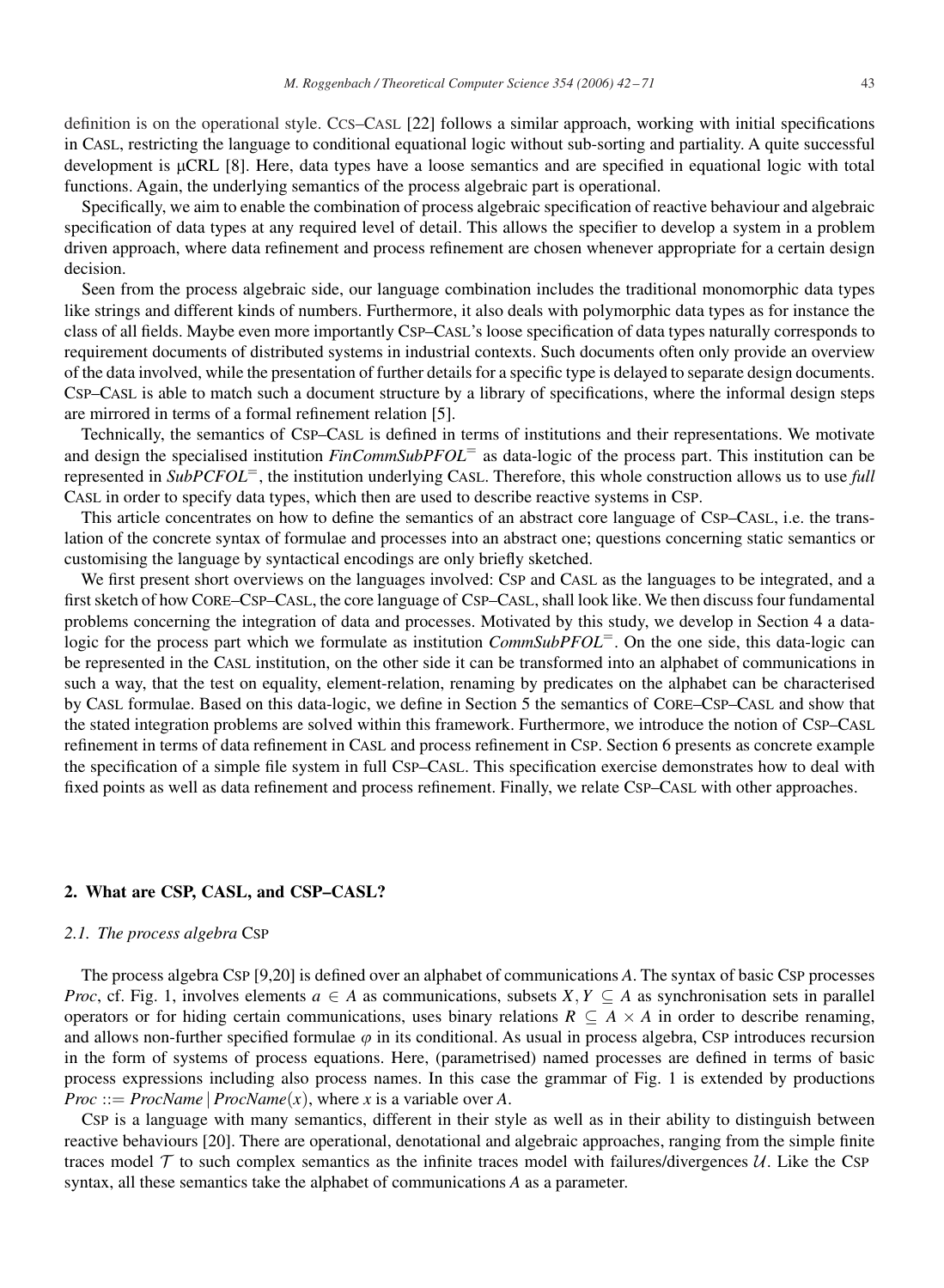definition is on the operational style. CCS–CASL [22] follows a similar approach, working with initial specifications in CASL, restricting the language to conditional equational logic without sub-sorting and partiality. A quite successful development is μCRL [8]. Here, data types have a loose semantics and are specified in equational logic with total functions. Again, the underlying semantics of the process algebraic part is operational.

Specifically, we aim to enable the combination of process algebraic specification of reactive behaviour and algebraic specification of data types at any required level of detail. This allows the specifier to develop a system in a problem driven approach, where data refinement and process refinement are chosen whenever appropriate for a certain design decision.

Seen from the process algebraic side, our language combination includes the traditional monomorphic data types like strings and different kinds of numbers. Furthermore, it also deals with polymorphic data types as for instance the class of all fields. Maybe even more importantly CSP–CASL's loose specification of data types naturally corresponds to requirement documents of distributed systems in industrial contexts. Such documents often only provide an overview of the data involved, while the presentation of further details for a specific type is delayed to separate design documents. CSP–CASL is able to match such a document structure by a library of specifications, where the informal design steps are mirrored in terms of a formal refinement relation [5].

Technically, the semantics of CSP–CASL is defined in terms of institutions and their representations. We motivate and design the specialised institution *FinCommSubPFOL*$^{=}$ as data-logic of the process part. This institution can be represented in *SubPCFOL*$^{=}$, the institution underlying CASL. Therefore, this whole construction allows us to use *full* CASL in order to specify data types, which then are used to describe reactive systems in CSP.

This article concentrates on how to define the semantics of an abstract core language of CSP–CASL, i.e. the translation of the concrete syntax of formulae and processes into an abstract one; questions concerning static semantics or customising the language by syntactical encodings are only briefly sketched.

We first present short overviews on the languages involved: CSP and CASL as the languages to be integrated, and a first sketch of how CORE–CSP–CASL, the core language of CSP–CASL, shall look like. We then discuss four fundamental problems concerning the integration of data and processes. Motivated by this study, we develop in Section 4 a data-logic for the process part which we formulate as institution *CommSubPFOL*$^{=}$. On the one side, this data-logic can be represented in the CASL institution, on the other side it can be transformed into an alphabet of communications in such a way, that the test on equality, element-relation, renaming by predicates on the alphabet can be characterised by CASL formulae. Based on this data-logic, we define in Section 5 the semantics of CORE–CSP–CASL and show that the stated integration problems are solved within this framework. Furthermore, we introduce the notion of CSP–CASL refinement in terms of data refinement in CASL and process refinement in CSP. Section 6 presents as concrete example the specification of a simple file system in full CSP–CASL. This specification exercise demonstrates how to deal with fixed points as well as data refinement and process refinement. Finally, we relate CSP–CASL with other approaches.

## 2. What are CSP, CASL, and CSP–CASL?

### 2.1. The process algebra CSP

The process algebra CSP [9,20] is defined over an alphabet of communications $A$. The syntax of basic CSP processes *Proc*, cf. Fig. 1, involves elements $a \in A$ as communications, subsets $X, Y \subseteq A$ as synchronisation sets in parallel operators or for hiding certain communications, uses binary relations $R \subseteq A \times A$ in order to describe renaming, and allows non-further specified formulae $\varphi$ in its conditional. As usual in process algebra, CSP introduces recursion in the form of systems of process equations. Here, (parametrised) named processes are defined in terms of basic process expressions including also process names. In this case the grammar of Fig. 1 is extended by productions $Proc ::= ProcName \mid ProcName(x)$, where $x$ is a variable over $A$.

CSP is a language with many semantics, different in their style as well as in their ability to distinguish between reactive behaviours [20]. There are operational, denotational and algebraic approaches, ranging from the simple finite traces model $\mathcal{T}$ to such complex semantics as the infinite traces model with failures/divergences $\mathcal{U}$. Like the CSP syntax, all these semantics take the alphabet of communications $A$ as a parameter.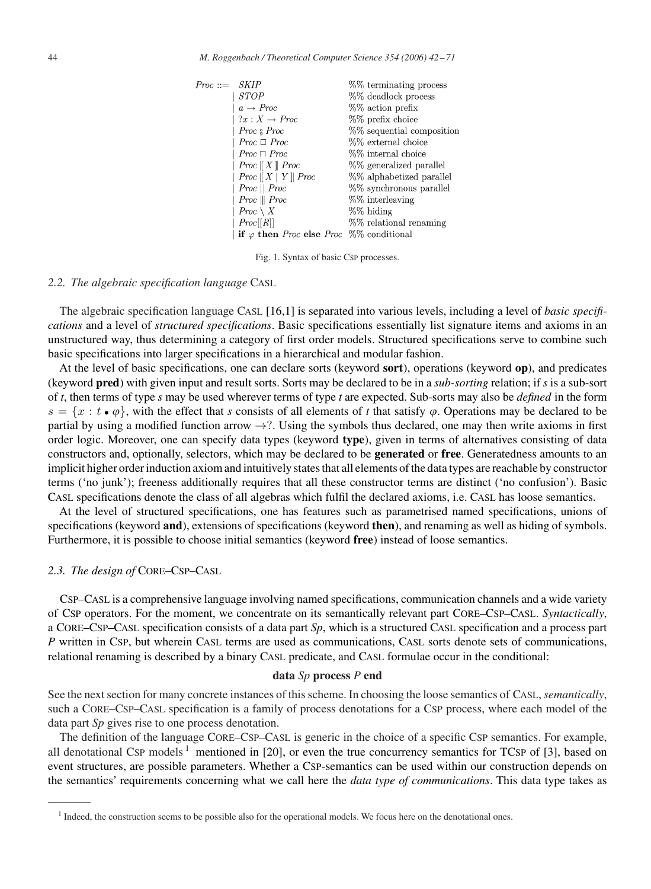$$
\begin{array}{lll}
Proc ::= & SKIP & \text{\%\% terminating process} \\
 & \mid STOP & \text{\%\% deadlock process} \\
 & \mid a \rightarrow Proc & \text{\%\% action prefix} \\
 & \mid ?x : X \rightarrow Proc & \text{\%\% prefix choice} \\
 & \mid Proc \,\fatsemi\, Proc & \text{\%\% sequential composition} \\
 & \mid Proc \,\Box\, Proc & \text{\%\% external choice} \\
 & \mid Proc \sqcap Proc & \text{\%\% internal choice} \\
 & \mid Proc \,[\![ X ]\!]\, Proc & \text{\%\% generalized parallel} \\
 & \mid Proc \,[\![ X \mid Y ]\!]\, Proc & \text{\%\% alphabetized parallel} \\
 & \mid Proc \,||\, Proc & \text{\%\% synchronous parallel} \\
 & \mid Proc \,|||\, Proc & \text{\%\% interleaving} \\
 & \mid Proc \setminus X & \text{\%\% hiding} \\
 & \mid Proc[[R]] & \text{\%\% relational renaming} \\
 & \mid \textbf{if } \varphi \textbf{ then } Proc \textbf{ else } Proc & \text{\%\% conditional}
\end{array}
$$

Fig. 1. Syntax of basic CSP processes.

### 2.2. The algebraic specification language CASL

The algebraic specification language CASL [16,1] is separated into various levels, including a level of *basic specifications* and a level of *structured specifications*. Basic specifications essentially list signature items and axioms in an unstructured way, thus determining a category of first order models. Structured specifications serve to combine such basic specifications into larger specifications in a hierarchical and modular fashion.

At the level of basic specifications, one can declare sorts (keyword **sort**), operations (keyword **op**), and predicates (keyword **pred**) with given input and result sorts. Sorts may be declared to be in a *sub-sorting* relation; if *s* is a sub-sort of *t*, then terms of type *s* may be used wherever terms of type *t* are expected. Sub-sorts may also be *defined* in the form $s = \{x : t \bullet \varphi\}$, with the effect that *s* consists of all elements of *t* that satisfy $\varphi$. Operations may be declared to be partial by using a modified function arrow $\rightarrow ?$. Using the symbols thus declared, one may then write axioms in first order logic. Moreover, one can specify data types (keyword **type**), given in terms of alternatives consisting of data constructors and, optionally, selectors, which may be declared to be **generated** or **free**. Generatedness amounts to an implicit higher order induction axiom and intuitively states that all elements of the data types are reachable by constructor terms ('no junk'); freeness additionally requires that all these constructor terms are distinct ('no confusion'). Basic CASL specifications denote the class of all algebras which fulfil the declared axioms, i.e. CASL has loose semantics.

At the level of structured specifications, one has features such as parametrised named specifications, unions of specifications (keyword **and**), extensions of specifications (keyword **then**), and renaming as well as hiding of symbols. Furthermore, it is possible to choose initial semantics (keyword **free**) instead of loose semantics.

### 2.3. The design of CORE–CSP–CASL

CSP–CASL is a comprehensive language involving named specifications, communication channels and a wide variety of CSP operators. For the moment, we concentrate on its semantically relevant part CORE–CSP–CASL. *Syntactically*, a CORE–CSP–CASL specification consists of a data part *Sp*, which is a structured CASL specification and a process part *P* written in CSP, but wherein CASL terms are used as communications, CASL sorts denote sets of communications, relational renaming is described by a binary CASL predicate, and CASL formulae occur in the conditional:

**data** *Sp* **process** *P* **end**

See the next section for many concrete instances of this scheme. In choosing the loose semantics of CASL, *semantically*, such a CORE–CSP–CASL specification is a family of process denotations for a CSP process, where each model of the data part *Sp* gives rise to one process denotation.

The definition of the language CORE–CSP–CASL is generic in the choice of a specific CSP semantics. For example, all denotational CSP models [1] mentioned in [20], or even the true concurrency semantics for TCSP of [3], based on event structures, are possible parameters. Whether a CSP-semantics can be used within our construction depends on the semantics' requirements concerning what we call here the *data type of communications*. This data type takes as

[1] Indeed, the construction seems to be possible also for the operational models. We focus here on the denotational ones.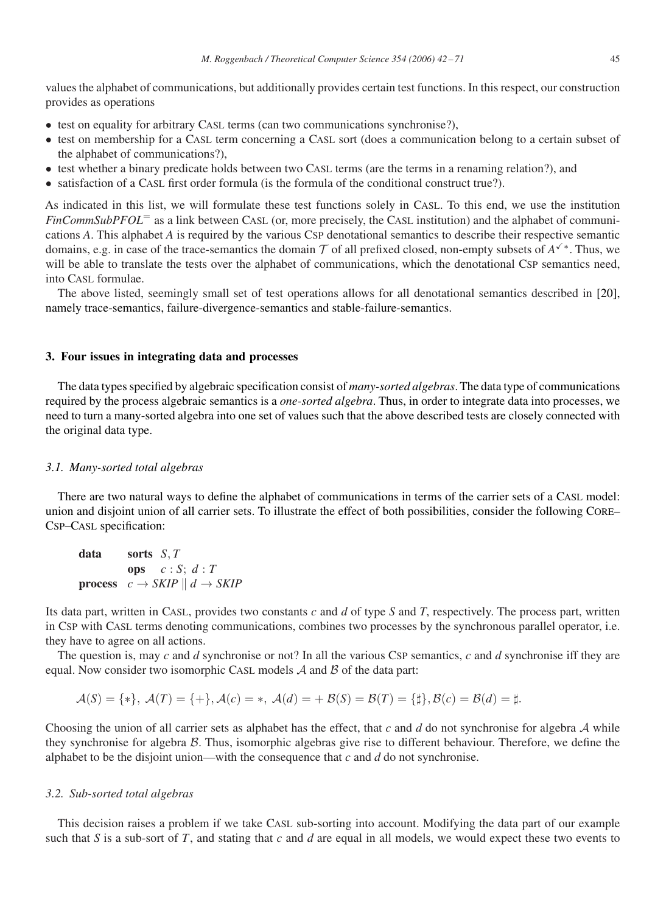values the alphabet of communications, but additionally provides certain test functions. In this respect, our construction provides as operations

- test on equality for arbitrary CASL terms (can two communications synchronise?),
- test on membership for a CASL term concerning a CASL sort (does a communication belong to a certain subset of the alphabet of communications?),
- test whether a binary predicate holds between two CASL terms (are the terms in a renaming relation?), and
- satisfaction of a CASL first order formula (is the formula of the conditional construct true?).

As indicated in this list, we will formulate these test functions solely in CASL. To this end, we use the institution $\mathit{FinCommSubPFOL}^{=}$ as a link between CASL (or, more precisely, the CASL institution) and the alphabet of communications $A$. This alphabet $A$ is required by the various CSP denotational semantics to describe their respective semantic domains, e.g. in case of the trace-semantics the domain $\mathcal{T}$ of all prefixed closed, non-empty subsets of $A^{\checkmark *}$. Thus, we will be able to translate the tests over the alphabet of communications, which the denotational CSP semantics need, into CASL formulae.

The above listed, seemingly small set of test operations allows for all denotational semantics described in [20], namely trace-semantics, failure-divergence-semantics and stable-failure-semantics.

## 3. Four issues in integrating data and processes

The data types specified by algebraic specification consist of *many-sorted algebras*. The data type of communications required by the process algebraic semantics is a *one-sorted algebra*. Thus, in order to integrate data into processes, we need to turn a many-sorted algebra into one set of values such that the above described tests are closely connected with the original data type.

### 3.1. Many-sorted total algebras

There are two natural ways to define the alphabet of communications in terms of the carrier sets of a CASL model: union and disjoint union of all carrier sets. To illustrate the effect of both possibilities, consider the following CORE–CSP–CASL specification:

**data** **sorts** $S, T$
**ops** $c : S;\ d : T$
**process** $c \rightarrow \mathit{SKIP} \parallel d \rightarrow \mathit{SKIP}$

Its data part, written in CASL, provides two constants $c$ and $d$ of type $S$ and $T$, respectively. The process part, written in CSP with CASL terms denoting communications, combines two processes by the synchronous parallel operator, i.e. they have to agree on all actions.

The question is, may $c$ and $d$ synchronise or not? In all the various CSP semantics, $c$ and $d$ synchronise iff they are equal. Now consider two isomorphic CASL models $\mathcal{A}$ and $\mathcal{B}$ of the data part:

$$\mathcal{A}(S) = \{*\},\ \mathcal{A}(T) = \{+\}, \mathcal{A}(c) = *,\ \mathcal{A}(d) = +\ \mathcal{B}(S) = \mathcal{B}(T) = \{\sharp\}, \mathcal{B}(c) = \mathcal{B}(d) = \sharp.$$

Choosing the union of all carrier sets as alphabet has the effect, that $c$ and $d$ do not synchronise for algebra $\mathcal{A}$ while they synchronise for algebra $\mathcal{B}$. Thus, isomorphic algebras give rise to different behaviour. Therefore, we define the alphabet to be the disjoint union—with the consequence that $c$ and $d$ do not synchronise.

### 3.2. Sub-sorted total algebras

This decision raises a problem if we take CASL sub-sorting into account. Modifying the data part of our example such that $S$ is a sub-sort of $T$, and stating that $c$ and $d$ are equal in all models, we would expect these two events to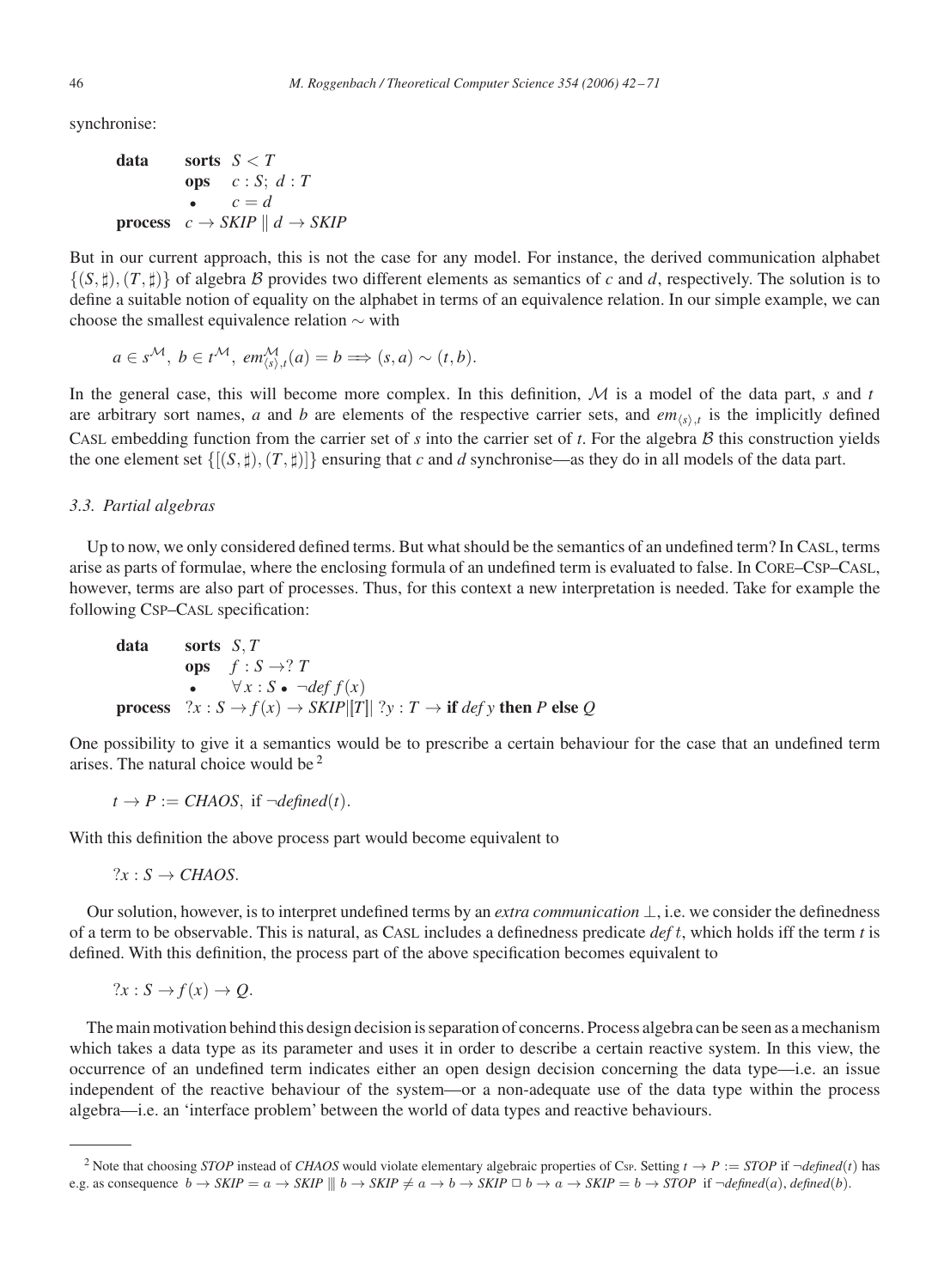synchronise:

$$
\begin{array}{ll}
\textbf{data} & \textbf{sorts}\ S < T \\
 & \textbf{ops}\quad c : S;\ d : T \\
 & \bullet \qquad c = d \\
\textbf{process} & c \rightarrow SKIP \parallel d \rightarrow SKIP
\end{array}
$$

But in our current approach, this is not the case for any model. For instance, the derived communication alphabet $\{(S, \sharp), (T, \sharp)\}$ of algebra $\mathcal{B}$ provides two different elements as semantics of $c$ and $d$, respectively. The solution is to define a suitable notion of equality on the alphabet in terms of an equivalence relation. In our simple example, we can choose the smallest equivalence relation $\sim$ with

$$a \in s^{\mathcal{M}},\ b \in t^{\mathcal{M}},\ em^{\mathcal{M}}_{\langle s \rangle, t}(a) = b \Longrightarrow (s, a) \sim (t, b).$$

In the general case, this will become more complex. In this definition, $\mathcal{M}$ is a model of the data part, $s$ and $t$ are arbitrary sort names, $a$ and $b$ are elements of the respective carrier sets, and $em_{\langle s \rangle, t}$ is the implicitly defined CASL embedding function from the carrier set of $s$ into the carrier set of $t$. For the algebra $\mathcal{B}$ this construction yields the one element set $\{[(S, \sharp), (T, \sharp)]\}$ ensuring that $c$ and $d$ synchronise—as they do in all models of the data part.

### 3.3. Partial algebras

Up to now, we only considered defined terms. But what should be the semantics of an undefined term? In CASL, terms arise as parts of formulae, where the enclosing formula of an undefined term is evaluated to false. In CORE–CSP–CASL, however, terms are also part of processes. Thus, for this context a new interpretation is needed. Take for example the following CSP–CASL specification:

$$
\begin{array}{ll}
\textbf{data} & \textbf{sorts}\ S, T \\
 & \textbf{ops}\quad f : S \rightarrow ?\ T \\
 & \bullet \qquad \forall x : S \bullet \neg def\ f(x) \\
\textbf{process} & ?x : S \rightarrow f(x) \rightarrow SKIP |[T]|\ ?y : T \rightarrow \textbf{if}\ def\ y\ \textbf{then}\ P\ \textbf{else}\ Q
\end{array}
$$

One possibility to give it a semantics would be to prescribe a certain behaviour for the case that an undefined term arises. The natural choice would be [2]

$$t \rightarrow P := CHAOS, \text{ if } \neg defined(t).$$

With this definition the above process part would become equivalent to

$$?x : S \rightarrow CHAOS.$$

Our solution, however, is to interpret undefined terms by an *extra communication* $\perp$, i.e. we consider the definedness of a term to be observable. This is natural, as CASL includes a definedness predicate $def\ t$, which holds iff the term $t$ is defined. With this definition, the process part of the above specification becomes equivalent to

$$?x : S \rightarrow f(x) \rightarrow Q.$$

The main motivation behind this design decision is separation of concerns. Process algebra can be seen as a mechanism which takes a data type as its parameter and uses it in order to describe a certain reactive system. In this view, the occurrence of an undefined term indicates either an open design decision concerning the data type—i.e. an issue independent of the reactive behaviour of the system—or a non-adequate use of the data type within the process algebra—i.e. an 'interface problem' between the world of data types and reactive behaviours.

---

[2] Note that choosing *STOP* instead of *CHAOS* would violate elementary algebraic properties of CSP. Setting $t \rightarrow P := STOP$ if $\neg defined(t)$ has e.g. as consequence $b \rightarrow SKIP = a \rightarrow SKIP \parallel\!\mid b \rightarrow SKIP \neq a \rightarrow b \rightarrow SKIP \,\square\, b \rightarrow a \rightarrow SKIP = b \rightarrow STOP$ if $\neg defined(a), defined(b)$.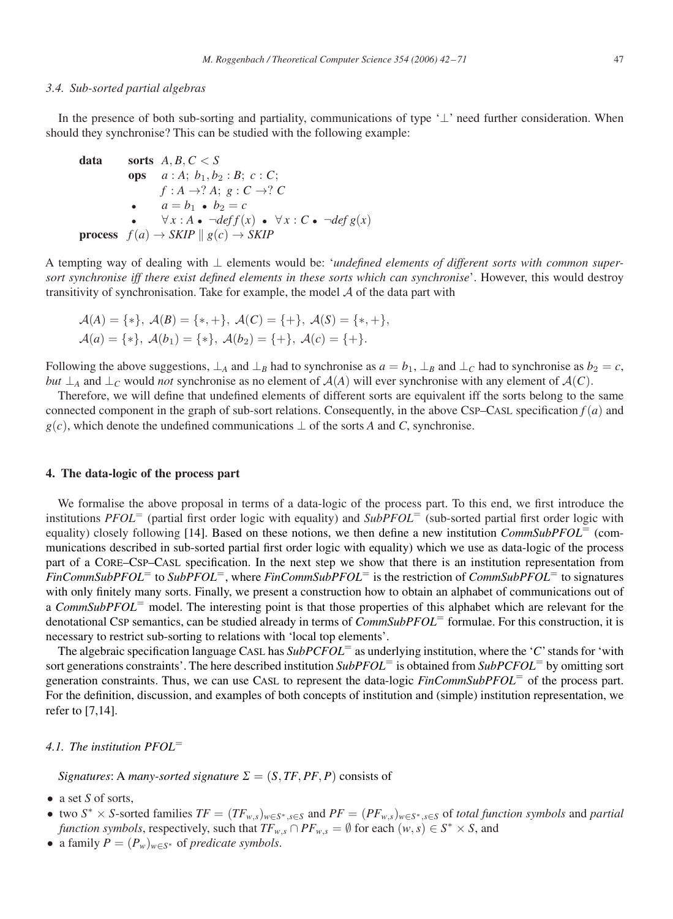### 3.4. Sub-sorted partial algebras

In the presence of both sub-sorting and partiality, communications of type '$\perp$' need further consideration. When should they synchronise? This can be studied with the following example:

$$
\begin{array}{lll}
\textbf{data} & \textbf{sorts} & A, B, C < S \\
 & \textbf{ops} & a : A;\ b_1, b_2 : B;\ c : C; \\
 & & f : A \rightarrow ?\ A;\ g : C \rightarrow ?\ C \\
 & \bullet & a = b_1 \ \bullet\ b_2 = c \\
 & \bullet & \forall x : A \bullet \neg \mathit{def}\, f(x) \ \bullet\ \forall x : C \bullet \neg \mathit{def}\, g(x) \\
\textbf{process} & \multicolumn{2}{l}{f(a) \rightarrow \mathit{SKIP} \parallel g(c) \rightarrow \mathit{SKIP}}
\end{array}
$$

A tempting way of dealing with $\perp$ elements would be: '*undefined elements of different sorts with common supersort synchronise iff there exist defined elements in these sorts which can synchronise*'. However, this would destroy transitivity of synchronisation. Take for example, the model $\mathcal{A}$ of the data part with

$$
\mathcal{A}(A) = \{*\},\ \mathcal{A}(B) = \{*, +\},\ \mathcal{A}(C) = \{+\},\ \mathcal{A}(S) = \{*, +\},
$$
$$
\mathcal{A}(a) = \{*\},\ \mathcal{A}(b_1) = \{*\},\ \mathcal{A}(b_2) = \{+\},\ \mathcal{A}(c) = \{+\}.
$$

Following the above suggestions, $\perp_A$ and $\perp_B$ had to synchronise as $a = b_1$, $\perp_B$ and $\perp_C$ had to synchronise as $b_2 = c$, *but* $\perp_A$ and $\perp_C$ would *not* synchronise as no element of $\mathcal{A}(A)$ will ever synchronise with any element of $\mathcal{A}(C)$.

Therefore, we will define that undefined elements of different sorts are equivalent iff the sorts belong to the same connected component in the graph of sub-sort relations. Consequently, in the above CSP–CASL specification $f(a)$ and $g(c)$, which denote the undefined communications $\perp$ of the sorts $A$ and $C$, synchronise.

## 4. The data-logic of the process part

We formalise the above proposal in terms of a data-logic of the process part. To this end, we first introduce the institutions $\mathit{PFOL}^=$ (partial first order logic with equality) and $\mathit{SubPFOL}^=$ (sub-sorted partial first order logic with equality) closely following [14]. Based on these notions, we then define a new institution $\mathit{CommSubPFOL}^=$ (communications described in sub-sorted partial first order logic with equality) which we use as data-logic of the process part of a CORE–CSP–CASL specification. In the next step we show that there is an institution representation from $\mathit{FinCommSubPFOL}^=$ to $\mathit{SubPFOL}^=$, where $\mathit{FinCommSubPFOL}^=$ is the restriction of $\mathit{CommSubPFOL}^=$ to signatures with only finitely many sorts. Finally, we present a construction how to obtain an alphabet of communications out of a $\mathit{CommSubPFOL}^=$ model. The interesting point is that those properties of this alphabet which are relevant for the denotational CSP semantics, can be studied already in terms of $\mathit{CommSubPFOL}^=$ formulae. For this construction, it is necessary to restrict sub-sorting to relations with 'local top elements'.

The algebraic specification language CASL has $\mathit{SubPCFOL}^=$ as underlying institution, where the '$C$' stands for 'with sort generations constraints'. The here described institution $\mathit{SubPFOL}^=$ is obtained from $\mathit{SubPCFOL}^=$ by omitting sort generation constraints. Thus, we can use CASL to represent the data-logic $\mathit{FinCommSubPFOL}^=$ of the process part. For the definition, discussion, and examples of both concepts of institution and (simple) institution representation, we refer to [7,14].

### 4.1. The institution $\mathit{PFOL}^=$

*Signatures*: A *many-sorted signature* $\Sigma = (S, \mathit{TF}, \mathit{PF}, P)$ consists of

- a set $S$ of sorts,
- two $S^* \times S$-sorted families $\mathit{TF} = (\mathit{TF}_{w,s})_{w \in S^*, s \in S}$ and $\mathit{PF} = (\mathit{PF}_{w,s})_{w \in S^*, s \in S}$ of *total function symbols* and *partial function symbols*, respectively, such that $\mathit{TF}_{w,s} \cap \mathit{PF}_{w,s} = \emptyset$ for each $(w, s) \in S^* \times S$, and
- a family $P = (P_w)_{w \in S^*}$ of *predicate symbols*.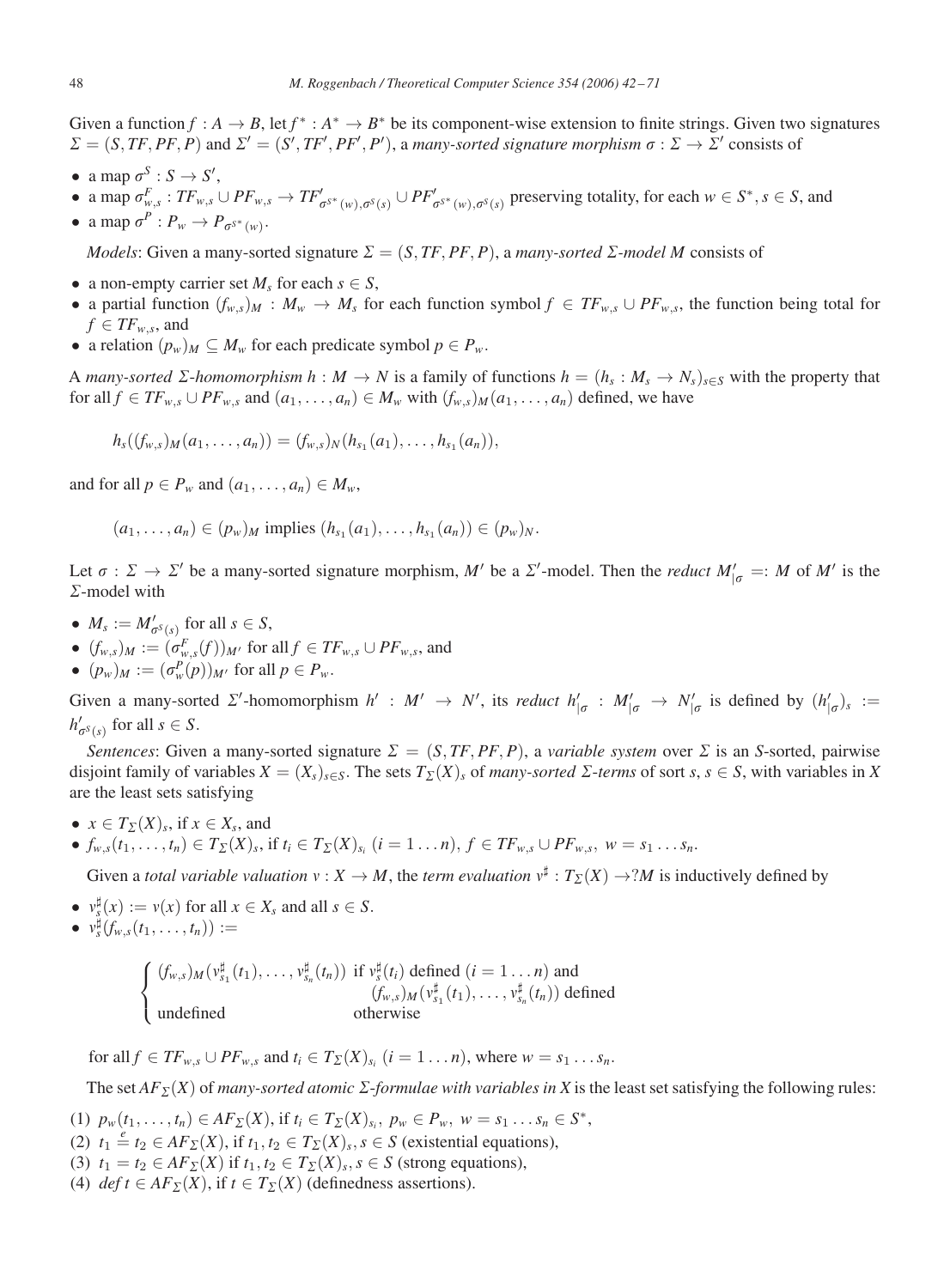Given a function $f : A \to B$, let $f^* : A^* \to B^*$ be its component-wise extension to finite strings. Given two signatures $\Sigma = (S, TF, PF, P)$ and $\Sigma' = (S', TF', PF', P')$, a *many-sorted signature morphism* $\sigma : \Sigma \to \Sigma'$ consists of

- a map $\sigma^S : S \to S'$,
- a map $\sigma^F_{w,s} : TF_{w,s} \cup PF_{w,s} \to TF'_{\sigma^{S^*}(w),\sigma^S(s)} \cup PF'_{\sigma^{S^*}(w),\sigma^S(s)}$ preserving totality, for each $w \in S^*, s \in S$, and
- a map $\sigma^P : P_w \to P_{\sigma^{S^*}(w)}$.

*Models*: Given a many-sorted signature $\Sigma = (S, TF, PF, P)$, a *many-sorted $\Sigma$-model M* consists of

- a non-empty carrier set $M_s$ for each $s \in S$,
- a partial function $(f_{w,s})_M : M_w \to M_s$ for each function symbol $f \in TF_{w,s} \cup PF_{w,s}$, the function being total for $f \in TF_{w,s}$, and
- a relation $(p_w)_M \subseteq M_w$ for each predicate symbol $p \in P_w$.

A *many-sorted $\Sigma$-homomorphism* $h : M \to N$ is a family of functions $h = (h_s : M_s \to N_s)_{s\in S}$ with the property that for all $f \in TF_{w,s} \cup PF_{w,s}$ and $(a_1, \ldots, a_n) \in M_w$ with $(f_{w,s})_M(a_1, \ldots, a_n)$ defined, we have

$$h_s((f_{w,s})_M(a_1, \ldots, a_n)) = (f_{w,s})_N(h_{s_1}(a_1), \ldots, h_{s_1}(a_n)),$$

and for all $p \in P_w$ and $(a_1, \ldots, a_n) \in M_w$,

$$(a_1, \ldots, a_n) \in (p_w)_M \text{ implies } (h_{s_1}(a_1), \ldots, h_{s_1}(a_n)) \in (p_w)_N.$$

Let $\sigma : \Sigma \to \Sigma'$ be a many-sorted signature morphism, $M'$ be a $\Sigma'$-model. Then the *reduct* $M'_{|\sigma} =: M$ of $M'$ is the $\Sigma$-model with

- $M_s := M'_{\sigma^S(s)}$ for all $s \in S$,
- $(f_{w,s})_M := (\sigma^F_{w,s}(f))_{M'}$ for all $f \in TF_{w,s} \cup PF_{w,s}$, and
- $(p_w)_M := (\sigma^P_w(p))_{M'}$ for all $p \in P_w$.

Given a many-sorted $\Sigma'$-homomorphism $h' : M' \to N'$, its *reduct* $h'_{|\sigma} : M'_{|\sigma} \to N'_{|\sigma}$ is defined by $(h'_{|\sigma})_s := h'_{\sigma^S(s)}$ for all $s \in S$.

*Sentences*: Given a many-sorted signature $\Sigma = (S, TF, PF, P)$, a *variable system* over $\Sigma$ is an $S$-sorted, pairwise disjoint family of variables $X = (X_s)_{s\in S}$. The sets $T_\Sigma(X)_s$ of *many-sorted $\Sigma$-terms* of sort $s$, $s \in S$, with variables in $X$ are the least sets satisfying

- $x \in T_\Sigma(X)_s$, if $x \in X_s$, and
- $f_{w,s}(t_1, \ldots, t_n) \in T_\Sigma(X)_s$, if $t_i \in T_\Sigma(X)_{s_i}$ $(i = 1 \ldots n)$, $f \in TF_{w,s} \cup PF_{w,s}$, $w = s_1 \ldots s_n$.

Given a *total variable valuation* $\nu : X \to M$, the *term evaluation* $\nu^\sharp : T_\Sigma(X) \to ?M$ is inductively defined by

- $\nu^\sharp_s(x) := \nu(x)$ for all $x \in X_s$ and all $s \in S$.
- $\nu^\sharp_s(f_{w,s}(t_1, \ldots, t_n)) :=$

$$\begin{cases} (f_{w,s})_M(\nu^\sharp_{s_1}(t_1), \ldots, \nu^\sharp_{s_n}(t_n)) & \text{if } \nu^\sharp_s(t_i) \text{ defined } (i = 1 \ldots n) \text{ and} \\ & \quad (f_{w,s})_M(\nu^\sharp_{s_1}(t_1), \ldots, \nu^\sharp_{s_n}(t_n)) \text{ defined} \\ \text{undefined} & \text{otherwise} \end{cases}$$

for all $f \in TF_{w,s} \cup PF_{w,s}$ and $t_i \in T_\Sigma(X)_{s_i}$ $(i = 1 \ldots n)$, where $w = s_1 \ldots s_n$.

The set $AF_\Sigma(X)$ of *many-sorted atomic $\Sigma$-formulae with variables in X* is the least set satisfying the following rules:

(1) $p_w(t_1, \ldots, t_n) \in AF_\Sigma(X)$, if $t_i \in T_\Sigma(X)_{s_i}$, $p_w \in P_w$, $w = s_1 \ldots s_n \in S^*$,
(2) $t_1 \stackrel{e}{=} t_2 \in AF_\Sigma(X)$, if $t_1, t_2 \in T_\Sigma(X)_s, s \in S$ (existential equations),
(3) $t_1 = t_2 \in AF_\Sigma(X)$ if $t_1, t_2 \in T_\Sigma(X)_s, s \in S$ (strong equations),
(4) $def\ t \in AF_\Sigma(X)$, if $t \in T_\Sigma(X)$ (definedness assertions).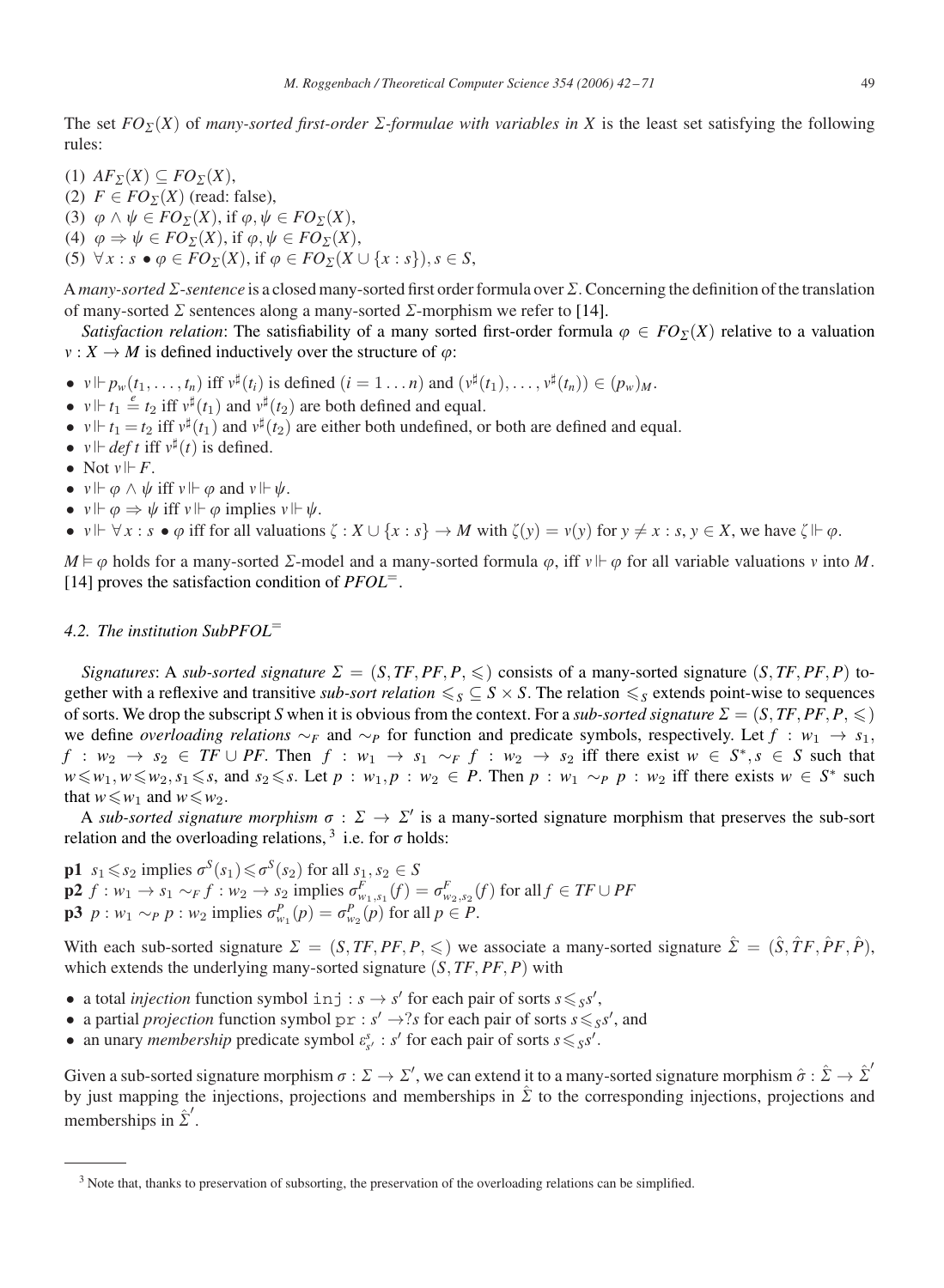The set $FO_\Sigma(X)$ of *many-sorted first-order $\Sigma$-formulae with variables in X* is the least set satisfying the following rules:

(1) $AF_\Sigma(X) \subseteq FO_\Sigma(X)$,
(2) $F \in FO_\Sigma(X)$ (read: false),
(3) $\varphi \wedge \psi \in FO_\Sigma(X)$, if $\varphi, \psi \in FO_\Sigma(X)$,
(4) $\varphi \Rightarrow \psi \in FO_\Sigma(X)$, if $\varphi, \psi \in FO_\Sigma(X)$,
(5) $\forall x : s \bullet \varphi \in FO_\Sigma(X)$, if $\varphi \in FO_\Sigma(X \cup \{x : s\}), s \in S$,

A *many-sorted $\Sigma$-sentence* is a closed many-sorted first order formula over $\Sigma$. Concerning the definition of the translation of many-sorted $\Sigma$ sentences along a many-sorted $\Sigma$-morphism we refer to [14].

*Satisfaction relation*: The satisfiability of a many sorted first-order formula $\varphi \in FO_\Sigma(X)$ relative to a valuation $v : X \to M$ is defined inductively over the structure of $\varphi$:

- $v \Vdash p_w(t_1, \ldots, t_n)$ iff $v^\sharp(t_i)$ is defined $(i = 1 \ldots n)$ and $(v^\sharp(t_1), \ldots, v^\sharp(t_n)) \in (p_w)_M$.
- $v \Vdash t_1 \stackrel{e}{=} t_2$ iff $v^\sharp(t_1)$ and $v^\sharp(t_2)$ are both defined and equal.
- $v \Vdash t_1 = t_2$ iff $v^\sharp(t_1)$ and $v^\sharp(t_2)$ are either both undefined, or both are defined and equal.
- $v \Vdash \mathit{def}\, t$ iff $v^\sharp(t)$ is defined.
- Not $v \Vdash F$.
- $v \Vdash \varphi \wedge \psi$ iff $v \Vdash \varphi$ and $v \Vdash \psi$.
- $v \Vdash \varphi \Rightarrow \psi$ iff $v \Vdash \varphi$ implies $v \Vdash \psi$.
- $v \Vdash \forall x : s \bullet \varphi$ iff for all valuations $\zeta : X \cup \{x : s\} \to M$ with $\zeta(y) = v(y)$ for $y \neq x : s, y \in X$, we have $\zeta \Vdash \varphi$.

$M \vDash \varphi$ holds for a many-sorted $\Sigma$-model and a many-sorted formula $\varphi$, iff $v \Vdash \varphi$ for all variable valuations $v$ into $M$. [14] proves the satisfaction condition of $PFOL^=$.

### 4.2. The institution $SubPFOL^=$

*Signatures*: A *sub-sorted signature* $\Sigma = (S, TF, PF, P, \leqslant)$ consists of a many-sorted signature $(S, TF, PF, P)$ together with a reflexive and transitive *sub-sort relation* $\leqslant_S \subseteq S \times S$. The relation $\leqslant_S$ extends point-wise to sequences of sorts. We drop the subscript $S$ when it is obvious from the context. For a *sub-sorted signature* $\Sigma = (S, TF, PF, P, \leqslant)$ we define *overloading relations* $\sim_F$ and $\sim_P$ for function and predicate symbols, respectively. Let $f : w_1 \to s_1$, $f : w_2 \to s_2 \in TF \cup PF$. Then $f : w_1 \to s_1 \sim_F f : w_2 \to s_2$ iff there exist $w \in S^*, s \in S$ such that $w \leqslant w_1, w \leqslant w_2, s_1 \leqslant s$, and $s_2 \leqslant s$. Let $p : w_1, p : w_2 \in P$. Then $p : w_1 \sim_P p : w_2$ iff there exists $w \in S^*$ such that $w \leqslant w_1$ and $w \leqslant w_2$.

A *sub-sorted signature morphism* $\sigma : \Sigma \to \Sigma'$ is a many-sorted signature morphism that preserves the sub-sort relation and the overloading relations,[3] i.e. for $\sigma$ holds:

**p1** $s_1 \leqslant s_2$ implies $\sigma^S(s_1) \leqslant \sigma^S(s_2)$ for all $s_1, s_2 \in S$
**p2** $f : w_1 \to s_1 \sim_F f : w_2 \to s_2$ implies $\sigma^F_{w_1, s_1}(f) = \sigma^F_{w_2, s_2}(f)$ for all $f \in TF \cup PF$
**p3** $p : w_1 \sim_P p : w_2$ implies $\sigma^P_{w_1}(p) = \sigma^P_{w_2}(p)$ for all $p \in P$.

With each sub-sorted signature $\Sigma = (S, TF, PF, P, \leqslant)$ we associate a many-sorted signature $\hat{\Sigma} = (\hat{S}, \hat{T}F, \hat{P}F, \hat{P})$, which extends the underlying many-sorted signature $(S, TF, PF, P)$ with

- a total *injection* function symbol $\mathtt{inj} : s \to s'$ for each pair of sorts $s \leqslant_S s'$,
- a partial *projection* function symbol $\mathtt{pr} : s' \to ?s$ for each pair of sorts $s \leqslant_S s'$, and
- an unary *membership* predicate symbol $\varepsilon^s_{s'} : s'$ for each pair of sorts $s \leqslant_S s'$.

Given a sub-sorted signature morphism $\sigma : \Sigma \to \Sigma'$, we can extend it to a many-sorted signature morphism $\hat{\sigma} : \hat{\Sigma} \to \hat{\Sigma}'$ by just mapping the injections, projections and memberships in $\hat{\Sigma}$ to the corresponding injections, projections and memberships in $\hat{\Sigma}'$.

---

[3] Note that, thanks to preservation of subsorting, the preservation of the overloading relations can be simplified.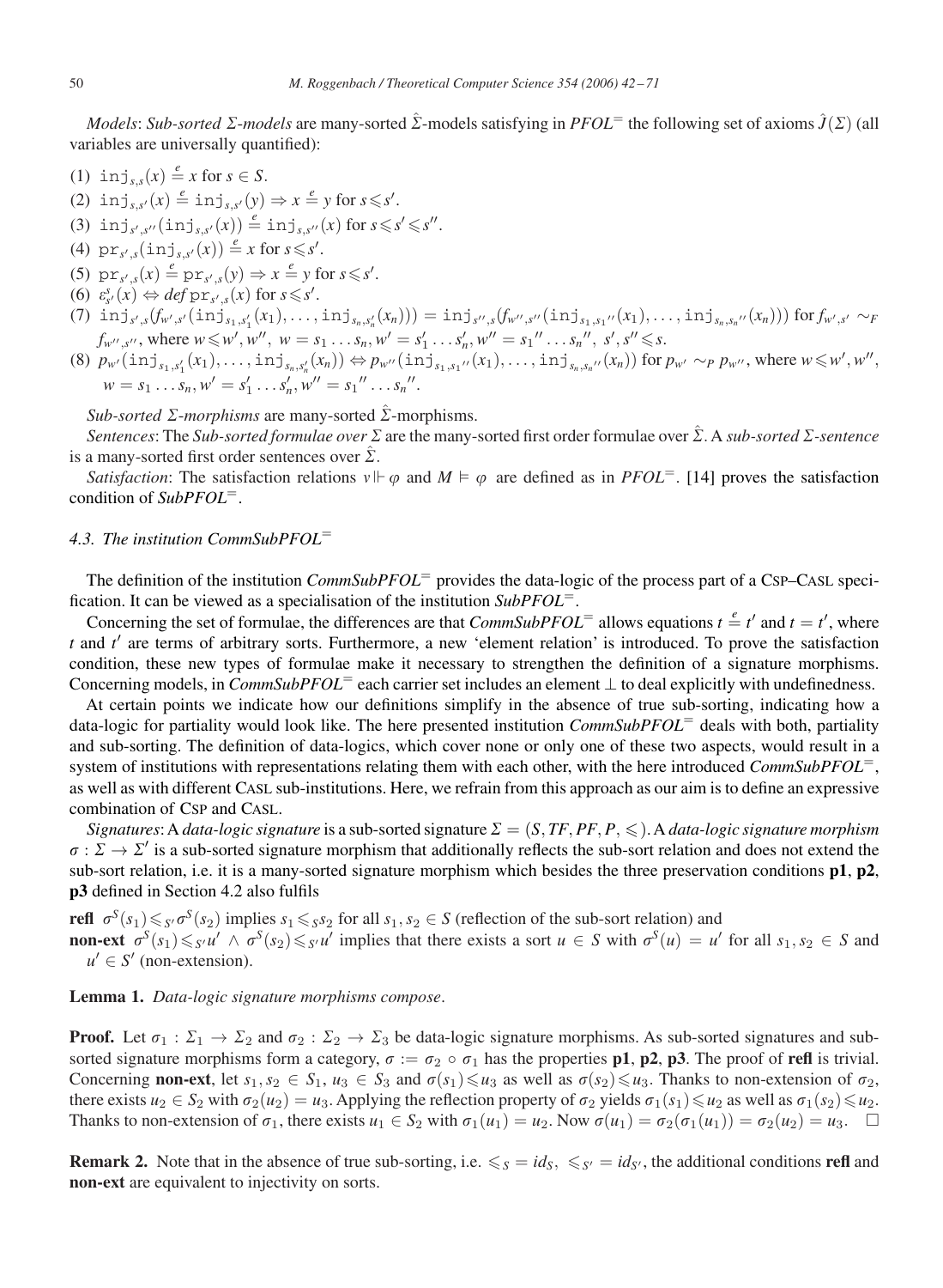*Models*: *Sub-sorted Σ-models* are many-sorted $\hat{\Sigma}$-models satisfying in *PFOL*$^=$ the following set of axioms $\hat{J}(\Sigma)$ (all variables are universally quantified):

(1) $\mathtt{inj}_{s,s}(x) \stackrel{e}{=} x$ for $s \in S$.
(2) $\mathtt{inj}_{s,s'}(x) \stackrel{e}{=} \mathtt{inj}_{s,s'}(y) \Rightarrow x \stackrel{e}{=} y$ for $s \leqslant s'$.
(3) $\mathtt{inj}_{s',s''}(\mathtt{inj}_{s,s'}(x)) \stackrel{e}{=} \mathtt{inj}_{s,s''}(x)$ for $s \leqslant s' \leqslant s''$.
(4) $\mathtt{pr}_{s',s}(\mathtt{inj}_{s,s'}(x)) \stackrel{e}{=} x$ for $s \leqslant s'$.
(5) $\mathtt{pr}_{s',s}(x) \stackrel{e}{=} \mathtt{pr}_{s',s}(y) \Rightarrow x \stackrel{e}{=} y$ for $s \leqslant s'$.
(6) $\varepsilon^s_{s'}(x) \Leftrightarrow def\ \mathtt{pr}_{s',s}(x)$ for $s \leqslant s'$.
(7) $\mathtt{inj}_{s',s}(f_{w',s'}(\mathtt{inj}_{s_1,s_1'}(x_1), \ldots, \mathtt{inj}_{s_n,s_n'}(x_n))) = \mathtt{inj}_{s'',s}(f_{w'',s''}(\mathtt{inj}_{s_1,s_1''}(x_1), \ldots, \mathtt{inj}_{s_n,s_n''}(x_n)))$ for $f_{w',s'} \sim_F f_{w'',s''}$, where $w \leqslant w', w''$, $w = s_1 \ldots s_n, w' = s_1' \ldots s_n', w'' = s_1'' \ldots s_n''$, $s', s'' \leqslant s$.
(8) $p_{w'}(\mathtt{inj}_{s_1,s_1'}(x_1), \ldots, \mathtt{inj}_{s_n,s_n'}(x_n)) \Leftrightarrow p_{w''}(\mathtt{inj}_{s_1,s_1''}(x_1), \ldots, \mathtt{inj}_{s_n,s_n''}(x_n))$ for $p_{w'} \sim_P p_{w''}$, where $w \leqslant w', w''$, $w = s_1 \ldots s_n, w' = s_1' \ldots s_n', w'' = s_1'' \ldots s_n''$.

*Sub-sorted Σ-morphisms* are many-sorted $\hat{\Sigma}$-morphisms.

*Sentences*: The *Sub-sorted formulae over Σ* are the many-sorted first order formulae over $\hat{\Sigma}$. A *sub-sorted Σ-sentence* is a many-sorted first order sentences over $\hat{\Sigma}$.

*Satisfaction*: The satisfaction relations $\nu \Vdash \varphi$ and $M \vDash \varphi$ are defined as in *PFOL*$^=$. [14] proves the satisfaction condition of *SubPFOL*$^=$.

### 4.3. The institution *CommSubPFOL*$^=$

The definition of the institution *CommSubPFOL*$^=$ provides the data-logic of the process part of a CSP–CASL specification. It can be viewed as a specialisation of the institution *SubPFOL*$^=$.

Concerning the set of formulae, the differences are that *CommSubPFOL*$^=$ allows equations $t \stackrel{e}{=} t'$ and $t = t'$, where $t$ and $t'$ are terms of arbitrary sorts. Furthermore, a new 'element relation' is introduced. To prove the satisfaction condition, these new types of formulae make it necessary to strengthen the definition of a signature morphisms. Concerning models, in *CommSubPFOL*$^=$ each carrier set includes an element $\perp$ to deal explicitly with undefinedness.

At certain points we indicate how our definitions simplify in the absence of true sub-sorting, indicating how a data-logic for partiality would look like. The here presented institution *CommSubPFOL*$^=$ deals with both, partiality and sub-sorting. The definition of data-logics, which cover none or only one of these two aspects, would result in a system of institutions with representations relating them with each other, with the here introduced *CommSubPFOL*$^=$, as well as with different CASL sub-institutions. Here, we refrain from this approach as our aim is to define an expressive combination of CSP and CASL.

*Signatures*: A *data-logic signature* is a sub-sorted signature $\Sigma = (S, TF, PF, P, \leqslant)$. A *data-logic signature morphism* $\sigma : \Sigma \to \Sigma'$ is a sub-sorted signature morphism that additionally reflects the sub-sort relation and does not extend the sub-sort relation, i.e. it is a many-sorted signature morphism which besides the three preservation conditions **p1**, **p2**, **p3** defined in Section 4.2 also fulfils

**refl** $\sigma^S(s_1) \leqslant_{S'} \sigma^S(s_2)$ implies $s_1 \leqslant_S s_2$ for all $s_1, s_2 \in S$ (reflection of the sub-sort relation) and

**non-ext** $\sigma^S(s_1) \leqslant_{S'} u' \wedge \sigma^S(s_2) \leqslant_{S'} u'$ implies that there exists a sort $u \in S$ with $\sigma^S(u) = u'$ for all $s_1, s_2 \in S$ and $u' \in S'$ (non-extension).

**Lemma 1.** *Data-logic signature morphisms compose*.

**Proof.** Let $\sigma_1 : \Sigma_1 \to \Sigma_2$ and $\sigma_2 : \Sigma_2 \to \Sigma_3$ be data-logic signature morphisms. As sub-sorted signatures and sub-sorted signature morphisms form a category, $\sigma := \sigma_2 \circ \sigma_1$ has the properties **p1**, **p2**, **p3**. The proof of **refl** is trivial. Concerning **non-ext**, let $s_1, s_2 \in S_1$, $u_3 \in S_3$ and $\sigma(s_1) \leqslant u_3$ as well as $\sigma(s_2) \leqslant u_3$. Thanks to non-extension of $\sigma_2$, there exists $u_2 \in S_2$ with $\sigma_2(u_2) = u_3$. Applying the reflection property of $\sigma_2$ yields $\sigma_1(s_1) \leqslant u_2$ as well as $\sigma_1(s_2) \leqslant u_2$. Thanks to non-extension of $\sigma_1$, there exists $u_1 \in S_2$ with $\sigma_1(u_1) = u_2$. Now $\sigma(u_1) = \sigma_2(\sigma_1(u_1)) = \sigma_2(u_2) = u_3$. □

**Remark 2.** Note that in the absence of true sub-sorting, i.e. $\leqslant_S = id_S$, $\leqslant_{S'} = id_{S'}$, the additional conditions **refl** and **non-ext** are equivalent to injectivity on sorts.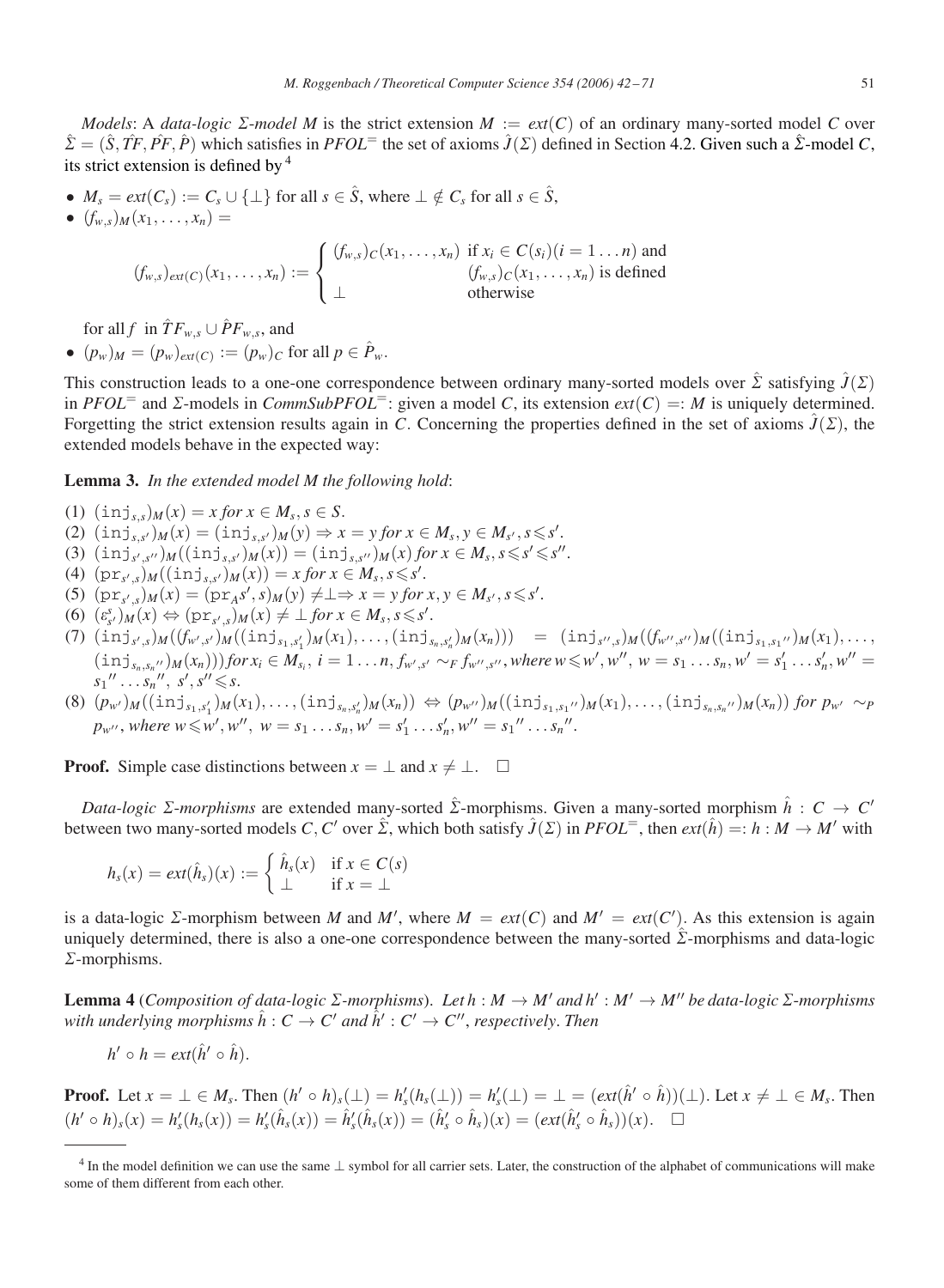*Models*: A *data-logic $\Sigma$-model $M$* is the strict extension $M := ext(C)$ of an ordinary many-sorted model $C$ over $\hat{\Sigma} = (\hat{S}, \hat{TF}, \hat{PF}, \hat{P})$ which satisfies in $PFOL^=$ the set of axioms $\hat{J}(\Sigma)$ defined in Section 4.2. Given such a $\hat{\Sigma}$-model $C$, its strict extension is defined by [4]

- $M_s = ext(C_s) := C_s \cup \{\perp\}$ for all $s \in \hat{S}$, where $\perp \notin C_s$ for all $s \in \hat{S}$,
- $(f_{w,s})_M(x_1, \ldots, x_n) =$

$$(f_{w,s})_{ext(C)}(x_1, \ldots, x_n) := \begin{cases} (f_{w,s})_C(x_1, \ldots, x_n) & \text{if } x_i \in C(s_i) (i = 1 \ldots n) \text{ and} \\ & (f_{w,s})_C(x_1, \ldots, x_n) \text{ is defined} \\ \perp & \text{otherwise} \end{cases}$$

  for all $f$ in $\hat{TF}_{w,s} \cup \hat{PF}_{w,s}$, and
- $(p_w)_M = (p_w)_{ext(C)} := (p_w)_C$ for all $p \in \hat{P}_w$.

This construction leads to a one-one correspondence between ordinary many-sorted models over $\hat{\Sigma}$ satisfying $\hat{J}(\Sigma)$ in $PFOL^=$ and $\Sigma$-models in $CommSubPFOL^=$: given a model $C$, its extension $ext(C) =: M$ is uniquely determined. Forgetting the strict extension results again in $C$. Concerning the properties defined in the set of axioms $\hat{J}(\Sigma)$, the extended models behave in the expected way:

**Lemma 3.** *In the extended model $M$ the following hold*:

(1) $(\mathtt{inj}_{s,s})_M(x) = x$ for $x \in M_s, s \in S$.
(2) $(\mathtt{inj}_{s,s'})_M(x) = (\mathtt{inj}_{s,s'})_M(y) \Rightarrow x = y$ for $x \in M_s, y \in M_{s'}, s \leqslant s'$.
(3) $(\mathtt{inj}_{s',s''})_M((\mathtt{inj}_{s,s'})_M(x)) = (\mathtt{inj}_{s,s''})_M(x)$ for $x \in M_s, s \leqslant s' \leqslant s''$.
(4) $(\mathtt{pr}_{s',s})_M((\mathtt{inj}_{s,s'})_M(x)) = x$ for $x \in M_s, s \leqslant s'$.
(5) $(\mathtt{pr}_{s',s})_M(x) = (\mathtt{pr}_A s', s)_M(y) \neq \perp \Rightarrow x = y$ for $x, y \in M_{s'}, s \leqslant s'$.
(6) $(\varepsilon^s_{s'})_M(x) \Leftrightarrow (\mathtt{pr}_{s',s})_M(x) \neq \perp$ for $x \in M_s, s \leqslant s'$.
(7) $(\mathtt{inj}_{s',s})_M((f_{w',s'})_M((\mathtt{inj}_{s_1,s'_1})_M(x_1), \ldots, (\mathtt{inj}_{s_n,s'_n})_M(x_n))) = (\mathtt{inj}_{s'',s})_M((f_{w'',s''})_M((\mathtt{inj}_{s_1,s_1''})_M(x_1), \ldots, (\mathtt{inj}_{s_n,s_n''})_M(x_n)))$ for $x_i \in M_{s_i}$, $i = 1 \ldots n$, $f_{w',s'} \sim_F f_{w'',s''}$, where $w \leqslant w', w''$, $w = s_1 \ldots s_n, w' = s'_1 \ldots s'_n, w'' = s_1'' \ldots s_n''$, $s', s'' \leqslant s$.
(8) $(p_{w'})_M((\mathtt{inj}_{s_1,s'_1})_M(x_1), \ldots, (\mathtt{inj}_{s_n,s'_n})_M(x_n)) \Leftrightarrow (p_{w''})_M((\mathtt{inj}_{s_1,s_1''})_M(x_1), \ldots, (\mathtt{inj}_{s_n,s_n''})_M(x_n))$ for $p_{w'} \sim_P p_{w''}$, where $w \leqslant w', w''$, $w = s_1 \ldots s_n, w' = s'_1 \ldots s'_n, w'' = s_1'' \ldots s_n''$.

**Proof.** Simple case distinctions between $x = \perp$ and $x \neq \perp$. $\square$

*Data-logic $\Sigma$-morphisms* are extended many-sorted $\hat{\Sigma}$-morphisms. Given a many-sorted morphism $\hat{h} : C \to C'$ between two many-sorted models $C, C'$ over $\hat{\Sigma}$, which both satisfy $\hat{J}(\Sigma)$ in $PFOL^=$, then $ext(\hat{h}) =: h : M \to M'$ with

$$h_s(x) = ext(\hat{h}_s)(x) := \begin{cases} \hat{h}_s(x) & \text{if } x \in C(s) \\ \perp & \text{if } x = \perp \end{cases}$$

is a data-logic $\Sigma$-morphism between $M$ and $M'$, where $M = ext(C)$ and $M' = ext(C')$. As this extension is again uniquely determined, there is also a one-one correspondence between the many-sorted $\hat{\Sigma}$-morphisms and data-logic $\Sigma$-morphisms.

**Lemma 4** (*Composition of data-logic $\Sigma$-morphisms*). *Let $h : M \to M'$ and $h' : M' \to M''$ be data-logic $\Sigma$-morphisms with underlying morphisms $\hat{h} : C \to C'$ and $\hat{h}' : C' \to C''$, respectively. Then*

$$h' \circ h = ext(\hat{h}' \circ \hat{h}).$$

**Proof.** Let $x = \perp \in M_s$. Then $(h' \circ h)_s(\perp) = h'_s(h_s(\perp)) = h'_s(\perp) = \perp = (ext(\hat{h}' \circ \hat{h}))(\perp)$. Let $x \neq \perp \in M_s$. Then $(h' \circ h)_s(x) = h'_s(h_s(x)) = h'_s(\hat{h}_s(x)) = \hat{h}'_s(\hat{h}_s(x)) = (\hat{h}'_s \circ \hat{h}_s)(x) = (ext(\hat{h}'_s \circ \hat{h}_s))(x)$. $\square$

---

[4] In the model definition we can use the same $\perp$ symbol for all carrier sets. Later, the construction of the alphabet of communications will make some of them different from each other.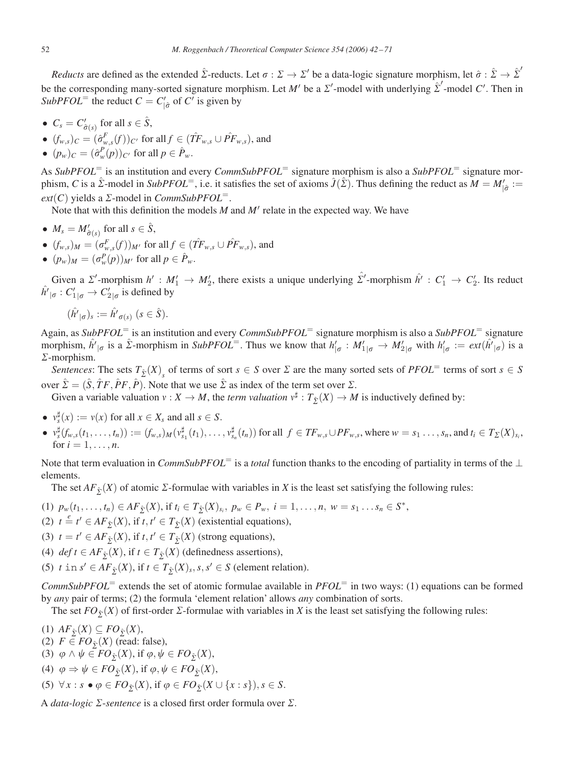*Reducts* are defined as the extended $\hat{\Sigma}$-reducts. Let $\sigma : \Sigma \to \Sigma'$ be a data-logic signature morphism, let $\hat{\sigma} : \hat{\Sigma} \to \hat{\Sigma}'$ be the corresponding many-sorted signature morphism. Let $M'$ be a $\Sigma'$-model with underlying $\hat{\Sigma}'$-model $C'$. Then in *SubPFOL*$^=$ the reduct $C = C'_{|\hat{\sigma}}$ of $C'$ is given by

- $C_s = C'_{\hat{\sigma}(s)}$ for all $s \in \hat{S}$,
- $(f_{w,s})_C = (\hat{\sigma}^F_{w,s}(f))_{C'}$ for all $f \in (\hat{TF}_{w,s} \cup \hat{PF}_{w,s})$, and
- $(p_w)_C = (\hat{\sigma}^P_w(p))_{C'}$ for all $p \in \hat{P}_w$.

As *SubPFOL*$^=$ is an institution and every *CommSubPFOL*$^=$ signature morphism is also a *SubPFOL*$^=$ signature morphism, $C$ is a $\hat{\Sigma}$-model in *SubPFOL*$^=$, i.e. it satisfies the set of axioms $\hat{J}(\hat{\Sigma})$. Thus defining the reduct as $M = M'_{|\hat{\sigma}} := ext(C)$ yields a $\Sigma$-model in *CommSubPFOL*$^=$.

Note that with this definition the models $M$ and $M'$ relate in the expected way. We have

- $M_s = M'_{\hat{\sigma}(s)}$ for all $s \in \hat{S}$,
- $(f_{w,s})_M = (\sigma^F_{w,s}(f))_{M'}$ for all $f \in (\hat{TF}_{w,s} \cup \hat{PF}_{w,s})$, and
- $(p_w)_M = (\sigma^P_w(p))_{M'}$ for all $p \in \hat{P}_w$.

Given a $\Sigma'$-morphism $h' : M'_1 \to M'_2$, there exists a unique underlying $\hat{\Sigma}'$-morphism $\hat{h}' : C'_1 \to C'_2$. Its reduct $\hat{h}'_{|\sigma} : C'_{1|\sigma} \to C'_{2|\sigma}$ is defined by

$$(\hat{h}'_{|\sigma})_s := \hat{h}'_{\sigma(s)} \ (s \in \hat{S}).$$

Again, as *SubPFOL*$^=$ is an institution and every *CommSubPFOL*$^=$ signature morphism is also a *SubPFOL*$^=$ signature morphism, $\hat{h}'_{|\sigma}$ is a $\hat{\Sigma}$-morphism in *SubPFOL*$^=$. Thus we know that $h'_{|\sigma} : M'_{1|\sigma} \to M'_{2|\sigma}$ with $h'_{|\sigma} := ext(\hat{h}'_{|\sigma})$ is a $\Sigma$-morphism.

*Sentences*: The sets $T_{\hat{\Sigma}}(X)_s$ of terms of sort $s \in S$ over $\Sigma$ are the many sorted sets of *PFOL*$^=$ terms of sort $s \in S$ over $\hat{\Sigma} = (\hat{S}, \hat{T}F, \hat{P}F, \hat{P})$. Note that we use $\hat{\Sigma}$ as index of the term set over $\Sigma$.

Given a variable valuation $v : X \to M$, the *term valuation* $v^\sharp : T_{\hat{\Sigma}}(X) \to M$ is inductively defined by:

- $v^\sharp_s(x) := v(x)$ for all $x \in X_s$ and all $s \in S$.
- $v^\sharp_s(f_{w,s}(t_1, \ldots, t_n)) := (f_{w,s})_M(v^\sharp_{s_1}(t_1), \ldots, v^\sharp_{s_n}(t_n))$ for all $f \in TF_{w,s} \cup PF_{w,s}$, where $w = s_1 \ldots, s_n$, and $t_i \in T_\Sigma(X)_{s_i}$, for $i = 1, \ldots, n$.

Note that term evaluation in *CommSubPFOL*$^=$ is a *total* function thanks to the encoding of partiality in terms of the $\perp$ elements.

The set $AF_{\hat{\Sigma}}(X)$ of atomic $\Sigma$-formulae with variables in $X$ is the least set satisfying the following rules:

(1) $p_w(t_1, \ldots, t_n) \in AF_{\hat{\Sigma}}(X)$, if $t_i \in T_{\hat{\Sigma}}(X)_{s_i},\ p_w \in P_w,\ i = 1, \ldots, n,\ w = s_1 \ldots s_n \in S^*$,
(2) $t \stackrel{e}{=} t' \in AF_{\hat{\Sigma}}(X)$, if $t, t' \in T_{\hat{\Sigma}}(X)$ (existential equations),
(3) $t = t' \in AF_{\hat{\Sigma}}(X)$, if $t, t' \in T_{\hat{\Sigma}}(X)$ (strong equations),
(4) $def\, t \in AF_{\hat{\Sigma}}(X)$, if $t \in T_{\hat{\Sigma}}(X)$ (definedness assertions),
(5) $t \texttt{ in } s' \in AF_{\hat{\Sigma}}(X)$, if $t \in T_{\hat{\Sigma}}(X)_s, s, s' \in S$ (element relation).

*CommSubPFOL*$^=$ extends the set of atomic formulae available in *PFOL*$^=$ in two ways: (1) equations can be formed by *any* pair of terms; (2) the formula 'element relation' allows *any* combination of sorts.

The set $FO_{\hat{\Sigma}}(X)$ of first-order $\Sigma$-formulae with variables in $X$ is the least set satisfying the following rules:

(1) $AF_{\hat{\Sigma}}(X) \subseteq FO_{\hat{\Sigma}}(X)$,
(2) $F \in FO_{\hat{\Sigma}}(X)$ (read: false),
(3) $\varphi \wedge \psi \in FO_{\hat{\Sigma}}(X)$, if $\varphi, \psi \in FO_{\hat{\Sigma}}(X)$,
(4) $\varphi \Rightarrow \psi \in FO_{\hat{\Sigma}}(X)$, if $\varphi, \psi \in FO_{\hat{\Sigma}}(X)$,
(5) $\forall x : s \bullet \varphi \in FO_{\hat{\Sigma}}(X)$, if $\varphi \in FO_{\hat{\Sigma}}(X \cup \{x : s\}), s \in S$.

A *data-logic $\Sigma$-sentence* is a closed first order formula over $\Sigma$.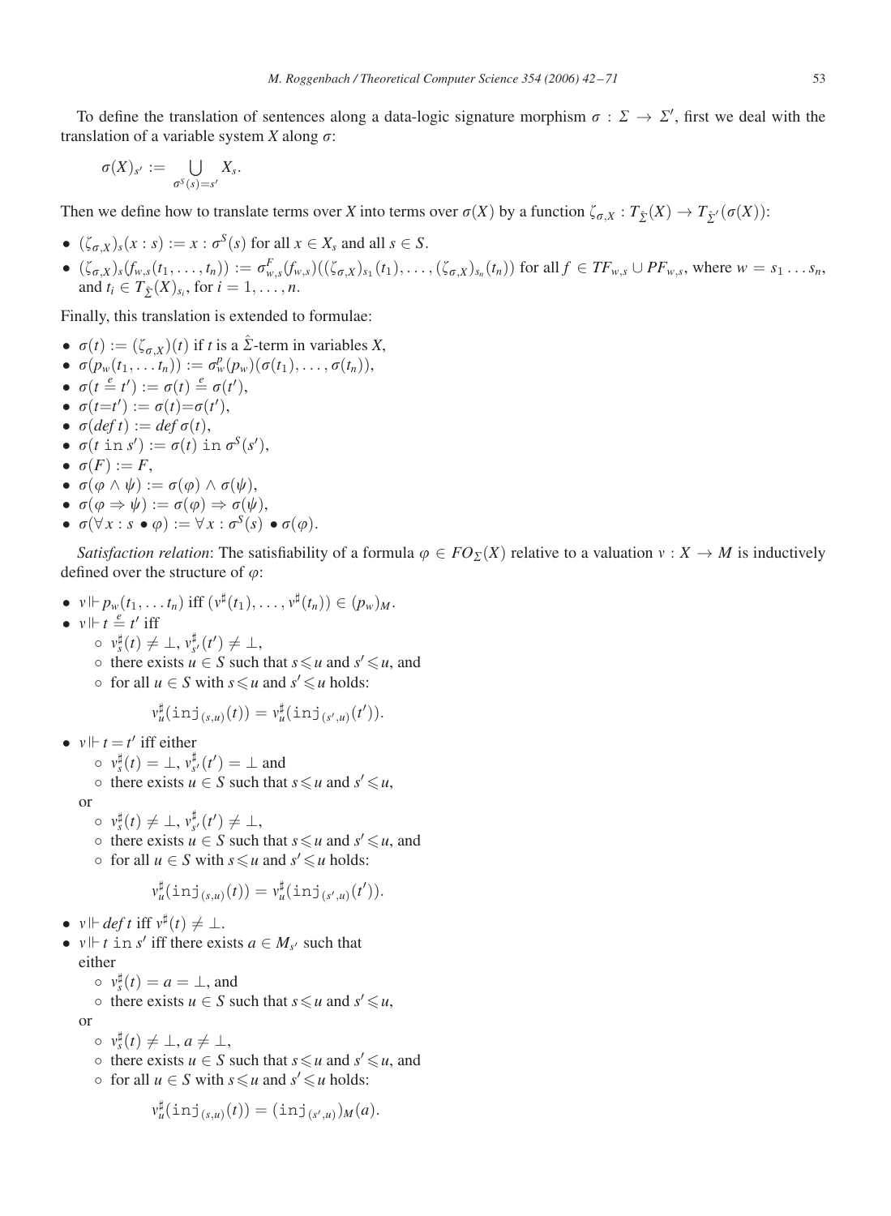To define the translation of sentences along a data-logic signature morphism $\sigma : \Sigma \to \Sigma'$, first we deal with the translation of a variable system $X$ along $\sigma$:

$$\sigma(X)_{s'} := \bigcup_{\sigma^S(s)=s'} X_s.$$

Then we define how to translate terms over $X$ into terms over $\sigma(X)$ by a function $\zeta_{\sigma,X} : T_{\hat{\Sigma}}(X) \to T_{\hat{\Sigma}'}(\sigma(X))$:

- $(\zeta_{\sigma,X})_s(x : s) := x : \sigma^S(s)$ for all $x \in X_s$ and all $s \in S$.
- $(\zeta_{\sigma,X})_s(f_{w,s}(t_1, \ldots, t_n)) := \sigma^F_{w,s}(f_{w,s})((\zeta_{\sigma,X})_{s_1}(t_1), \ldots, (\zeta_{\sigma,X})_{s_n}(t_n))$ for all $f \in TF_{w,s} \cup PF_{w,s}$, where $w = s_1 \ldots s_n$, and $t_i \in T_{\hat{\Sigma}}(X)_{s_i}$, for $i = 1, \ldots, n$.

Finally, this translation is extended to formulae:

- $\sigma(t) := (\zeta_{\sigma,X})(t)$ if $t$ is a $\hat{\Sigma}$-term in variables $X$,
- $\sigma(p_w(t_1, \ldots t_n)) := \sigma^p_w(p_w)(\sigma(t_1), \ldots, \sigma(t_n))$,
- $\sigma(t \stackrel{e}{=} t') := \sigma(t) \stackrel{e}{=} \sigma(t')$,
- $\sigma(t{=}t') := \sigma(t){=}\sigma(t')$,
- $\sigma(\mathit{def}\, t) := \mathit{def}\, \sigma(t)$,
- $\sigma(t \;\mathtt{in}\; s') := \sigma(t) \;\mathtt{in}\; \sigma^S(s')$,
- $\sigma(F) := F$,
- $\sigma(\varphi \wedge \psi) := \sigma(\varphi) \wedge \sigma(\psi)$,
- $\sigma(\varphi \Rightarrow \psi) := \sigma(\varphi) \Rightarrow \sigma(\psi)$,
- $\sigma(\forall x : s \bullet \varphi) := \forall x : \sigma^S(s) \bullet \sigma(\varphi)$.

*Satisfaction relation*: The satisfiability of a formula $\varphi \in FO_\Sigma(X)$ relative to a valuation $v : X \to M$ is inductively defined over the structure of $\varphi$:

- $v \Vdash p_w(t_1, \ldots t_n)$ iff $(v^\sharp(t_1), \ldots, v^\sharp(t_n)) \in (p_w)_M$.
- $v \Vdash t \stackrel{e}{=} t'$ iff
  - $v^\sharp_s(t) \neq \bot$, $v^\sharp_{s'}(t') \neq \bot$,
  - there exists $u \in S$ such that $s \leqslant u$ and $s' \leqslant u$, and
  - for all $u \in S$ with $s \leqslant u$ and $s' \leqslant u$ holds:

    $$v^\sharp_u(\mathtt{inj}_{(s,u)}(t)) = v^\sharp_u(\mathtt{inj}_{(s',u)}(t')).$$

- $v \Vdash t = t'$ iff either
  - $v^\sharp_s(t) = \bot$, $v^\sharp_{s'}(t') = \bot$ and
  - there exists $u \in S$ such that $s \leqslant u$ and $s' \leqslant u$,

  or
  - $v^\sharp_s(t) \neq \bot$, $v^\sharp_{s'}(t') \neq \bot$,
  - there exists $u \in S$ such that $s \leqslant u$ and $s' \leqslant u$, and
  - for all $u \in S$ with $s \leqslant u$ and $s' \leqslant u$ holds:

    $$v^\sharp_u(\mathtt{inj}_{(s,u)}(t)) = v^\sharp_u(\mathtt{inj}_{(s',u)}(t')).$$

- $v \Vdash \mathit{def}\, t$ iff $v^\sharp(t) \neq \bot$.
- $v \Vdash t \;\mathtt{in}\; s'$ iff there exists $a \in M_{s'}$ such that either
  - $v^\sharp_s(t) = a = \bot$, and
  - there exists $u \in S$ such that $s \leqslant u$ and $s' \leqslant u$,

  or
  - $v^\sharp_s(t) \neq \bot$, $a \neq \bot$,
  - there exists $u \in S$ such that $s \leqslant u$ and $s' \leqslant u$, and
  - for all $u \in S$ with $s \leqslant u$ and $s' \leqslant u$ holds:

    $$v^\sharp_u(\mathtt{inj}_{(s,u)}(t)) = (\mathtt{inj}_{(s',u)})_M(a).$$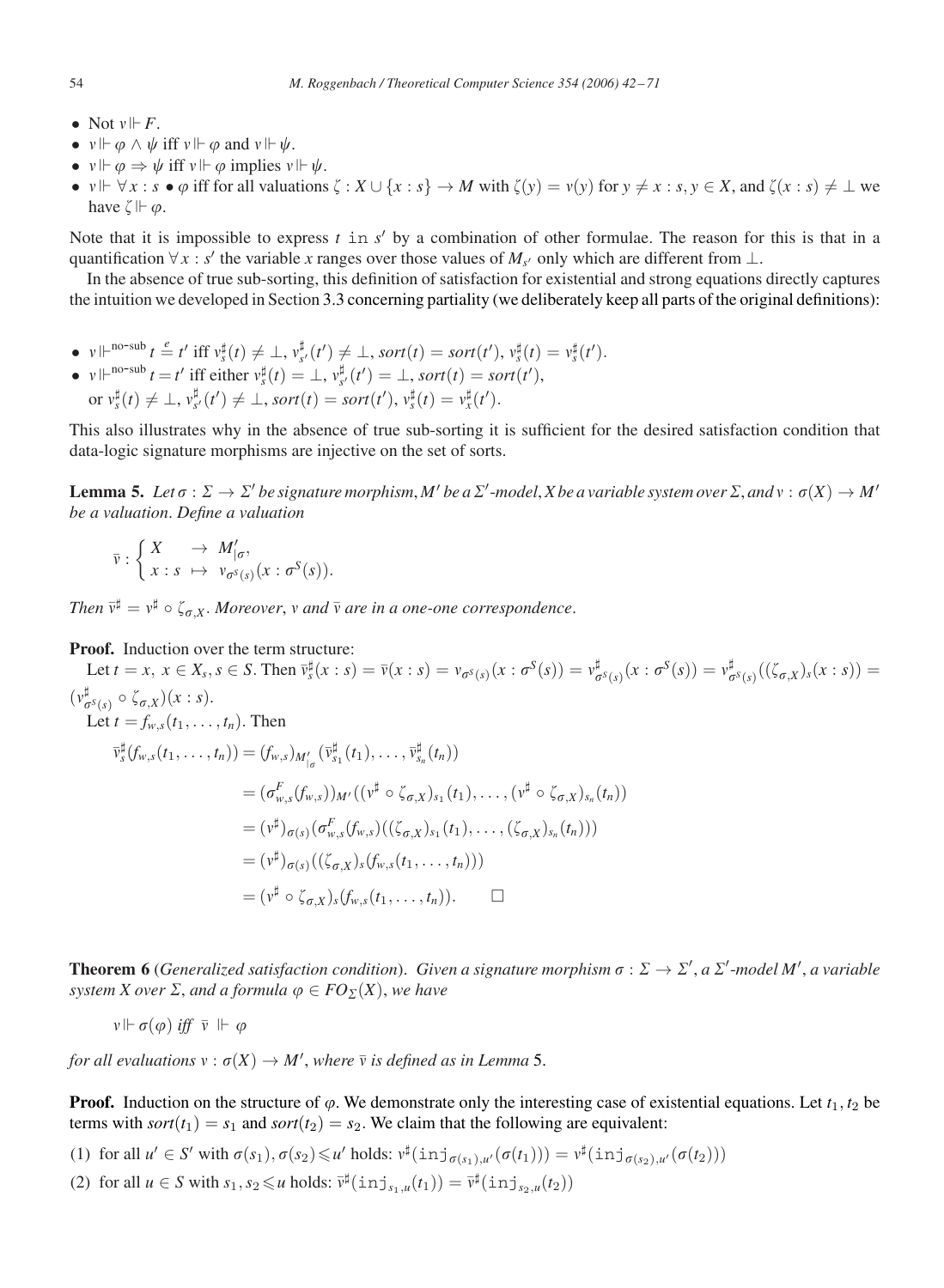- Not $v \Vdash F$.
- $v \Vdash \varphi \wedge \psi$ iff $v \Vdash \varphi$ and $v \Vdash \psi$.
- $v \Vdash \varphi \Rightarrow \psi$ iff $v \Vdash \varphi$ implies $v \Vdash \psi$.
- $v \Vdash \forall x : s \bullet \varphi$ iff for all valuations $\zeta : X \cup \{x : s\} \to M$ with $\zeta(y) = v(y)$ for $y \neq x : s, y \in X$, and $\zeta(x : s) \neq \bot$ we have $\zeta \Vdash \varphi$.

Note that it is impossible to express $t$ `in` $s'$ by a combination of other formulae. The reason for this is that in a quantification $\forall x : s'$ the variable $x$ ranges over those values of $M_{s'}$ only which are different from $\bot$.

In the absence of true sub-sorting, this definition of satisfaction for existential and strong equations directly captures the intuition we developed in Section 3.3 concerning partiality (we deliberately keep all parts of the original definitions):

- $v \Vdash^{\text{no-sub}} t \stackrel{e}{=} t'$ iff $v_s^\sharp(t) \neq \bot$, $v_{s'}^\sharp(t') \neq \bot$, $sort(t) = sort(t')$, $v_s^\sharp(t) = v_s^\sharp(t')$.
- $v \Vdash^{\text{no-sub}} t = t'$ iff either $v_s^\sharp(t) = \bot$, $v_{s'}^\sharp(t') = \bot$, $sort(t) = sort(t')$, or $v_s^\sharp(t) \neq \bot$, $v_{s'}^\sharp(t') \neq \bot$, $sort(t) = sort(t')$, $v_s^\sharp(t) = v_x^\sharp(t')$.

This also illustrates why in the absence of true sub-sorting it is sufficient for the desired satisfaction condition that data-logic signature morphisms are injective on the set of sorts.

**Lemma 5.** *Let $\sigma : \Sigma \to \Sigma'$ be signature morphism, $M'$ be a $\Sigma'$-model, $X$ be a variable system over $\Sigma$, and $v : \sigma(X) \to M'$ be a valuation. Define a valuation*

$$\bar{v} : \begin{cases} X & \to \ M'_{|\sigma}, \\ x : s & \mapsto \ v_{\sigma^S(s)}(x : \sigma^S(s)). \end{cases}$$

*Then $\bar{v}^\sharp = v^\sharp \circ \zeta_{\sigma,X}$. Moreover, $v$ and $\bar{v}$ are in a one-one correspondence.*

**Proof.** Induction over the term structure:

Let $t = x,\ x \in X_s, s \in S$. Then $\bar{v}_s^\sharp(x : s) = \bar{v}(x : s) = v_{\sigma^S(s)}(x : \sigma^S(s)) = v^\sharp_{\sigma^S(s)}(x : \sigma^S(s)) = v^\sharp_{\sigma^S(s)}((\zeta_{\sigma,X})_s(x : s)) = (v^\sharp_{\sigma^S(s)} \circ \zeta_{\sigma,X})(x : s)$.

Let $t = f_{w,s}(t_1, \ldots, t_n)$. Then

$$\begin{aligned}
\bar{v}_s^\sharp(f_{w,s}(t_1, \ldots, t_n)) &= (f_{w,s})_{M'_{|\sigma}}(\bar{v}^\sharp_{s_1}(t_1), \ldots, \bar{v}^\sharp_{s_n}(t_n)) \\
&= (\sigma^F_{w,s}(f_{w,s}))_{M'}((v^\sharp \circ \zeta_{\sigma,X})_{s_1}(t_1), \ldots, (v^\sharp \circ \zeta_{\sigma,X})_{s_n}(t_n)) \\
&= (v^\sharp)_{\sigma(s)}(\sigma^F_{w,s}(f_{w,s})((\zeta_{\sigma,X})_{s_1}(t_1), \ldots, (\zeta_{\sigma,X})_{s_n}(t_n))) \\
&= (v^\sharp)_{\sigma(s)}((\zeta_{\sigma,X})_s(f_{w,s}(t_1, \ldots, t_n))) \\
&= (v^\sharp \circ \zeta_{\sigma,X})_s(f_{w,s}(t_1, \ldots, t_n)). \qquad \square
\end{aligned}$$

**Theorem 6** (*Generalized satisfaction condition*). *Given a signature morphism $\sigma : \Sigma \to \Sigma'$, a $\Sigma'$-model $M'$, a variable system $X$ over $\Sigma$, and a formula $\varphi \in FO_\Sigma(X)$, we have*

$v \Vdash \sigma(\varphi)$ *iff* $\bar{v} \Vdash \varphi$

*for all evaluations $v : \sigma(X) \to M'$, where $\bar{v}$ is defined as in Lemma 5.*

**Proof.** Induction on the structure of $\varphi$. We demonstrate only the interesting case of existential equations. Let $t_1, t_2$ be terms with $sort(t_1) = s_1$ and $sort(t_2) = s_2$. We claim that the following are equivalent:

(1) for all $u' \in S'$ with $\sigma(s_1), \sigma(s_2) \leqslant u'$ holds: $v^\sharp(\mathtt{inj}_{\sigma(s_1),u'}(\sigma(t_1))) = v^\sharp(\mathtt{inj}_{\sigma(s_2),u'}(\sigma(t_2)))$

(2) for all $u \in S$ with $s_1, s_2 \leqslant u$ holds: $\bar{v}^\sharp(\mathtt{inj}_{s_1,u}(t_1)) = \bar{v}^\sharp(\mathtt{inj}_{s_2,u}(t_2))$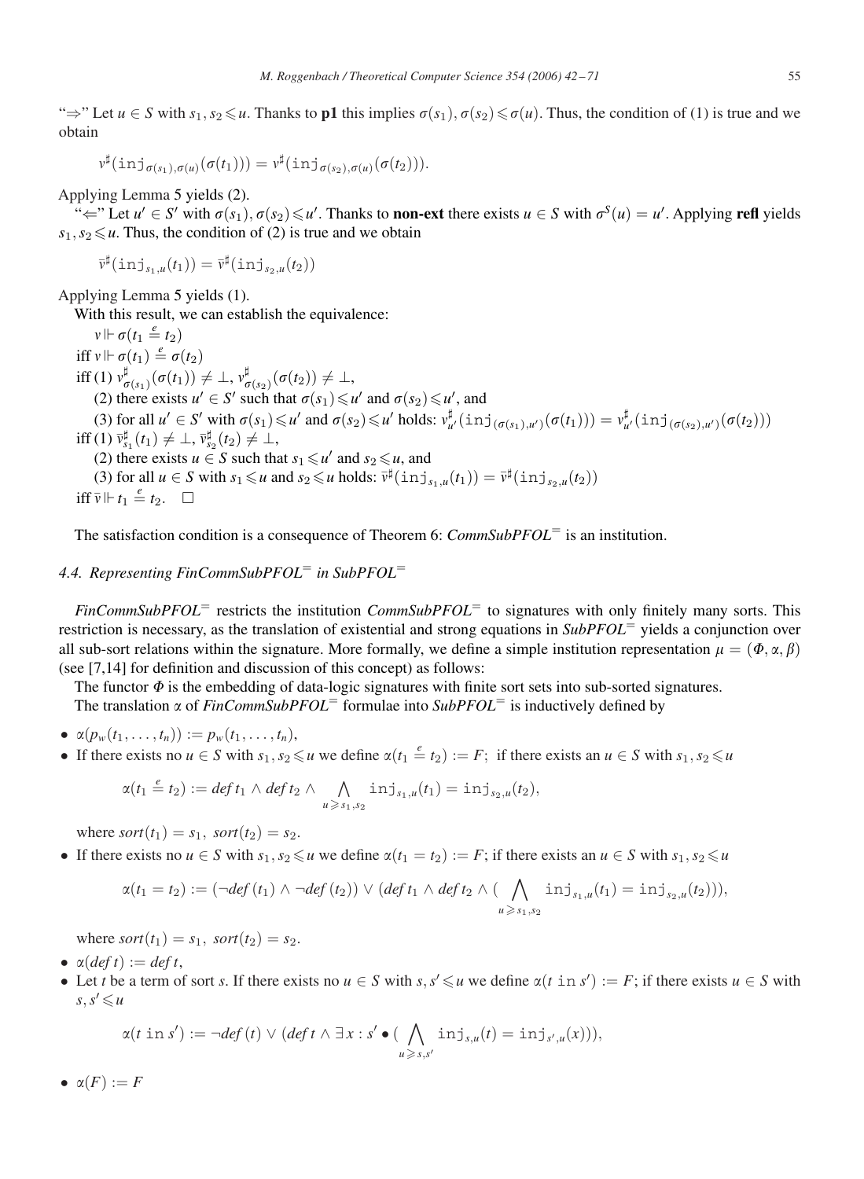"⇒" Let $u \in S$ with $s_1, s_2 \leqslant u$. Thanks to **p1** this implies $\sigma(s_1), \sigma(s_2) \leqslant \sigma(u)$. Thus, the condition of (1) is true and we obtain

$$v^\sharp(\mathtt{inj}_{\sigma(s_1),\sigma(u)}(\sigma(t_1))) = v^\sharp(\mathtt{inj}_{\sigma(s_2),\sigma(u)}(\sigma(t_2))).$$

Applying Lemma 5 yields (2).

"⇐" Let $u' \in S'$ with $\sigma(s_1), \sigma(s_2) \leqslant u'$. Thanks to **non-ext** there exists $u \in S$ with $\sigma^S(u) = u'$. Applying **refl** yields $s_1, s_2 \leqslant u$. Thus, the condition of (2) is true and we obtain

$$\bar{v}^\sharp(\mathtt{inj}_{s_1,u}(t_1)) = \bar{v}^\sharp(\mathtt{inj}_{s_2,u}(t_2))$$

Applying Lemma 5 yields (1).

With this result, we can establish the equivalence:

$v \Vdash \sigma(t_1 \stackrel{e}{=} t_2)$

iff $v \Vdash \sigma(t_1) \stackrel{e}{=} \sigma(t_2)$

iff (1) $v^\sharp_{\sigma(s_1)}(\sigma(t_1)) \neq \bot$, $v^\sharp_{\sigma(s_2)}(\sigma(t_2)) \neq \bot$,

(2) there exists $u' \in S'$ such that $\sigma(s_1) \leqslant u'$ and $\sigma(s_2) \leqslant u'$, and

(3) for all $u' \in S'$ with $\sigma(s_1) \leqslant u'$ and $\sigma(s_2) \leqslant u'$ holds: $v^\sharp_{u'}(\mathtt{inj}_{(\sigma(s_1),u')}(\sigma(t_1))) = v^\sharp_{u'}(\mathtt{inj}_{(\sigma(s_2),u')}(\sigma(t_2)))$

iff (1) $\bar{v}^\sharp_{s_1}(t_1) \neq \bot$, $\bar{v}^\sharp_{s_2}(t_2) \neq \bot$,

(2) there exists $u \in S$ such that $s_1 \leqslant u'$ and $s_2 \leqslant u$, and

(3) for all $u \in S$ with $s_1 \leqslant u$ and $s_2 \leqslant u$ holds: $\bar{v}^\sharp(\mathtt{inj}_{s_1,u}(t_1)) = \bar{v}^\sharp(\mathtt{inj}_{s_2,u}(t_2))$

iff $\bar{v} \Vdash t_1 \stackrel{e}{=} t_2$. □

The satisfaction condition is a consequence of Theorem 6: *CommSubPFOL*$^=$ is an institution.

#### 4.4. Representing *FinCommSubPFOL*$^=$ in *SubPFOL*$^=$

*FinCommSubPFOL*$^=$ restricts the institution *CommSubPFOL*$^=$ to signatures with only finitely many sorts. This restriction is necessary, as the translation of existential and strong equations in *SubPFOL*$^=$ yields a conjunction over all sub-sort relations within the signature. More formally, we define a simple institution representation $\mu = (\Phi, \alpha, \beta)$ (see [7,14] for definition and discussion of this concept) as follows:

The functor $\Phi$ is the embedding of data-logic signatures with finite sort sets into sub-sorted signatures.

The translation $\alpha$ of *FinCommSubPFOL*$^=$ formulae into *SubPFOL*$^=$ is inductively defined by

- $\alpha(p_w(t_1, \ldots, t_n)) := p_w(t_1, \ldots, t_n)$,
- If there exists no $u \in S$ with $s_1, s_2 \leqslant u$ we define $\alpha(t_1 \stackrel{e}{=} t_2) := F$; if there exists an $u \in S$ with $s_1, s_2 \leqslant u$

$$\alpha(t_1 \stackrel{e}{=} t_2) := \mathit{def}\, t_1 \wedge \mathit{def}\, t_2 \wedge \bigwedge_{u \geqslant s_1, s_2} \mathtt{inj}_{s_1,u}(t_1) = \mathtt{inj}_{s_2,u}(t_2),$$

  where $\mathit{sort}(t_1) = s_1,\ \mathit{sort}(t_2) = s_2$.
- If there exists no $u \in S$ with $s_1, s_2 \leqslant u$ we define $\alpha(t_1 = t_2) := F$; if there exists an $u \in S$ with $s_1, s_2 \leqslant u$

$$\alpha(t_1 = t_2) := (\neg \mathit{def}\,(t_1) \wedge \neg \mathit{def}\,(t_2)) \vee (\mathit{def}\, t_1 \wedge \mathit{def}\, t_2 \wedge (\bigwedge_{u \geqslant s_1, s_2} \mathtt{inj}_{s_1,u}(t_1) = \mathtt{inj}_{s_2,u}(t_2))),$$

  where $\mathit{sort}(t_1) = s_1,\ \mathit{sort}(t_2) = s_2$.
- $\alpha(\mathit{def}\, t) := \mathit{def}\, t$,
- Let $t$ be a term of sort $s$. If there exists no $u \in S$ with $s, s' \leqslant u$ we define $\alpha(t \;\mathtt{in}\; s') := F$; if there exists $u \in S$ with $s, s' \leqslant u$

$$\alpha(t \;\mathtt{in}\; s') := \neg \mathit{def}\,(t) \vee (\mathit{def}\, t \wedge \exists x : s' \bullet (\bigwedge_{u \geqslant s, s'} \mathtt{inj}_{s,u}(t) = \mathtt{inj}_{s',u}(x))),$$

- $\alpha(F) := F$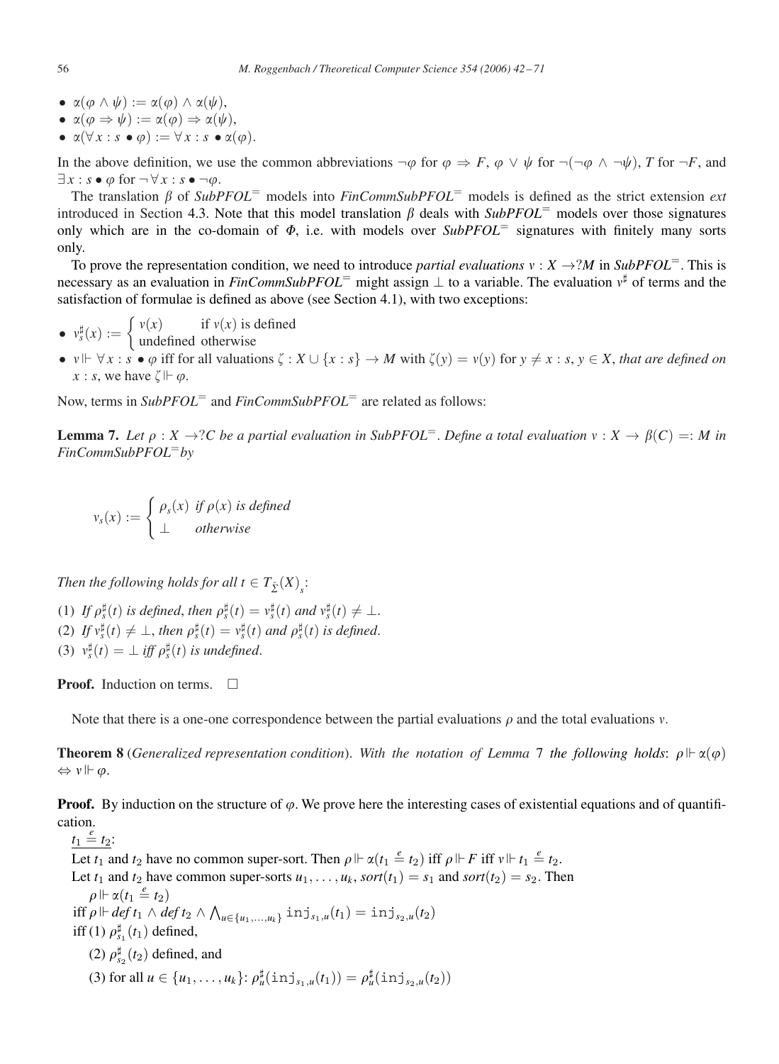- $\alpha(\varphi \wedge \psi) := \alpha(\varphi) \wedge \alpha(\psi)$,
- $\alpha(\varphi \Rightarrow \psi) := \alpha(\varphi) \Rightarrow \alpha(\psi)$,
- $\alpha(\forall x : s \bullet \varphi) := \forall x : s \bullet \alpha(\varphi)$.

In the above definition, we use the common abbreviations $\neg\varphi$ for $\varphi \Rightarrow F$, $\varphi \vee \psi$ for $\neg(\neg\varphi \wedge \neg\psi)$, $T$ for $\neg F$, and $\exists x : s \bullet \varphi$ for $\neg \forall x : s \bullet \neg\varphi$.

The translation $\beta$ of *SubPFOL*$^=$ models into *FinCommSubPFOL*$^=$ models is defined as the strict extension *ext* introduced in Section 4.3. Note that this model translation $\beta$ deals with *SubPFOL*$^=$ models over those signatures only which are in the co-domain of $\Phi$, i.e. with models over *SubPFOL*$^=$ signatures with finitely many sorts only.

To prove the representation condition, we need to introduce *partial evaluations* $v : X \rightarrow ?M$ in *SubPFOL*$^=$. This is necessary as an evaluation in *FinCommSubPFOL*$^=$ might assign $\perp$ to a variable. The evaluation $v^\sharp$ of terms and the satisfaction of formulae is defined as above (see Section 4.1), with two exceptions:

- $v^\sharp_s(x) := \begin{cases} v(x) & \text{if } v(x) \text{ is defined} \\ \text{undefined} & \text{otherwise} \end{cases}$
- $v \Vdash \forall x : s \bullet \varphi$ iff for all valuations $\zeta : X \cup \{x : s\} \rightarrow M$ with $\zeta(y) = v(y)$ for $y \neq x : s$, $y \in X$, *that are defined on* $x : s$, we have $\zeta \Vdash \varphi$.

Now, terms in *SubPFOL*$^=$ and *FinCommSubPFOL*$^=$ are related as follows:

**Lemma 7.** *Let $\rho : X \rightarrow ?C$ be a partial evaluation in SubPFOL$^=$. Define a total evaluation $v : X \rightarrow \beta(C) =: M$ in FinCommSubPFOL$^=$by*

$$v_s(x) := \begin{cases} \rho_s(x) & \text{if } \rho(x) \text{ is defined} \\ \perp & \text{otherwise} \end{cases}$$

*Then the following holds for all $t \in T_{\hat{\Sigma}}(X)_s$:*

(1) *If $\rho^\sharp_s(t)$ is defined, then $\rho^\sharp_s(t) = v^\sharp_s(t)$ and $v^\sharp_s(t) \neq \perp$.*
(2) *If $v^\sharp_s(t) \neq \perp$, then $\rho^\sharp_s(t) = v^\sharp_s(t)$ and $\rho^\sharp_s(t)$ is defined.*
(3) *$v^\sharp_s(t) = \perp$ iff $\rho^\sharp_s(t)$ is undefined.*

**Proof.** Induction on terms. $\square$

Note that there is a one-one correspondence between the partial evaluations $\rho$ and the total evaluations $v$.

**Theorem 8** (*Generalized representation condition*). *With the notation of Lemma 7 the following holds: $\rho \Vdash \alpha(\varphi) \Leftrightarrow v \Vdash \varphi$.*

**Proof.** By induction on the structure of $\varphi$. We prove here the interesting cases of existential equations and of quantification.

$\underline{t_1 \overset{e}{=} t_2}$:

Let $t_1$ and $t_2$ have no common super-sort. Then $\rho \Vdash \alpha(t_1 \overset{e}{=} t_2)$ iff $\rho \Vdash F$ iff $v \Vdash t_1 \overset{e}{=} t_2$.

Let $t_1$ and $t_2$ have common super-sorts $u_1, \ldots, u_k$, $sort(t_1) = s_1$ and $sort(t_2) = s_2$. Then

$\rho \Vdash \alpha(t_1 \overset{e}{=} t_2)$

iff $\rho \Vdash def\, t_1 \wedge def\, t_2 \wedge \bigwedge_{u \in \{u_1,\ldots,u_k\}} \mathtt{inj}_{s_1,u}(t_1) = \mathtt{inj}_{s_2,u}(t_2)$

iff (1) $\rho^\sharp_{s_1}(t_1)$ defined,

(2) $\rho^\sharp_{s_2}(t_2)$ defined, and

(3) for all $u \in \{u_1, \ldots, u_k\}$: $\rho^\sharp_u(\mathtt{inj}_{s_1,u}(t_1)) = \rho^\sharp_u(\mathtt{inj}_{s_2,u}(t_2))$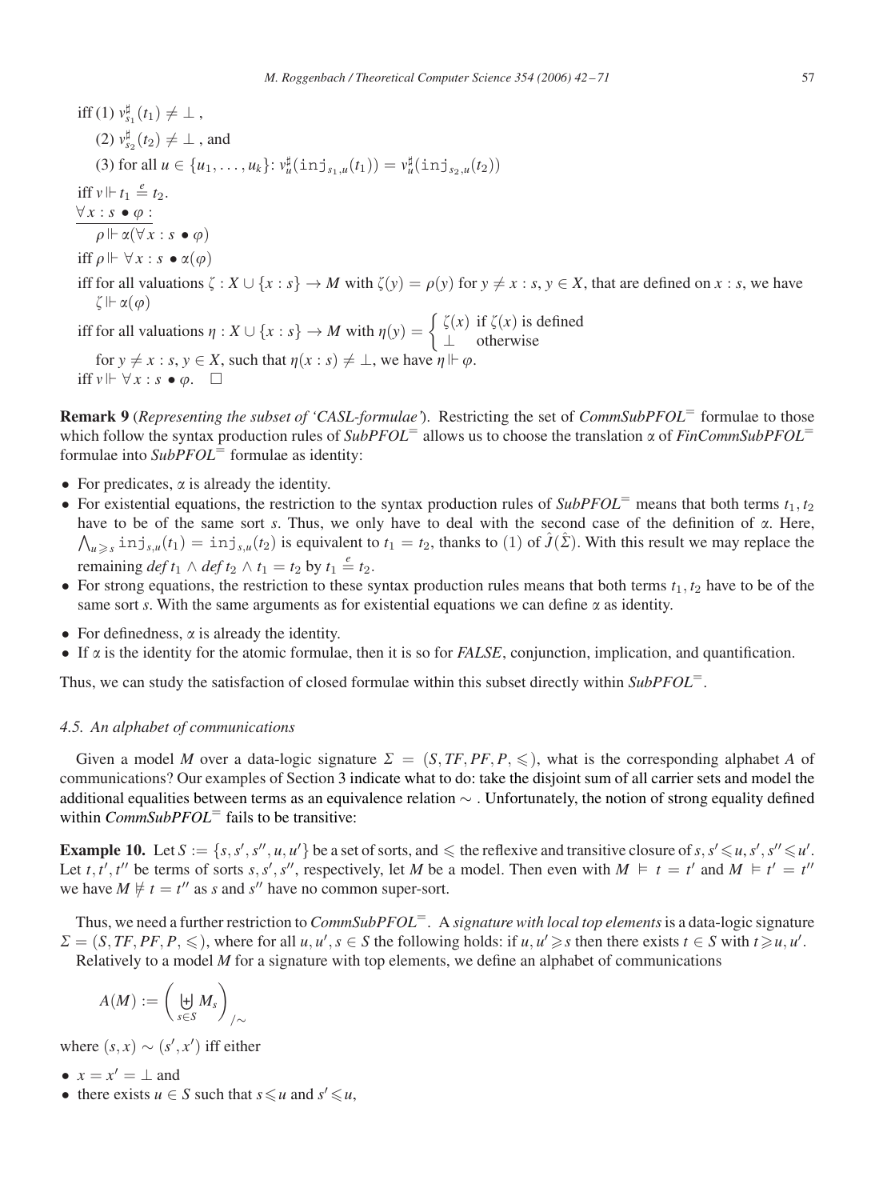iff (1) $v^\sharp_{s_1}(t_1) \neq \perp$ ,

(2) $v^\sharp_{s_2}(t_2) \neq \perp$ , and

(3) for all $u \in \{u_1, \ldots, u_k\}$: $v^\sharp_u(\mathtt{inj}_{s_1,u}(t_1)) = v^\sharp_u(\mathtt{inj}_{s_2,u}(t_2))$

iff $v \Vdash t_1 \overset{e}{=} t_2$.

$\underline{\forall x : s \bullet \varphi :}$

$\rho \Vdash \alpha(\forall x : s \bullet \varphi)$

iff $\rho \Vdash \forall x : s \bullet \alpha(\varphi)$

iff for all valuations $\zeta : X \cup \{x : s\} \to M$ with $\zeta(y) = \rho(y)$ for $y \neq x : s, y \in X$, that are defined on $x : s$, we have $\zeta \Vdash \alpha(\varphi)$

iff for all valuations $\eta : X \cup \{x : s\} \to M$ with $\eta(y) = \begin{cases} \zeta(x) & \text{if } \zeta(x) \text{ is defined} \\ \perp & \text{otherwise} \end{cases}$

for $y \neq x : s, y \in X$, such that $\eta(x : s) \neq \perp$, we have $\eta \Vdash \varphi$.

iff $v \Vdash \forall x : s \bullet \varphi$. $\square$

**Remark 9** (*Representing the subset of 'CASL-formulae'*). Restricting the set of *CommSubPFOL*$^=$ formulae to those which follow the syntax production rules of *SubPFOL*$^=$ allows us to choose the translation $\alpha$ of *FinCommSubPFOL*$^=$ formulae into *SubPFOL*$^=$ formulae as identity:

- For predicates, $\alpha$ is already the identity.
- For existential equations, the restriction to the syntax production rules of *SubPFOL*$^=$ means that both terms $t_1, t_2$ have to be of the same sort $s$. Thus, we only have to deal with the second case of the definition of $\alpha$. Here, $\bigwedge_{u \geqslant s} \mathtt{inj}_{s,u}(t_1) = \mathtt{inj}_{s,u}(t_2)$ is equivalent to $t_1 = t_2$, thanks to (1) of $\hat{J}(\hat{\Sigma})$. With this result we may replace the remaining *def* $t_1 \wedge$ *def* $t_2 \wedge t_1 = t_2$ by $t_1 \overset{e}{=} t_2$.
- For strong equations, the restriction to these syntax production rules means that both terms $t_1, t_2$ have to be of the same sort $s$. With the same arguments as for existential equations we can define $\alpha$ as identity.
- For definedness, $\alpha$ is already the identity.
- If $\alpha$ is the identity for the atomic formulae, then it is so for *FALSE*, conjunction, implication, and quantification.

Thus, we can study the satisfaction of closed formulae within this subset directly within *SubPFOL*$^=$.

### 4.5. An alphabet of communications

Given a model $M$ over a data-logic signature $\Sigma = (S, TF, PF, P, \leqslant)$, what is the corresponding alphabet $A$ of communications? Our examples of Section 3 indicate what to do: take the disjoint sum of all carrier sets and model the additional equalities between terms as an equivalence relation $\sim$ . Unfortunately, the notion of strong equality defined within *CommSubPFOL*$^=$ fails to be transitive:

**Example 10.** Let $S := \{s, s', s'', u, u'\}$ be a set of sorts, and $\leqslant$ the reflexive and transitive closure of $s, s' \leqslant u, s', s'' \leqslant u'$. Let $t, t', t''$ be terms of sorts $s, s', s''$, respectively, let $M$ be a model. Then even with $M \models t = t'$ and $M \models t' = t''$ we have $M \not\models t = t''$ as $s$ and $s''$ have no common super-sort.

Thus, we need a further restriction to *CommSubPFOL*$^=$. A *signature with local top elements* is a data-logic signature $\Sigma = (S, TF, PF, P, \leqslant)$, where for all $u, u', s \in S$ the following holds: if $u, u' \geqslant s$ then there exists $t \in S$ with $t \geqslant u, u'$.

Relatively to a model $M$ for a signature with top elements, we define an alphabet of communications

$$A(M) := \left( \biguplus_{s \in S} M_s \right)_{/\sim}$$

where $(s, x) \sim (s', x')$ iff either

- $x = x' = \perp$ and
- there exists $u \in S$ such that $s \leqslant u$ and $s' \leqslant u$,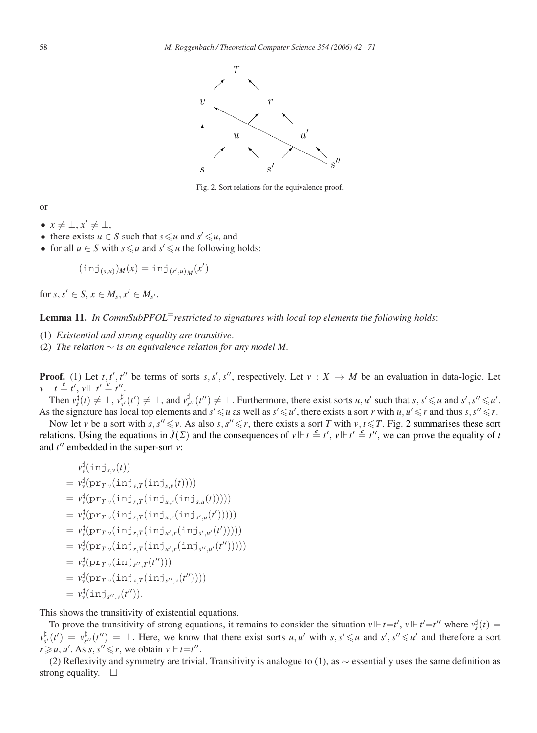Fig. 2. Sort relations for the equivalence proof.

or

- $x \neq \perp, x' \neq \perp$,
- there exists $u \in S$ such that $s \leqslant u$ and $s' \leqslant u$, and
- for all $u \in S$ with $s \leqslant u$ and $s' \leqslant u$ the following holds:

$$(\mathtt{inj}_{(s,u)})_M(x) = \mathtt{inj}_{(s',u)_M}(x')$$

for $s, s' \in S$, $x \in M_s$, $x' \in M_{s'}$.

**Lemma 11.** *In CommSubPFOL$^=$restricted to signatures with local top elements the following holds*:

(1) *Existential and strong equality are transitive*.
(2) *The relation $\sim$ is an equivalence relation for any model M*.

**Proof.** (1) Let $t, t', t''$ be terms of sorts $s, s', s''$, respectively. Let $v : X \to M$ be an evaluation in data-logic. Let $v \Vdash t \overset{e}{=} t'$, $v \Vdash t' \overset{e}{=} t''$.

Then $v_s^\sharp(t) \neq \perp$, $v_{s'}^\sharp(t') \neq \perp$, and $v_{s''}^\sharp(t'') \neq \perp$. Furthermore, there exist sorts $u, u'$ such that $s, s' \leqslant u$ and $s', s'' \leqslant u'$. As the signature has local top elements and $s' \leqslant u$ as well as $s' \leqslant u'$, there exists a sort $r$ with $u, u' \leqslant r$ and thus $s, s'' \leqslant r$.

Now let $v$ be a sort with $s, s'' \leqslant v$. As also $s, s'' \leqslant r$, there exists a sort $T$ with $v, t \leqslant T$. Fig. 2 summarises these sort relations. Using the equations in $\hat{J}(\Sigma)$ and the consequences of $v \Vdash t \overset{e}{=} t'$, $v \Vdash t' \overset{e}{=} t''$, we can prove the equality of $t$ and $t''$ embedded in the super-sort $v$:

$$
\begin{aligned}
& v_v^\sharp(\mathtt{inj}_{s,v}(t)) \\
&= v_v^\sharp(\mathtt{pr}_{T,v}(\mathtt{inj}_{v,T}(\mathtt{inj}_{s,v}(t)))) \\
&= v_v^\sharp(\mathtt{pr}_{T,v}(\mathtt{inj}_{r,T}(\mathtt{inj}_{u,r}(\mathtt{inj}_{s,u}(t))))) \\
&= v_v^\sharp(\mathtt{pr}_{T,v}(\mathtt{inj}_{r,T}(\mathtt{inj}_{u,r}(\mathtt{inj}_{s',u}(t'))))) \\
&= v_v^\sharp(\mathtt{pr}_{T,v}(\mathtt{inj}_{r,T}(\mathtt{inj}_{u',r}(\mathtt{inj}_{s',u'}(t'))))) \\
&= v_v^\sharp(\mathtt{pr}_{T,v}(\mathtt{inj}_{r,T}(\mathtt{inj}_{u',r}(\mathtt{inj}_{s'',u'}(t''))))) \\
&= v_v^\sharp(\mathtt{pr}_{T,v}(\mathtt{inj}_{s'',T}(t''))) \\
&= v_v^\sharp(\mathtt{pr}_{T,v}(\mathtt{inj}_{v,T}(\mathtt{inj}_{s'',v}(t'')))) \\
&= v_v^\sharp(\mathtt{inj}_{s'',v}(t'')).
\end{aligned}
$$

This shows the transitivity of existential equations.

To prove the transitivity of strong equations, it remains to consider the situation $v \Vdash t = t'$, $v \Vdash t' = t''$ where $v_s^\sharp(t) = v_{s'}^\sharp(t') = v_{s''}^\sharp(t'') = \perp$. Here, we know that there exist sorts $u, u'$ with $s, s' \leqslant u$ and $s', s'' \leqslant u'$ and therefore a sort $r \geqslant u, u'$. As $s, s'' \leqslant r$, we obtain $v \Vdash t = t''$.

(2) Reflexivity and symmetry are trivial. Transitivity is analogue to (1), as $\sim$ essentially uses the same definition as strong equality. $\square$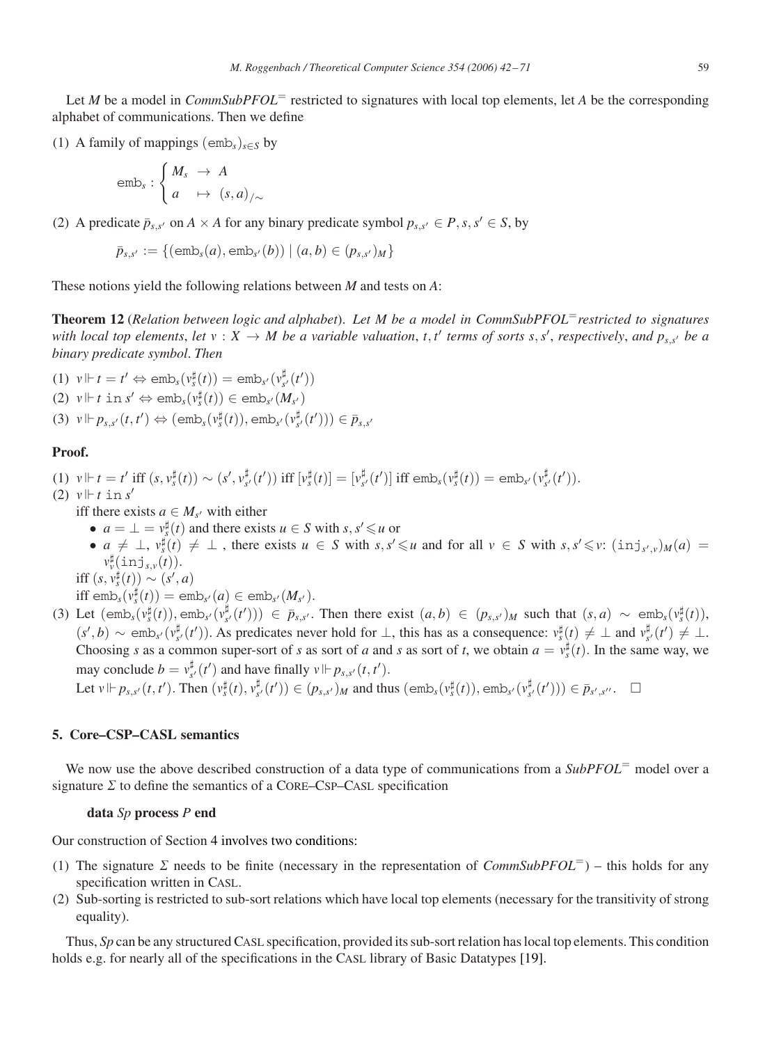Let $M$ be a model in *CommSubPFOL*$^=$ restricted to signatures with local top elements, let $A$ be the corresponding alphabet of communications. Then we define

(1) A family of mappings $(\mathtt{emb}_s)_{s \in S}$ by

$$\mathtt{emb}_s : \begin{cases} M_s & \rightarrow & A \\ a & \mapsto & (s, a)_{/\sim} \end{cases}$$

(2) A predicate $\bar{p}_{s,s'}$ on $A \times A$ for any binary predicate symbol $p_{s,s'} \in P, s, s' \in S$, by

$$\bar{p}_{s,s'} := \{(\mathtt{emb}_s(a), \mathtt{emb}_{s'}(b)) \mid (a, b) \in (p_{s,s'})_M\}$$

These notions yield the following relations between $M$ and tests on $A$:

**Theorem 12** (*Relation between logic and alphabet*). *Let $M$ be a model in CommSubPFOL$^=$ restricted to signatures with local top elements, let $v : X \rightarrow M$ be a variable valuation, $t, t'$ terms of sorts $s, s'$, respectively, and $p_{s,s'}$ be a binary predicate symbol. Then*

(1) $v \Vdash t = t' \Leftrightarrow \mathtt{emb}_s(v_s^\sharp(t)) = \mathtt{emb}_{s'}(v_{s'}^\sharp(t'))$

(2) $v \Vdash t \;\mathtt{in}\; s' \Leftrightarrow \mathtt{emb}_s(v_s^\sharp(t)) \in \mathtt{emb}_{s'}(M_{s'})$

(3) $v \Vdash p_{s,s'}(t, t') \Leftrightarrow (\mathtt{emb}_s(v_s^\sharp(t)), \mathtt{emb}_{s'}(v_{s'}^\sharp(t'))) \in \bar{p}_{s,s'}$

**Proof.**

(1) $v \Vdash t = t'$ iff $(s, v_s^\sharp(t)) \sim (s', v_{s'}^\sharp(t'))$ iff $[v_s^\sharp(t)] = [v_{s'}^\sharp(t')]$ iff $\mathtt{emb}_s(v_s^\sharp(t)) = \mathtt{emb}_{s'}(v_{s'}^\sharp(t'))$.

(2) $v \Vdash t \;\mathtt{in}\; s'$
 iff there exists $a \in M_{s'}$ with either
 - $a = \perp = v_s^\sharp(t)$ and there exists $u \in S$ with $s, s' \leqslant u$ or
 - $a \neq \perp$, $v_s^\sharp(t) \neq \perp$ , there exists $u \in S$ with $s, s' \leqslant u$ and for all $v \in S$ with $s, s' \leqslant v$: $(\mathtt{inj}_{s',v})_M(a) = v_v^\sharp(\mathtt{inj}_{s,v}(t))$.

 iff $(s, v_s^\sharp(t)) \sim (s', a)$
 iff $\mathtt{emb}_s(v_s^\sharp(t)) = \mathtt{emb}_{s'}(a) \in \mathtt{emb}_{s'}(M_{s'})$.

(3) Let $(\mathtt{emb}_s(v_s^\sharp(t)), \mathtt{emb}_{s'}(v_{s'}^\sharp(t'))) \in \bar{p}_{s,s'}$. Then there exist $(a, b) \in (p_{s,s'})_M$ such that $(s, a) \sim \mathtt{emb}_s(v_s^\sharp(t))$, $(s', b) \sim \mathtt{emb}_{s'}(v_{s'}^\sharp(t'))$. As predicates never hold for $\perp$, this has as a consequence: $v_s^\sharp(t) \neq \perp$ and $v_{s'}^\sharp(t') \neq \perp$. Choosing $s$ as a common super-sort of $s$ as sort of $a$ and $s$ as sort of $t$, we obtain $a = v_s^\sharp(t)$. In the same way, we may conclude $b = v_{s'}^\sharp(t')$ and have finally $v \Vdash p_{s,s'}(t, t')$.
 Let $v \Vdash p_{s,s'}(t, t')$. Then $(v_s^\sharp(t), v_{s'}^\sharp(t')) \in (p_{s,s'})_M$ and thus $(\mathtt{emb}_s(v_s^\sharp(t)), \mathtt{emb}_{s'}(v_{s'}^\sharp(t'))) \in \bar{p}_{s',s''}$. $\square$

## 5. Core–CSP–CASL semantics

We now use the above described construction of a data type of communications from a *SubPFOL*$^=$ model over a signature $\Sigma$ to define the semantics of a Core–Csp–Casl specification

**data** *Sp* **process** *P* **end**

Our construction of Section 4 involves two conditions:

(1) The signature $\Sigma$ needs to be finite (necessary in the representation of *CommSubPFOL*$^=$) – this holds for any specification written in Casl.
(2) Sub-sorting is restricted to sub-sort relations which have local top elements (necessary for the transitivity of strong equality).

Thus, *Sp* can be any structured Casl specification, provided its sub-sort relation has local top elements. This condition holds e.g. for nearly all of the specifications in the Casl library of Basic Datatypes [19].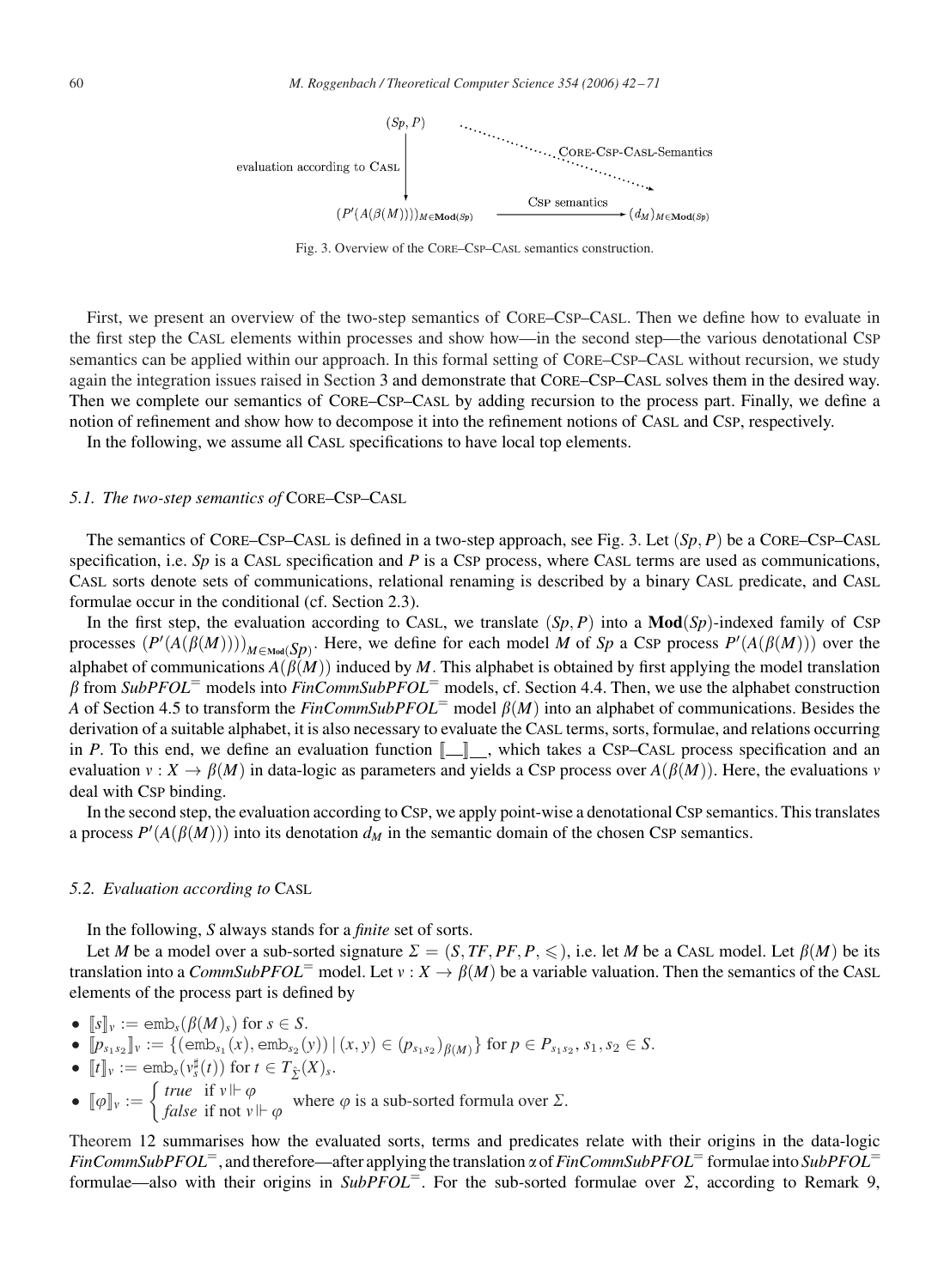$(Sp, P)$ ⋯⋯ CORE-CSP-CASL-Semantics ⋯⋯▸

evaluation according to CASL ↓

$(P'(A(\beta(M))))_{M\in\mathbf{Mod}(Sp)}$ —— CSP semantics ——▸ $(d_M)_{M\in\mathbf{Mod}(Sp)}$

Fig. 3. Overview of the CORE–CSP–CASL semantics construction.

First, we present an overview of the two-step semantics of CORE–CSP–CASL. Then we define how to evaluate in the first step the CASL elements within processes and show how—in the second step—the various denotational CSP semantics can be applied within our approach. In this formal setting of CORE–CSP–CASL without recursion, we study again the integration issues raised in Section 3 and demonstrate that CORE–CSP–CASL solves them in the desired way. Then we complete our semantics of CORE–CSP–CASL by adding recursion to the process part. Finally, we define a notion of refinement and show how to decompose it into the refinement notions of CASL and CSP, respectively.

In the following, we assume all CASL specifications to have local top elements.

### 5.1. The two-step semantics of CORE–CSP–CASL

The semantics of CORE–CSP–CASL is defined in a two-step approach, see Fig. 3. Let $(Sp, P)$ be a CORE–CSP–CASL specification, i.e. $Sp$ is a CASL specification and $P$ is a CSP process, where CASL terms are used as communications, CASL sorts denote sets of communications, relational renaming is described by a binary CASL predicate, and CASL formulae occur in the conditional (cf. Section 2.3).

In the first step, the evaluation according to CASL, we translate $(Sp, P)$ into a $\mathbf{Mod}(Sp)$-indexed family of CSP processes $(P'(A(\beta(M))))_{M\in\mathbf{Mod}(Sp)}$. Here, we define for each model $M$ of $Sp$ a CSP process $P'(A(\beta(M)))$ over the alphabet of communications $A(\beta(M))$ induced by $M$. This alphabet is obtained by first applying the model translation $\beta$ from $SubPFOL^{=}$ models into $FinCommSubPFOL^{=}$ models, cf. Section 4.4. Then, we use the alphabet construction $A$ of Section 4.5 to transform the $FinCommSubPFOL^{=}$ model $\beta(M)$ into an alphabet of communications. Besides the derivation of a suitable alphabet, it is also necessary to evaluate the CASL terms, sorts, formulae, and relations occurring in $P$. To this end, we define an evaluation function $[\![\_\_]\!]_{\_\_}$, which takes a CSP–CASL process specification and an evaluation $v : X \to \beta(M)$ in data-logic as parameters and yields a CSP process over $A(\beta(M))$. Here, the evaluations $v$ deal with CSP binding.

In the second step, the evaluation according to CSP, we apply point-wise a denotational CSP semantics. This translates a process $P'(A(\beta(M)))$ into its denotation $d_M$ in the semantic domain of the chosen CSP semantics.

### 5.2. Evaluation according to CASL

In the following, $S$ always stands for a *finite* set of sorts.

Let $M$ be a model over a sub-sorted signature $\Sigma = (S, TF, PF, P, \leqslant)$, i.e. let $M$ be a CASL model. Let $\beta(M)$ be its translation into a $CommSubPFOL^{=}$ model. Let $v : X \to \beta(M)$ be a variable valuation. Then the semantics of the CASL elements of the process part is defined by

- $[\![s]\!]_v := \mathtt{emb}_s(\beta(M)_s)$ for $s \in S$.
- $[\![p_{s_1 s_2}]\!]_v := \{(\mathtt{emb}_{s_1}(x), \mathtt{emb}_{s_2}(y)) \mid (x, y) \in (p_{s_1 s_2})_{\beta(M)}\}$ for $p \in P_{s_1 s_2}$, $s_1, s_2 \in S$.
- $[\![t]\!]_v := \mathtt{emb}_s(v_s^\sharp(t))$ for $t \in T_{\hat{\Sigma}}(X)_s$.
- $[\![\varphi]\!]_v := \begin{cases} true & \text{if } v \Vdash \varphi \\ false & \text{if not } v \Vdash \varphi \end{cases}$ where $\varphi$ is a sub-sorted formula over $\Sigma$.

Theorem 12 summarises how the evaluated sorts, terms and predicates relate with their origins in the data-logic $FinCommSubPFOL^{=}$, and therefore—after applying the translation $\alpha$ of $FinCommSubPFOL^{=}$ formulae into $SubPFOL^{=}$ formulae—also with their origins in $SubPFOL^{=}$. For the sub-sorted formulae over $\Sigma$, according to Remark 9,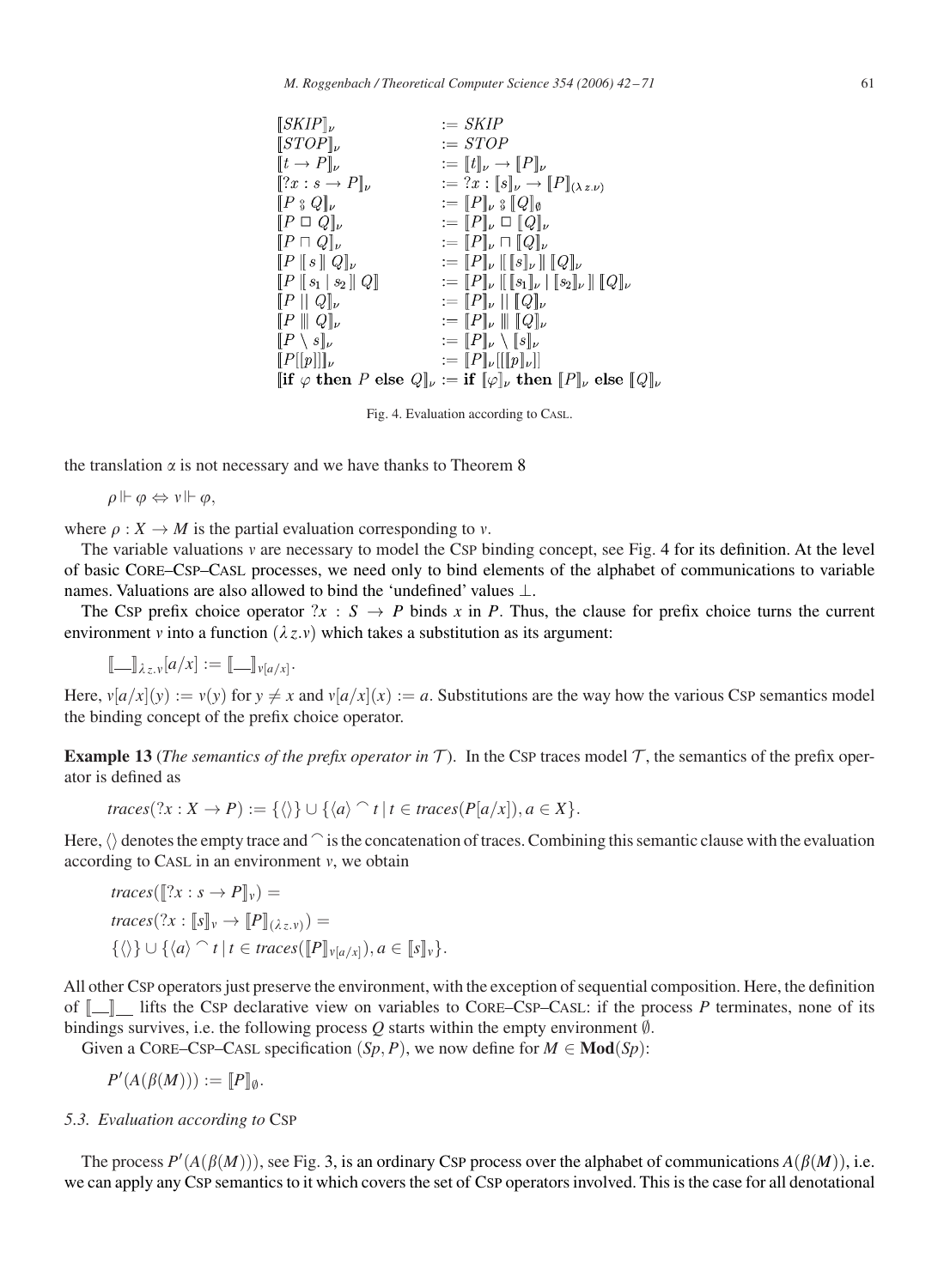$$
\begin{array}{ll}
[\![SKIP]\!]_\nu & := SKIP \\
[\![STOP]\!]_\nu & := STOP \\
[\![t \to P]\!]_\nu & := [\![t]\!]_\nu \to [\![P]\!]_\nu \\
[\![?x : s \to P]\!]_\nu & := ?x : [\![s]\!]_\nu \to [\![P]\!]_{(\lambda\, z.\nu)} \\
[\![P \mathbin{;} Q]\!]_\nu & := [\![P]\!]_\nu \mathbin{;} [\![Q]\!]_\emptyset \\
[\![P \,\Box\, Q]\!]_\nu & := [\![P]\!]_\nu \,\Box\, [\![Q]\!]_\nu \\
[\![P \sqcap Q]\!]_\nu & := [\![P]\!]_\nu \sqcap [\![Q]\!]_\nu \\
[\![P \,[\![\, s \,]\!]\, Q]\!]_\nu & := [\![P]\!]_\nu \,[\![\, [\![s]\!]_\nu \,]\!]\, [\![Q]\!]_\nu \\
[\![P \,[\, s_1 \mid s_2 \,]\, Q]\!] & := [\![P]\!]_\nu \,[\, [\![s_1]\!]_\nu \mid [\![s_2]\!]_\nu \,]\, [\![Q]\!]_\nu \\
[\![P \parallel Q]\!]_\nu & := [\![P]\!]_\nu \parallel [\![Q]\!]_\nu \\
[\![P \interleave Q]\!]_\nu & := [\![P]\!]_\nu \interleave [\![Q]\!]_\nu \\
[\![P \setminus s]\!]_\nu & := [\![P]\!]_\nu \setminus [\![s]\!]_\nu \\
[\![P[[p]]]\!]_\nu & := [\![P]\!]_\nu[[[\![p]\!]_\nu]] \\
[\![\textbf{if } \varphi \textbf{ then } P \textbf{ else } Q]\!]_\nu & := \textbf{if } [\![\varphi]\!]_\nu \textbf{ then } [\![P]\!]_\nu \textbf{ else } [\![Q]\!]_\nu
\end{array}
$$

Fig. 4. Evaluation according to CASL.

the translation $\alpha$ is not necessary and we have thanks to Theorem 8

$$\rho \Vdash \varphi \Leftrightarrow v \Vdash \varphi,$$

where $\rho : X \to M$ is the partial evaluation corresponding to $v$.

The variable valuations $v$ are necessary to model the CSP binding concept, see Fig. 4 for its definition. At the level of basic CORE–CSP–CASL processes, we need only to bind elements of the alphabet of communications to variable names. Valuations are also allowed to bind the 'undefined' values $\perp$.

The CSP prefix choice operator $?x : S \to P$ binds $x$ in $P$. Thus, the clause for prefix choice turns the current environment $v$ into a function $(\lambda z.v)$ which takes a substitution as its argument:

$$[\![\_\_]\!]_{\lambda z.v}[a/x] := [\![\_\_]\!]_{v[a/x]}.$$

Here, $v[a/x](y) := v(y)$ for $y \neq x$ and $v[a/x](x) := a$. Substitutions are the way how the various CSP semantics model the binding concept of the prefix choice operator.

**Example 13** (*The semantics of the prefix operator in $\mathcal{T}$*). In the CSP traces model $\mathcal{T}$, the semantics of the prefix operator is defined as

$$traces(?x : X \to P) := \{\langle\rangle\} \cup \{\langle a\rangle \frown t \mid t \in traces(P[a/x]), a \in X\}.$$

Here, $\langle\rangle$ denotes the empty trace and $\frown$ is the concatenation of traces. Combining this semantic clause with the evaluation according to CASL in an environment $v$, we obtain

$$
\begin{aligned}
& traces([\![?x : s \to P]\!]_v) = \\
& traces(?x : [\![s]\!]_v \to [\![P]\!]_{(\lambda z.v)}) = \\
& \{\langle\rangle\} \cup \{\langle a\rangle \frown t \mid t \in traces([\![P]\!]_{v[a/x]}), a \in [\![s]\!]_v\}.
\end{aligned}
$$

All other CSP operators just preserve the environment, with the exception of sequential composition. Here, the definition of $[\![\_\_]\!]_{\_\_}$ lifts the CSP declarative view on variables to CORE–CSP–CASL: if the process $P$ terminates, none of its bindings survives, i.e. the following process $Q$ starts within the empty environment $\emptyset$.

Given a CORE–CSP–CASL specification $(Sp, P)$, we now define for $M \in \mathbf{Mod}(Sp)$:

$$P'(A(\beta(M))) := [\![P]\!]_\emptyset.$$

### 5.3. Evaluation according to CSP

The process $P'(A(\beta(M)))$, see Fig. 3, is an ordinary CSP process over the alphabet of communications $A(\beta(M))$, i.e. we can apply any CSP semantics to it which covers the set of CSP operators involved. This is the case for all denotational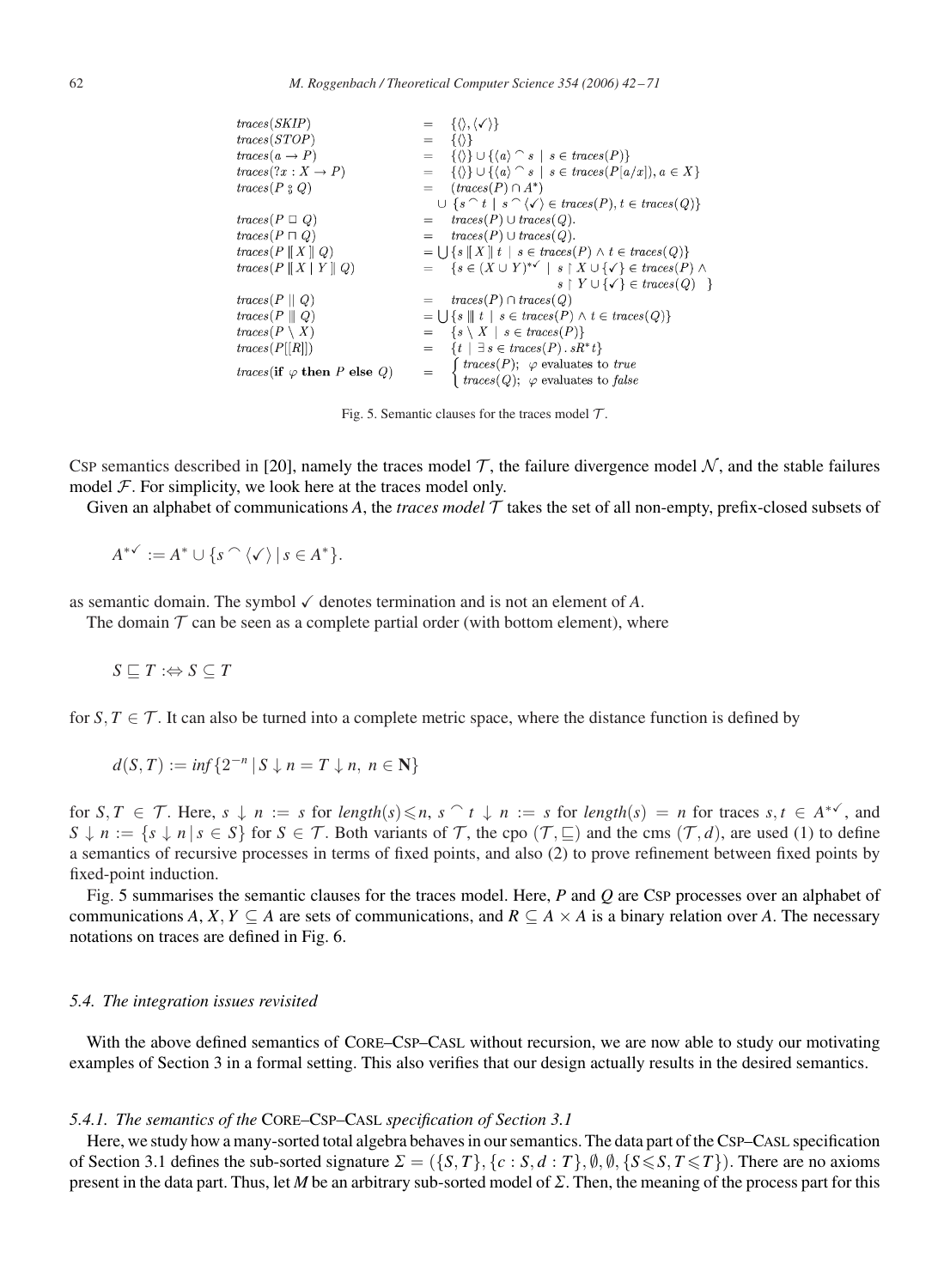$$
\begin{array}{lcl}
traces(SKIP) & = & \{\langle\rangle, \langle\checkmark\rangle\} \\
traces(STOP) & = & \{\langle\rangle\} \\
traces(a \rightarrow P) & = & \{\langle\rangle\} \cup \{\langle a\rangle \frown s \mid s \in traces(P)\} \\
traces(?x : X \rightarrow P) & = & \{\langle\rangle\} \cup \{\langle a\rangle \frown s \mid s \in traces(P[a/x]), a \in X\} \\
traces(P \mathbin{;} Q) & = & (traces(P) \cap A^*) \\
 & & \cup\ \{s \frown t \mid s \frown \langle\checkmark\rangle \in traces(P), t \in traces(Q)\} \\
traces(P \mathbin{\Box} Q) & = & traces(P) \cup traces(Q). \\
traces(P \sqcap Q) & = & traces(P) \cup traces(Q). \\
traces(P \mathbin{[\![ X ]\!]} Q) & = & \bigcup \{s \mathbin{[\![ X ]\!]} t \mid s \in traces(P) \wedge t \in traces(Q)\} \\
traces(P \mathbin{[\![ X \mid Y ]\!]} Q) & = & \{s \in (X \cup Y)^{*\checkmark} \mid s \upharpoonright X \cup \{\checkmark\} \in traces(P) \wedge \\
 & & \qquad s \upharpoonright Y \cup \{\checkmark\} \in traces(Q)\ \} \\
traces(P \parallel Q) & = & traces(P) \cap traces(Q) \\
traces(P \mathbin{|||} Q) & = & \bigcup \{s \mathbin{|||} t \mid s \in traces(P) \wedge t \in traces(Q)\} \\
traces(P \setminus X) & = & \{s \setminus X \mid s \in traces(P)\} \\
traces(P[[R]]) & = & \{t \mid \exists s \in traces(P) \,.\, sR^*t\} \\
traces(\textbf{if } \varphi \textbf{ then } P \textbf{ else } Q) & = & \begin{cases} traces(P); & \varphi \text{ evaluates to } true \\ traces(Q); & \varphi \text{ evaluates to } false \end{cases}
\end{array}
$$

Fig. 5. Semantic clauses for the traces model $\mathcal{T}$.

CSP semantics described in [20], namely the traces model $\mathcal{T}$, the failure divergence model $\mathcal{N}$, and the stable failures model $\mathcal{F}$. For simplicity, we look here at the traces model only.

Given an alphabet of communications $A$, the *traces model* $\mathcal{T}$ takes the set of all non-empty, prefix-closed subsets of

$$A^{*\checkmark} := A^* \cup \{s \frown \langle\checkmark\rangle \mid s \in A^*\}.$$

as semantic domain. The symbol $\checkmark$ denotes termination and is not an element of $A$.

The domain $\mathcal{T}$ can be seen as a complete partial order (with bottom element), where

$$S \sqsubseteq T :\Leftrightarrow S \subseteq T$$

for $S, T \in \mathcal{T}$. It can also be turned into a complete metric space, where the distance function is defined by

$$d(S,T) := inf\{2^{-n} \mid S \downarrow n = T \downarrow n,\ n \in \mathbf{N}\}$$

for $S, T \in \mathcal{T}$. Here, $s \downarrow n := s$ for $length(s) \leqslant n$, $s \frown t \downarrow n := s$ for $length(s) = n$ for traces $s, t \in A^{*\checkmark}$, and $S \downarrow n := \{s \downarrow n \mid s \in S\}$ for $S \in \mathcal{T}$. Both variants of $\mathcal{T}$, the cpo $(\mathcal{T}, \sqsubseteq)$ and the cms $(\mathcal{T}, d)$, are used (1) to define a semantics of recursive processes in terms of fixed points, and also (2) to prove refinement between fixed points by fixed-point induction.

Fig. 5 summarises the semantic clauses for the traces model. Here, $P$ and $Q$ are CSP processes over an alphabet of communications $A$, $X, Y \subseteq A$ are sets of communications, and $R \subseteq A \times A$ is a binary relation over $A$. The necessary notations on traces are defined in Fig. 6.

### 5.4. The integration issues revisited

With the above defined semantics of CORE–CSP–CASL without recursion, we are now able to study our motivating examples of Section 3 in a formal setting. This also verifies that our design actually results in the desired semantics.

#### 5.4.1. The semantics of the CORE–CSP–CASL specification of Section 3.1

Here, we study how a many-sorted total algebra behaves in our semantics. The data part of the CSP–CASL specification of Section 3.1 defines the sub-sorted signature $\Sigma = (\{S, T\}, \{c : S, d : T\}, \emptyset, \emptyset, \{S \leqslant S, T \leqslant T\})$. There are no axioms present in the data part. Thus, let $M$ be an arbitrary sub-sorted model of $\Sigma$. Then, the meaning of the process part for this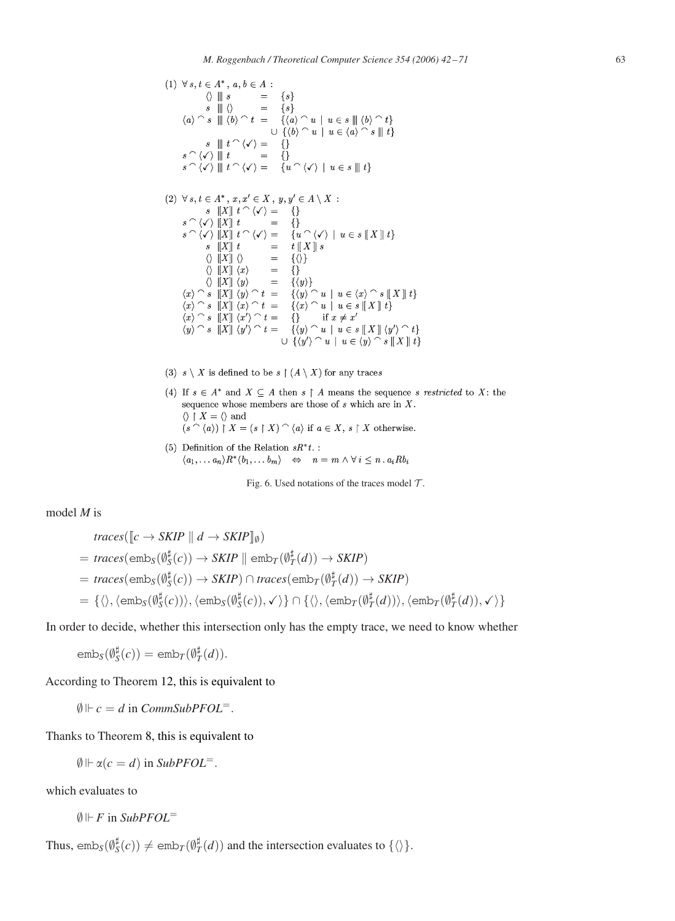(1) $\forall\, s, t \in A^*,\, a, b \in A$ :

$$
\begin{array}{rcl}
\langle\rangle \;|||\; s &=& \{s\} \\
s \;|||\; \langle\rangle &=& \{s\} \\
\langle a \rangle \frown s \;|||\; \langle b \rangle \frown t &=& \{\langle a \rangle \frown u \mid u \in s \;|||\; \langle b \rangle \frown t\} \\
&& \cup\; \{\langle b \rangle \frown u \mid u \in \langle a \rangle \frown s \;|||\; t\} \\
s \;|||\; t \frown \langle \checkmark \rangle &=& \{\} \\
s \frown \langle \checkmark \rangle \;|||\; t &=& \{\} \\
s \frown \langle \checkmark \rangle \;|||\; t \frown \langle \checkmark \rangle &=& \{u \frown \langle \checkmark \rangle \mid u \in s \;|||\; t\}
\end{array}
$$

(2) $\forall\, s, t \in A^*,\, x, x' \in X,\, y, y' \in A \setminus X$ :

$$
\begin{array}{rcl}
s \;[\![X]\!]\; t \frown \langle \checkmark \rangle &=& \{\} \\
s \frown \langle \checkmark \rangle \;[\![X]\!]\; t &=& \{\} \\
s \frown \langle \checkmark \rangle \;[\![X]\!]\; t \frown \langle \checkmark \rangle &=& \{u \frown \langle \checkmark \rangle \mid u \in s \;[\![X]\!]\; t\} \\
s \;[\![X]\!]\; t &=& t \;[\![X]\!]\; s \\
\langle\rangle \;[\![X]\!]\; \langle\rangle &=& \{\langle\rangle\} \\
\langle\rangle \;[\![X]\!]\; \langle x \rangle &=& \{\} \\
\langle\rangle \;[\![X]\!]\; \langle y \rangle &=& \{\langle y \rangle\} \\
\langle x \rangle \frown s \;[\![X]\!]\; \langle y \rangle \frown t &=& \{\langle y \rangle \frown u \mid u \in \langle x \rangle \frown s \;[\![X]\!]\; t\} \\
\langle x \rangle \frown s \;[\![X]\!]\; \langle x \rangle \frown t &=& \{\langle x \rangle \frown u \mid u \in s \;[\![X]\!]\; t\} \\
\langle x \rangle \frown s \;[\![X]\!]\; \langle x' \rangle \frown t &=& \{\} \qquad \text{if } x \neq x' \\
\langle y \rangle \frown s \;[\![X]\!]\; \langle y' \rangle \frown t &=& \{\langle y \rangle \frown u \mid u \in s \;[\![X]\!]\; \langle y' \rangle \frown t\} \\
&& \cup\; \{\langle y' \rangle \frown u \mid u \in \langle y \rangle \frown s \;[\![X]\!]\; t\}
\end{array}
$$

(3) $s \setminus X$ is defined to be $s \upharpoonright (A \setminus X)$ for any traces $s$

(4) If $s \in A^*$ and $X \subseteq A$ then $s \upharpoonright A$ means the sequence $s$ *restricted* to $X$: the sequence whose members are those of $s$ which are in $X$.
$\langle\rangle \upharpoonright X = \langle\rangle$ and
$(s \frown \langle a \rangle) \upharpoonright X = (s \upharpoonright X) \frown \langle a \rangle$ if $a \in X$, $s \upharpoonright X$ otherwise.

(5) Definition of the Relation $sR^*t$. :
$\langle a_1, \ldots a_n \rangle R^* \langle b_1, \ldots b_m \rangle \quad \Leftrightarrow \quad n = m \wedge \forall\, i \leq n \,.\, a_i R b_i$

Fig. 6. Used notations of the traces model $\mathcal{T}$.

model $M$ is

$$
\begin{aligned}
& traces([\![c \rightarrow SKIP \parallel d \rightarrow SKIP]\!]_\emptyset) \\
&= traces(\mathrm{emb}_S(\emptyset^\sharp_S(c)) \rightarrow SKIP \parallel \mathrm{emb}_T(\emptyset^\sharp_T(d)) \rightarrow SKIP) \\
&= traces(\mathrm{emb}_S(\emptyset^\sharp_S(c)) \rightarrow SKIP) \cap traces(\mathrm{emb}_T(\emptyset^\sharp_T(d)) \rightarrow SKIP) \\
&= \{\langle\rangle, \langle \mathrm{emb}_S(\emptyset^\sharp_S(c))\rangle, \langle \mathrm{emb}_S(\emptyset^\sharp_S(c)), \checkmark\rangle\} \cap \{\langle\rangle, \langle \mathrm{emb}_T(\emptyset^\sharp_T(d))\rangle, \langle \mathrm{emb}_T(\emptyset^\sharp_T(d)), \checkmark\rangle\}
\end{aligned}
$$

In order to decide, whether this intersection only has the empty trace, we need to know whether

$$\mathrm{emb}_S(\emptyset^\sharp_S(c)) = \mathrm{emb}_T(\emptyset^\sharp_T(d)).$$

According to Theorem 12, this is equivalent to

$$\emptyset \Vdash c = d \text{ in } CommSubPFOL^=.$$

Thanks to Theorem 8, this is equivalent to

$$\emptyset \Vdash \alpha(c = d) \text{ in } SubPFOL^=.$$

which evaluates to

$$\emptyset \Vdash F \text{ in } SubPFOL^=$$

Thus, $\mathrm{emb}_S(\emptyset^\sharp_S(c)) \neq \mathrm{emb}_T(\emptyset^\sharp_T(d))$ and the intersection evaluates to $\{\langle\rangle\}$.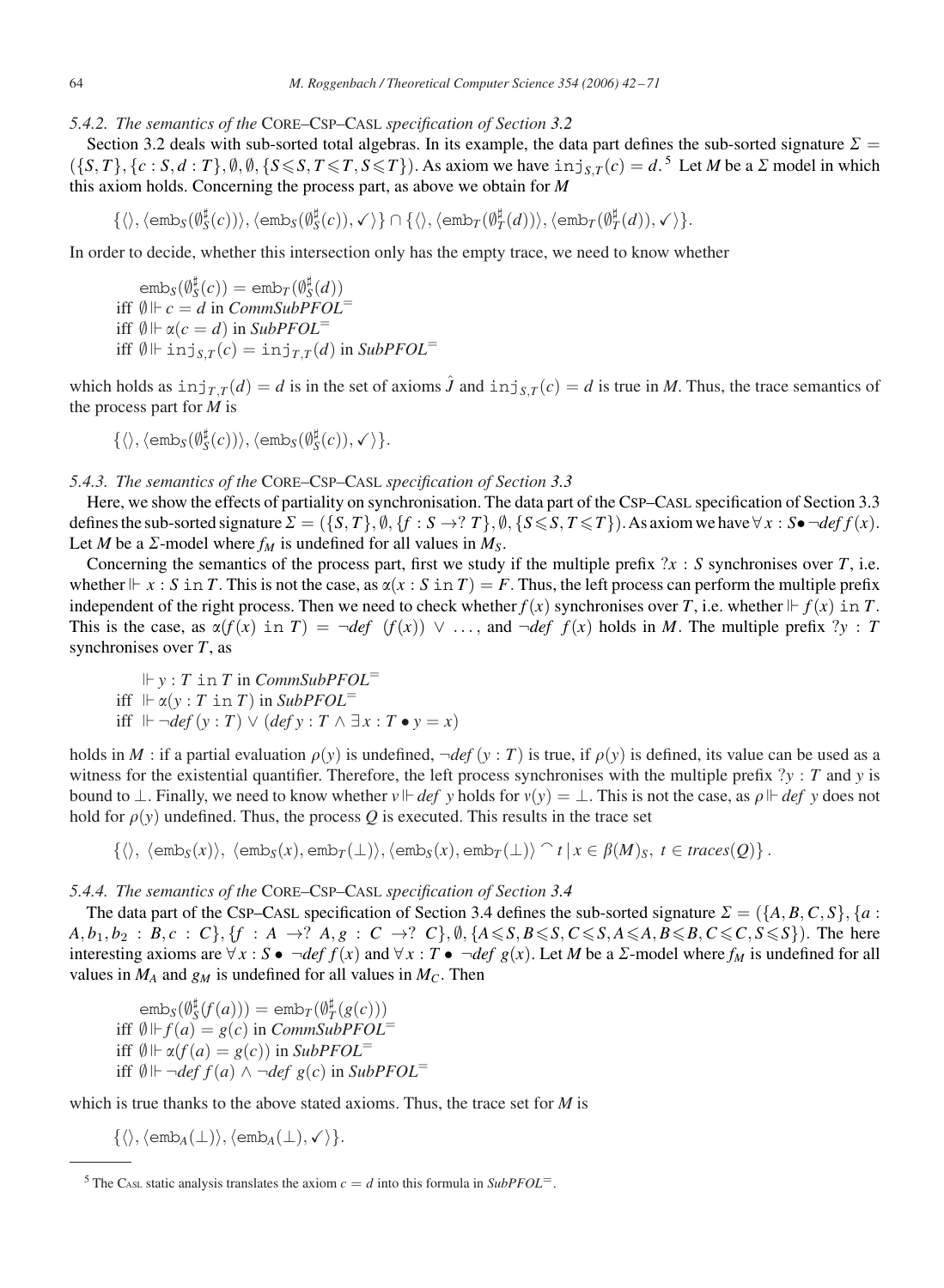#### 5.4.2. The semantics of the CORE–CSP–CASL specification of Section 3.2

Section 3.2 deals with sub-sorted total algebras. In its example, the data part defines the sub-sorted signature $\Sigma = (\{S, T\}, \{c : S, d : T\}, \emptyset, \emptyset, \{S \leqslant S, T \leqslant T, S \leqslant T\})$. As axiom we have $\mathtt{inj}_{S,T}(c) = d$.[5] Let $M$ be a $\Sigma$ model in which this axiom holds. Concerning the process part, as above we obtain for $M$

$$\{\langle\rangle, \langle \mathtt{emb}_S(\emptyset_S^\sharp(c))\rangle, \langle \mathtt{emb}_S(\emptyset_S^\sharp(c)), \checkmark\rangle\} \cap \{\langle\rangle, \langle \mathtt{emb}_T(\emptyset_T^\sharp(d))\rangle, \langle \mathtt{emb}_T(\emptyset_T^\sharp(d)), \checkmark\rangle\}.$$

In order to decide, whether this intersection only has the empty trace, we need to know whether

$$\begin{aligned}
&\mathtt{emb}_S(\emptyset_S^\sharp(c)) = \mathtt{emb}_T(\emptyset_S^\sharp(d)) \\
\text{iff } &\emptyset \Vdash c = d \text{ in } \mathit{CommSubPFOL}^{=} \\
\text{iff } &\emptyset \Vdash \alpha(c = d) \text{ in } \mathit{SubPFOL}^{=} \\
\text{iff } &\emptyset \Vdash \mathtt{inj}_{S,T}(c) = \mathtt{inj}_{T,T}(d) \text{ in } \mathit{SubPFOL}^{=}
\end{aligned}$$

which holds as $\mathtt{inj}_{T,T}(d) = d$ is in the set of axioms $\hat{J}$ and $\mathtt{inj}_{S,T}(c) = d$ is true in $M$. Thus, the trace semantics of the process part for $M$ is

$$\{\langle\rangle, \langle \mathtt{emb}_S(\emptyset_S^\sharp(c))\rangle, \langle \mathtt{emb}_S(\emptyset_S^\sharp(c)), \checkmark\rangle\}.$$

#### 5.4.3. The semantics of the CORE–CSP–CASL specification of Section 3.3

Here, we show the effects of partiality on synchronisation. The data part of the CSP–CASL specification of Section 3.3 defines the sub-sorted signature $\Sigma = (\{S, T\}, \emptyset, \{f : S \to ?\, T\}, \emptyset, \{S \leqslant S, T \leqslant T\})$. As axiom we have $\forall x : S \bullet \neg \mathit{def}\, f(x)$. Let $M$ be a $\Sigma$-model where $f_M$ is undefined for all values in $M_S$.

Concerning the semantics of the process part, first we study if the multiple prefix $?x : S$ synchronises over $T$, i.e. whether $\Vdash x : S \;\mathtt{in}\; T$. This is not the case, as $\alpha(x : S \;\mathtt{in}\; T) = F$. Thus, the left process can perform the multiple prefix independent of the right process. Then we need to check whether $f(x)$ synchronises over $T$, i.e. whether $\Vdash f(x) \;\mathtt{in}\; T$. This is the case, as $\alpha(f(x) \;\mathtt{in}\; T) = \neg \mathit{def}\; (f(x)) \vee \ldots$, and $\neg \mathit{def}\; f(x)$ holds in $M$. The multiple prefix $?y : T$ synchronises over $T$, as

$$\begin{aligned}
&\Vdash y : T \;\mathtt{in}\; T \text{ in } \mathit{CommSubPFOL}^{=} \\
\text{iff } &\Vdash \alpha(y : T \;\mathtt{in}\; T) \text{ in } \mathit{SubPFOL}^{=} \\
\text{iff } &\Vdash \neg \mathit{def}\,(y : T) \vee (\mathit{def}\, y : T \wedge \exists x : T \bullet y = x)
\end{aligned}$$

holds in $M$ : if a partial evaluation $\rho(y)$ is undefined, $\neg \mathit{def}\,(y : T)$ is true, if $\rho(y)$ is defined, its value can be used as a witness for the existential quantifier. Therefore, the left process synchronises with the multiple prefix $?y : T$ and $y$ is bound to $\bot$. Finally, we need to know whether $v \Vdash \mathit{def}\; y$ holds for $v(y) = \bot$. This is not the case, as $\rho \Vdash \mathit{def}\; y$ does not hold for $\rho(y)$ undefined. Thus, the process $Q$ is executed. This results in the trace set

$$\{\langle\rangle,\ \langle \mathtt{emb}_S(x)\rangle,\ \langle \mathtt{emb}_S(x), \mathtt{emb}_T(\bot)\rangle, \langle \mathtt{emb}_S(x), \mathtt{emb}_T(\bot)\rangle \frown t \mid x \in \beta(M)_S,\ t \in \mathit{traces}(Q)\}\,.$$

#### 5.4.4. The semantics of the CORE–CSP–CASL specification of Section 3.4

The data part of the CSP–CASL specification of Section 3.4 defines the sub-sorted signature $\Sigma = (\{A, B, C, S\}, \{a : A, b_1, b_2 : B, c : C\}, \{f : A \to ?\, A, g : C \to ?\, C\}, \emptyset, \{A \leqslant S, B \leqslant S, C \leqslant S, A \leqslant A, B \leqslant B, C \leqslant C, S \leqslant S\})$. The here interesting axioms are $\forall x : S \bullet \neg \mathit{def}\, f(x)$ and $\forall x : T \bullet \neg \mathit{def}\; g(x)$. Let $M$ be a $\Sigma$-model where $f_M$ is undefined for all values in $M_A$ and $g_M$ is undefined for all values in $M_C$. Then

$$\begin{aligned}
&\mathtt{emb}_S(\emptyset_S^\sharp(f(a))) = \mathtt{emb}_T(\emptyset_T^\sharp(g(c))) \\
\text{iff } &\emptyset \Vdash f(a) = g(c) \text{ in } \mathit{CommSubPFOL}^{=} \\
\text{iff } &\emptyset \Vdash \alpha(f(a) = g(c)) \text{ in } \mathit{SubPFOL}^{=} \\
\text{iff } &\emptyset \Vdash \neg \mathit{def}\, f(a) \wedge \neg \mathit{def}\; g(c) \text{ in } \mathit{SubPFOL}^{=}
\end{aligned}$$

which is true thanks to the above stated axioms. Thus, the trace set for $M$ is

$$\{\langle\rangle, \langle \mathtt{emb}_A(\bot)\rangle, \langle \mathtt{emb}_A(\bot), \checkmark\rangle\}.$$

---

[5] The CASL static analysis translates the axiom $c = d$ into this formula in $\mathit{SubPFOL}^{=}$.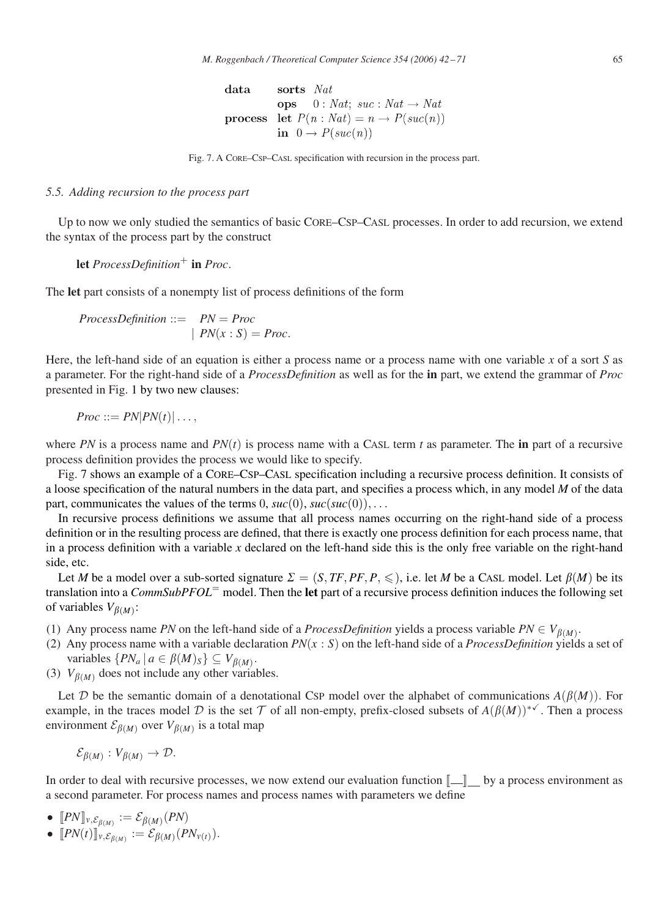$$
\begin{array}{ll}
\textbf{data} & \textbf{sorts } Nat \\
& \textbf{ops} \quad 0 : Nat;\ suc : Nat \rightarrow Nat \\
\textbf{process} & \textbf{let } P(n : Nat) = n \rightarrow P(suc(n)) \\
& \textbf{in } \ 0 \rightarrow P(suc(n))
\end{array}
$$

Fig. 7. A CORE–CSP–CASL specification with recursion in the process part.

### 5.5. Adding recursion to the process part

Up to now we only studied the semantics of basic CORE–CSP–CASL processes. In order to add recursion, we extend the syntax of the process part by the construct

**let** *ProcessDefinition*$^+$ **in** *Proc*.

The **let** part consists of a nonempty list of process definitions of the form

$$
\begin{array}{rl}
\textit{ProcessDefinition} ::= & PN = Proc \\
| & PN(x : S) = Proc.
\end{array}
$$

Here, the left-hand side of an equation is either a process name or a process name with one variable $x$ of a sort $S$ as a parameter. For the right-hand side of a *ProcessDefinition* as well as for the **in** part, we extend the grammar of *Proc* presented in Fig. 1 by two new clauses:

$$Proc ::= PN | PN(t) | \ldots,$$

where $PN$ is a process name and $PN(t)$ is process name with a CASL term $t$ as parameter. The **in** part of a recursive process definition provides the process we would like to specify.

Fig. 7 shows an example of a CORE–CSP–CASL specification including a recursive process definition. It consists of a loose specification of the natural numbers in the data part, and specifies a process which, in any model $M$ of the data part, communicates the values of the terms $0$, $suc(0)$, $suc(suc(0)), \ldots$

In recursive process definitions we assume that all process names occurring on the right-hand side of a process definition or in the resulting process are defined, that there is exactly one process definition for each process name, that in a process definition with a variable $x$ declared on the left-hand side this is the only free variable on the right-hand side, etc.

Let $M$ be a model over a sub-sorted signature $\Sigma = (S, TF, PF, P, \leqslant)$, i.e. let $M$ be a CASL model. Let $\beta(M)$ be its translation into a *CommSubPFOL*$^=$ model. Then the **let** part of a recursive process definition induces the following set of variables $V_{\beta(M)}$:

(1) Any process name $PN$ on the left-hand side of a *ProcessDefinition* yields a process variable $PN \in V_{\beta(M)}$.
(2) Any process name with a variable declaration $PN(x : S)$ on the left-hand side of a *ProcessDefinition* yields a set of variables $\{PN_a \mid a \in \beta(M)_S\} \subseteq V_{\beta(M)}$.
(3) $V_{\beta(M)}$ does not include any other variables.

Let $\mathcal{D}$ be the semantic domain of a denotational CSP model over the alphabet of communications $A(\beta(M))$. For example, in the traces model $\mathcal{D}$ is the set $\mathcal{T}$ of all non-empty, prefix-closed subsets of $A(\beta(M))^{*\checkmark}$. Then a process environment $\mathcal{E}_{\beta(M)}$ over $V_{\beta(M)}$ is a total map

$$\mathcal{E}_{\beta(M)} : V_{\beta(M)} \rightarrow \mathcal{D}.$$

In order to deal with recursive processes, we now extend our evaluation function $[\![\_\_]\!]_{\_\_}$ by a process environment as a second parameter. For process names and process names with parameters we define

- $[\![PN]\!]_{v,\mathcal{E}_{\beta(M)}} := \mathcal{E}_{\beta(M)}(PN)$
- $[\![PN(t)]\!]_{v,\mathcal{E}_{\beta(M)}} := \mathcal{E}_{\beta(M)}(PN_{v(t)})$.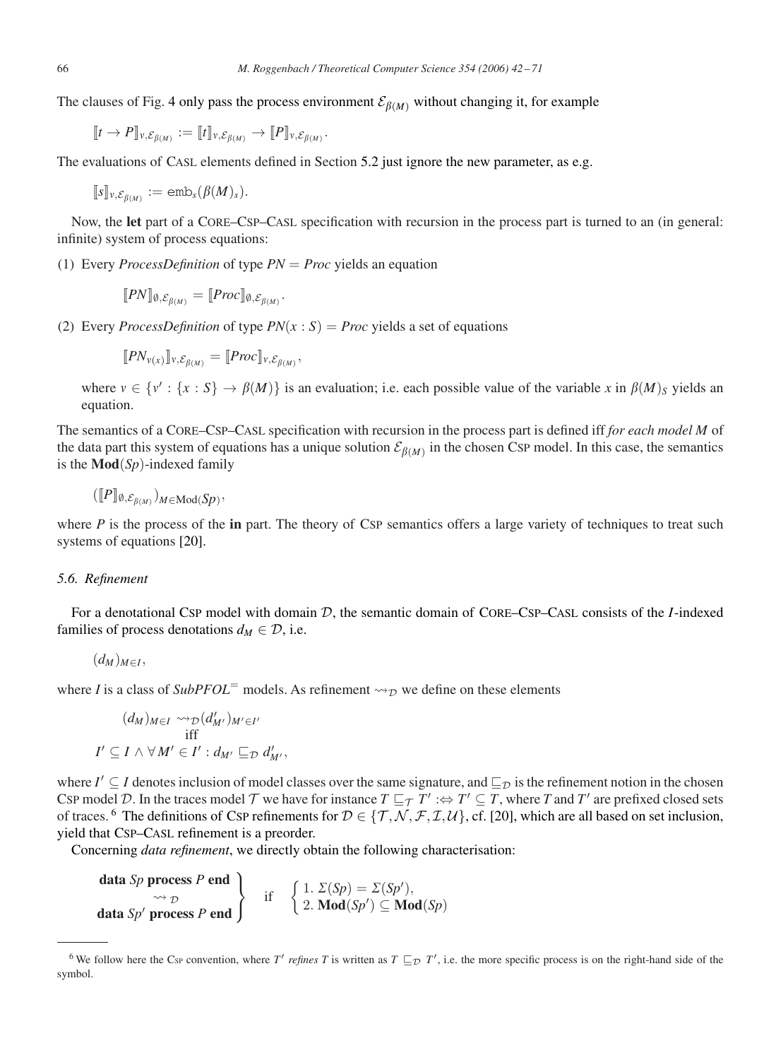The clauses of Fig. 4 only pass the process environment $\mathcal{E}_{\beta(M)}$ without changing it, for example

$$[\![t \to P]\!]_{v,\mathcal{E}_{\beta(M)}} := [\![t]\!]_{v,\mathcal{E}_{\beta(M)}} \to [\![P]\!]_{v,\mathcal{E}_{\beta(M)}}.$$

The evaluations of CASL elements defined in Section 5.2 just ignore the new parameter, as e.g.

$$[\![s]\!]_{v,\mathcal{E}_{\beta(M)}} := \mathtt{emb}_s(\beta(M)_s).$$

Now, the **let** part of a CORE–CSP–CASL specification with recursion in the process part is turned to an (in general: infinite) system of process equations:

(1) Every *ProcessDefinition* of type $PN = Proc$ yields an equation

$$[\![PN]\!]_{\emptyset,\mathcal{E}_{\beta(M)}} = [\![Proc]\!]_{\emptyset,\mathcal{E}_{\beta(M)}}.$$

(2) Every *ProcessDefinition* of type $PN(x : S) = Proc$ yields a set of equations

$$[\![PN_{v(x)}]\!]_{v,\mathcal{E}_{\beta(M)}} = [\![Proc]\!]_{v,\mathcal{E}_{\beta(M)}},$$

where $v \in \{v' : \{x : S\} \to \beta(M)\}$ is an evaluation; i.e. each possible value of the variable $x$ in $\beta(M)_S$ yields an equation.

The semantics of a CORE–CSP–CASL specification with recursion in the process part is defined iff *for each model M* of the data part this system of equations has a unique solution $\mathcal{E}_{\beta(M)}$ in the chosen CSP model. In this case, the semantics is the $\mathbf{Mod}(Sp)$-indexed family

$$([\![P]\!]_{\emptyset,\mathcal{E}_{\beta(M)}})_{M \in \mathrm{Mod}(Sp)},$$

where $P$ is the process of the **in** part. The theory of CSP semantics offers a large variety of techniques to treat such systems of equations [20].

### 5.6. Refinement

For a denotational CSP model with domain $\mathcal{D}$, the semantic domain of CORE–CSP–CASL consists of the $I$-indexed families of process denotations $d_M \in \mathcal{D}$, i.e.

$$(d_M)_{M \in I},$$

where $I$ is a class of $SubPFOL^{=}$ models. As refinement $\rightsquigarrow_{\mathcal{D}}$ we define on these elements

$$\begin{array}{c} (d_M)_{M \in I} \rightsquigarrow_{\mathcal{D}} (d'_{M'})_{M' \in I'} \\ \text{iff} \\ I' \subseteq I \wedge \forall M' \in I' : d_{M'} \sqsubseteq_{\mathcal{D}} d'_{M'}, \end{array}$$

where $I' \subseteq I$ denotes inclusion of model classes over the same signature, and $\sqsubseteq_{\mathcal{D}}$ is the refinement notion in the chosen CSP model $\mathcal{D}$. In the traces model $\mathcal{T}$ we have for instance $T \sqsubseteq_{\mathcal{T}} T' :\Leftrightarrow T' \subseteq T$, where $T$ and $T'$ are prefixed closed sets of traces.[6] The definitions of CSP refinements for $\mathcal{D} \in \{\mathcal{T}, \mathcal{N}, \mathcal{F}, \mathcal{I}, \mathcal{U}\}$, cf. [20], which are all based on set inclusion, yield that CSP–CASL refinement is a preorder.

Concerning *data refinement*, we directly obtain the following characterisation:

$$\left.\begin{array}{c} \textbf{data } Sp \textbf{ process } P \textbf{ end} \\ \rightsquigarrow_{\mathcal{D}} \\ \textbf{data } Sp' \textbf{ process } P \textbf{ end} \end{array}\right\} \quad \text{if} \quad \left\{\begin{array}{l} 1.\ \Sigma(Sp) = \Sigma(Sp'), \\ 2.\ \mathbf{Mod}(Sp') \subseteq \mathbf{Mod}(Sp) \end{array}\right.$$

---

[6] We follow here the CSP convention, where $T'$ *refines* $T$ is written as $T \sqsubseteq_{\mathcal{D}} T'$, i.e. the more specific process is on the right-hand side of the symbol.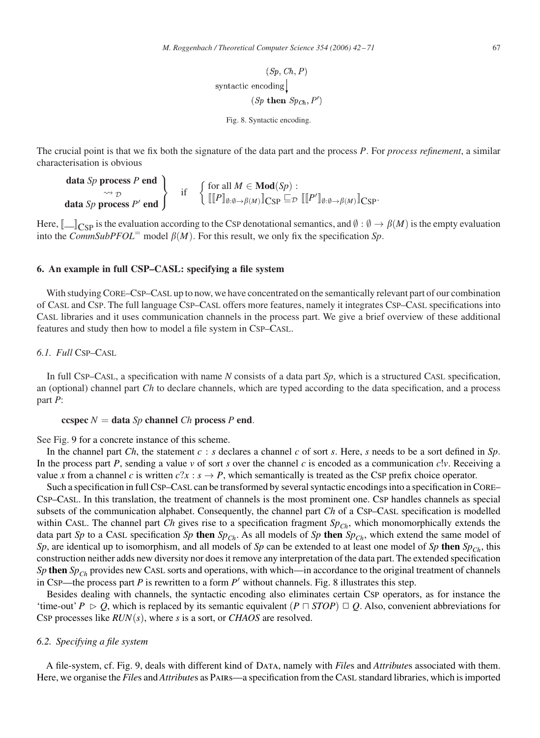$$
\begin{array}{c}
(Sp, Ch, P) \\
\text{syntactic encoding} \big\downarrow \\
(Sp \textbf{ then } Sp_{Ch}, P')
\end{array}
$$

Fig. 8. Syntactic encoding.

The crucial point is that we fix both the signature of the data part and the process *P*. For *process refinement*, a similar characterisation is obvious

$$
\left.\begin{array}{c}
\textbf{data } Sp \textbf{ process } P \textbf{ end} \\
\rightsquigarrow_{\mathcal{D}} \\
\textbf{data } Sp \textbf{ process } P' \textbf{ end}
\end{array}\right\} \quad \text{if} \quad \left\{\begin{array}{l}
\text{for all } M \in \textbf{Mod}(Sp): \\
[\![ [\![P]\!]_{\emptyset:\emptyset\to\beta(M)} ]\!]_{\text{CSP}} \sqsubseteq_{\mathcal{D}} [\![ [\![P']\!]_{\emptyset:\emptyset\to\beta(M)} ]\!]_{\text{CSP}}.
\end{array}\right.
$$

Here, $[\![\_]\!]_{\text{CSP}}$ is the evaluation according to the CSP denotational semantics, and $\emptyset : \emptyset \to \beta(M)$ is the empty evaluation into the *CommSubPFOL*$^{=}$ model $\beta(M)$. For this result, we only fix the specification *Sp*.

## 6. An example in full CSP–CASL: specifying a file system

With studying CORE–CSP–CASL up to now, we have concentrated on the semantically relevant part of our combination of CASL and CSP. The full language CSP–CASL offers more features, namely it integrates CSP–CASL specifications into CASL libraries and it uses communication channels in the process part. We give a brief overview of these additional features and study then how to model a file system in CSP–CASL.

### 6.1. *Full* CSP–CASL

In full CSP–CASL, a specification with name *N* consists of a data part *Sp*, which is a structured CASL specification, an (optional) channel part *Ch* to declare channels, which are typed according to the data specification, and a process part *P*:

**ccspec** $N$ = **data** *Sp* **channel** *Ch* **process** *P* **end**.

See Fig. 9 for a concrete instance of this scheme.

In the channel part *Ch*, the statement $c : s$ declares a channel $c$ of sort $s$. Here, $s$ needs to be a sort defined in *Sp*. In the process part *P*, sending a value $v$ of sort $s$ over the channel $c$ is encoded as a communication $c!v$. Receiving a value $x$ from a channel $c$ is written $c?x : s \to P$, which semantically is treated as the CSP prefix choice operator.

Such a specification in full CSP–CASL can be transformed by several syntactic encodings into a specification in CORE–CSP–CASL. In this translation, the treatment of channels is the most prominent one. CSP handles channels as special subsets of the communication alphabet. Consequently, the channel part *Ch* of a CSP–CASL specification is modelled within CASL. The channel part *Ch* gives rise to a specification fragment $Sp_{Ch}$, which monomorphically extends the data part *Sp* to a CASL specification *Sp* **then** $Sp_{Ch}$. As all models of *Sp* **then** $Sp_{Ch}$, which extend the same model of *Sp*, are identical up to isomorphism, and all models of *Sp* can be extended to at least one model of *Sp* **then** $Sp_{Ch}$, this construction neither adds new diversity nor does it remove any interpretation of the data part. The extended specification *Sp* **then** $Sp_{Ch}$ provides new CASL sorts and operations, with which—in accordance to the original treatment of channels in CSP—the process part *P* is rewritten to a form $P'$ without channels. Fig. 8 illustrates this step.

Besides dealing with channels, the syntactic encoding also eliminates certain CSP operators, as for instance the 'time-out' $P \rhd Q$, which is replaced by its semantic equivalent $(P \sqcap STOP) \,\square\, Q$. Also, convenient abbreviations for CSP processes like $RUN(s)$, where $s$ is a sort, or *CHAOS* are resolved.

### 6.2. *Specifying a file system*

A file-system, cf. Fig. 9, deals with different kind of DATA, namely with *File*s and *Attribute*s associated with them. Here, we organise the *File*s and *Attribute*s as PAIRS—a specification from the CASL standard libraries, which is imported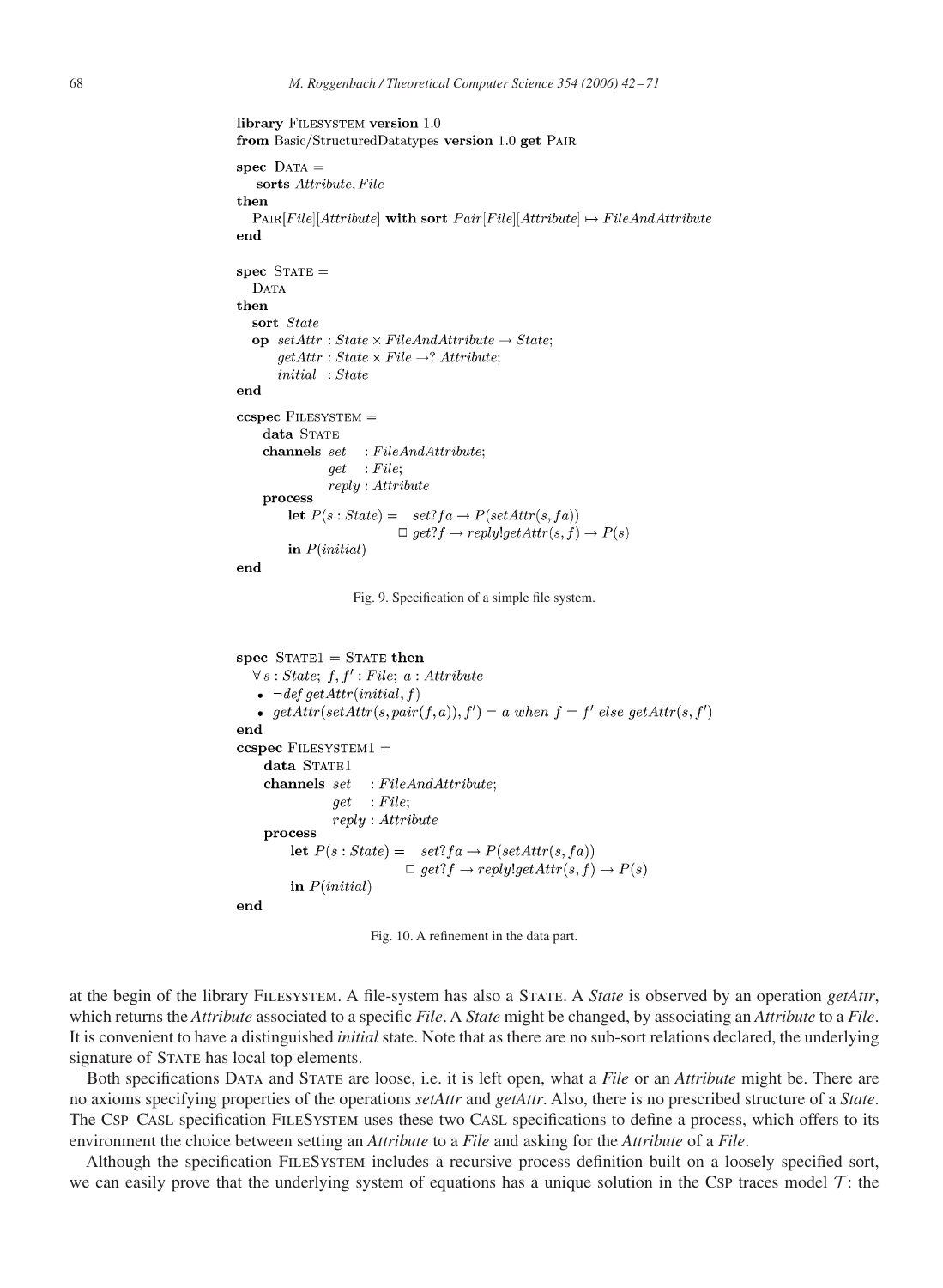```
library FILESYSTEM version 1.0
from Basic/StructuredDatatypes version 1.0 get PAIR

spec DATA =
    sorts Attribute, File
then
    PAIR[File][Attribute] with sort Pair[File][Attribute] ↦ FileAndAttribute
end

spec STATE =
    DATA
then
    sort State
    op setAttr : State × FileAndAttribute → State;
       getAttr : State × File →? Attribute;
       initial  : State
end

ccspec FILESYSTEM =
    data STATE
    channels set   : FileAndAttribute;
             get   : File;
             reply : Attribute
    process
        let P(s : State) =   set?fa → P(setAttr(s, fa))
                           □ get?f → reply!getAttr(s, f) → P(s)
        in P(initial)
end
```

Fig. 9. Specification of a simple file system.

```
spec STATE1 = STATE then
    ∀ s : State; f, f′ : File; a : Attribute
    • ¬def getAttr(initial, f)
    • getAttr(setAttr(s, pair(f, a)), f′) = a when f = f′ else getAttr(s, f′)
end
ccspec FILESYSTEM1 =
    data STATE1
    channels set   : FileAndAttribute;
             get   : File;
             reply : Attribute
    process
        let P(s : State) =   set?fa → P(setAttr(s, fa))
                           □ get?f → reply!getAttr(s, f) → P(s)
        in P(initial)
end
```

Fig. 10. A refinement in the data part.

at the begin of the library FILESYSTEM. A file-system has also a STATE. A *State* is observed by an operation *getAttr*, which returns the *Attribute* associated to a specific *File*. A *State* might be changed, by associating an *Attribute* to a *File*. It is convenient to have a distinguished *initial* state. Note that as there are no sub-sort relations declared, the underlying signature of STATE has local top elements.

Both specifications DATA and STATE are loose, i.e. it is left open, what a *File* or an *Attribute* might be. There are no axioms specifying properties of the operations *setAttr* and *getAttr*. Also, there is no prescribed structure of a *State*. The CSP–CASL specification FILESYSTEM uses these two CASL specifications to define a process, which offers to its environment the choice between setting an *Attribute* to a *File* and asking for the *Attribute* of a *File*.

Although the specification FILESYSTEM includes a recursive process definition built on a loosely specified sort, we can easily prove that the underlying system of equations has a unique solution in the CSP traces model $\mathcal{T}$: the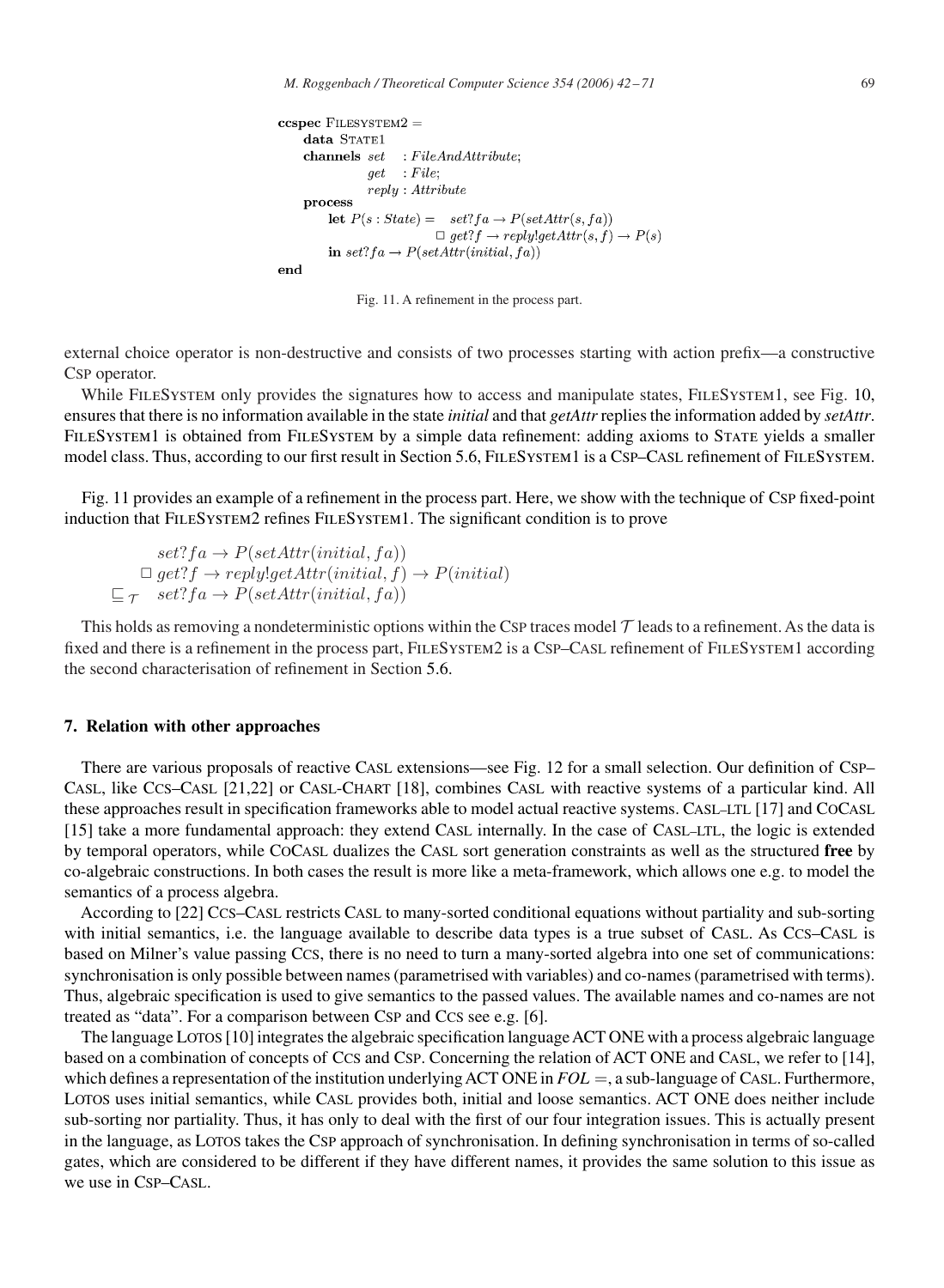```
ccspec FILESYSTEM2 =
    data STATE1
    channels set   : FileAndAttribute;
             get   : File;
             reply : Attribute
    process
        let P(s : State) =   set?fa → P(setAttr(s, fa))
                           □ get?f → reply!getAttr(s, f) → P(s)
        in set?fa → P(setAttr(initial, fa))
end
```

Fig. 11. A refinement in the process part.

external choice operator is non-destructive and consists of two processes starting with action prefix—a constructive CSP operator.

While FILESYSTEM only provides the signatures how to access and manipulate states, FILESYSTEM1, see Fig. 10, ensures that there is no information available in the state *initial* and that *getAttr* replies the information added by *setAttr*. FILESYSTEM1 is obtained from FILESYSTEM by a simple data refinement: adding axioms to STATE yields a smaller model class. Thus, according to our first result in Section 5.6, FILESYSTEM1 is a CSP–CASL refinement of FILESYSTEM.

Fig. 11 provides an example of a refinement in the process part. Here, we show with the technique of CSP fixed-point induction that FILESYSTEM2 refines FILESYSTEM1. The significant condition is to prove

$$
\begin{array}{ll}
 & set?fa \rightarrow P(setAttr(initial, fa)) \\
 & \Box\; get?f \rightarrow reply!getAttr(initial, f) \rightarrow P(initial) \\
\sqsubseteq_{\mathcal{T}} & set?fa \rightarrow P(setAttr(initial, fa))
\end{array}
$$

This holds as removing a nondeterministic options within the CSP traces model $\mathcal{T}$ leads to a refinement. As the data is fixed and there is a refinement in the process part, FILESYSTEM2 is a CSP–CASL refinement of FILESYSTEM1 according the second characterisation of refinement in Section 5.6.

## 7. Relation with other approaches

There are various proposals of reactive CASL extensions—see Fig. 12 for a small selection. Our definition of CSP–CASL, like CCS–CASL [21,22] or CASL-CHART [18], combines CASL with reactive systems of a particular kind. All these approaches result in specification frameworks able to model actual reactive systems. CASL–LTL [17] and COCASL [15] take a more fundamental approach: they extend CASL internally. In the case of CASL–LTL, the logic is extended by temporal operators, while COCASL dualizes the CASL sort generation constraints as well as the structured **free** by co-algebraic constructions. In both cases the result is more like a meta-framework, which allows one e.g. to model the semantics of a process algebra.

According to [22] CCS–CASL restricts CASL to many-sorted conditional equations without partiality and sub-sorting with initial semantics, i.e. the language available to describe data types is a true subset of CASL. As CCS–CASL is based on Milner's value passing CCS, there is no need to turn a many-sorted algebra into one set of communications: synchronisation is only possible between names (parametrised with variables) and co-names (parametrised with terms). Thus, algebraic specification is used to give semantics to the passed values. The available names and co-names are not treated as "data". For a comparison between CSP and CCS see e.g. [6].

The language LOTOS [10] integrates the algebraic specification language ACT ONE with a process algebraic language based on a combination of concepts of CCS and CSP. Concerning the relation of ACT ONE and CASL, we refer to [14], which defines a representation of the institution underlying ACT ONE in *FOL* =, a sub-language of CASL. Furthermore, LOTOS uses initial semantics, while CASL provides both, initial and loose semantics. ACT ONE does neither include sub-sorting nor partiality. Thus, it has only to deal with the first of our four integration issues. This is actually present in the language, as LOTOS takes the CSP approach of synchronisation. In defining synchronisation in terms of so-called gates, which are considered to be different if they have different names, it provides the same solution to this issue as we use in CSP–CASL.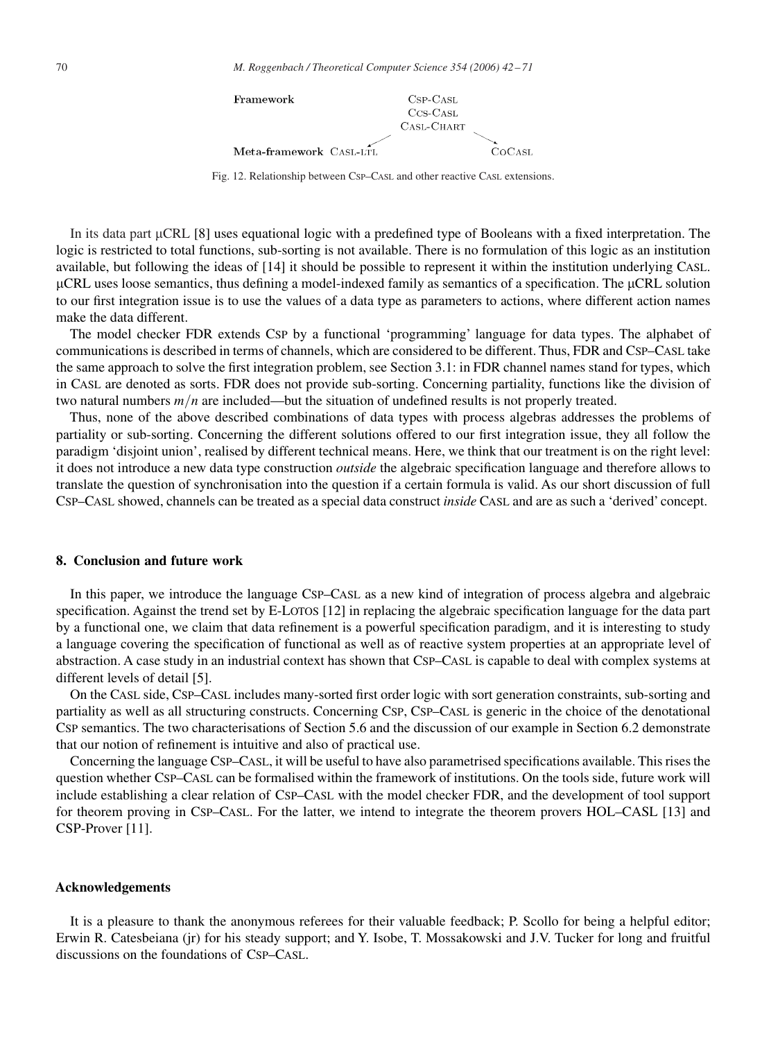Framework

CSP-CASL
CCS-CASL
CASL-CHART

Meta-framework CASL-LTL

COCASL

Fig. 12. Relationship between CSP–CASL and other reactive CASL extensions.

In its data part μCRL [8] uses equational logic with a predefined type of Booleans with a fixed interpretation. The logic is restricted to total functions, sub-sorting is not available. There is no formulation of this logic as an institution available, but following the ideas of [14] it should be possible to represent it within the institution underlying CASL. μCRL uses loose semantics, thus defining a model-indexed family as semantics of a specification. The μCRL solution to our first integration issue is to use the values of a data type as parameters to actions, where different action names make the data different.

The model checker FDR extends CSP by a functional 'programming' language for data types. The alphabet of communications is described in terms of channels, which are considered to be different. Thus, FDR and CSP–CASL take the same approach to solve the first integration problem, see Section 3.1: in FDR channel names stand for types, which in CASL are denoted as sorts. FDR does not provide sub-sorting. Concerning partiality, functions like the division of two natural numbers $m/n$ are included—but the situation of undefined results is not properly treated.

Thus, none of the above described combinations of data types with process algebras addresses the problems of partiality or sub-sorting. Concerning the different solutions offered to our first integration issue, they all follow the paradigm 'disjoint union', realised by different technical means. Here, we think that our treatment is on the right level: it does not introduce a new data type construction *outside* the algebraic specification language and therefore allows to translate the question of synchronisation into the question if a certain formula is valid. As our short discussion of full CSP–CASL showed, channels can be treated as a special data construct *inside* CASL and are as such a 'derived' concept.

## 8. Conclusion and future work

In this paper, we introduce the language CSP–CASL as a new kind of integration of process algebra and algebraic specification. Against the trend set by E-LOTOS [12] in replacing the algebraic specification language for the data part by a functional one, we claim that data refinement is a powerful specification paradigm, and it is interesting to study a language covering the specification of functional as well as of reactive system properties at an appropriate level of abstraction. A case study in an industrial context has shown that CSP–CASL is capable to deal with complex systems at different levels of detail [5].

On the CASL side, CSP–CASL includes many-sorted first order logic with sort generation constraints, sub-sorting and partiality as well as all structuring constructs. Concerning CSP, CSP–CASL is generic in the choice of the denotational CSP semantics. The two characterisations of Section 5.6 and the discussion of our example in Section 6.2 demonstrate that our notion of refinement is intuitive and also of practical use.

Concerning the language CSP–CASL, it will be useful to have also parametrised specifications available. This rises the question whether CSP–CASL can be formalised within the framework of institutions. On the tools side, future work will include establishing a clear relation of CSP–CASL with the model checker FDR, and the development of tool support for theorem proving in CSP–CASL. For the latter, we intend to integrate the theorem provers HOL–CASL [13] and CSP-Prover [11].

### Acknowledgements

It is a pleasure to thank the anonymous referees for their valuable feedback; P. Scollo for being a helpful editor; Erwin R. Catesbeiana (jr) for his steady support; and Y. Isobe, T. Mossakowski and J.V. Tucker for long and fruitful discussions on the foundations of CSP–CASL.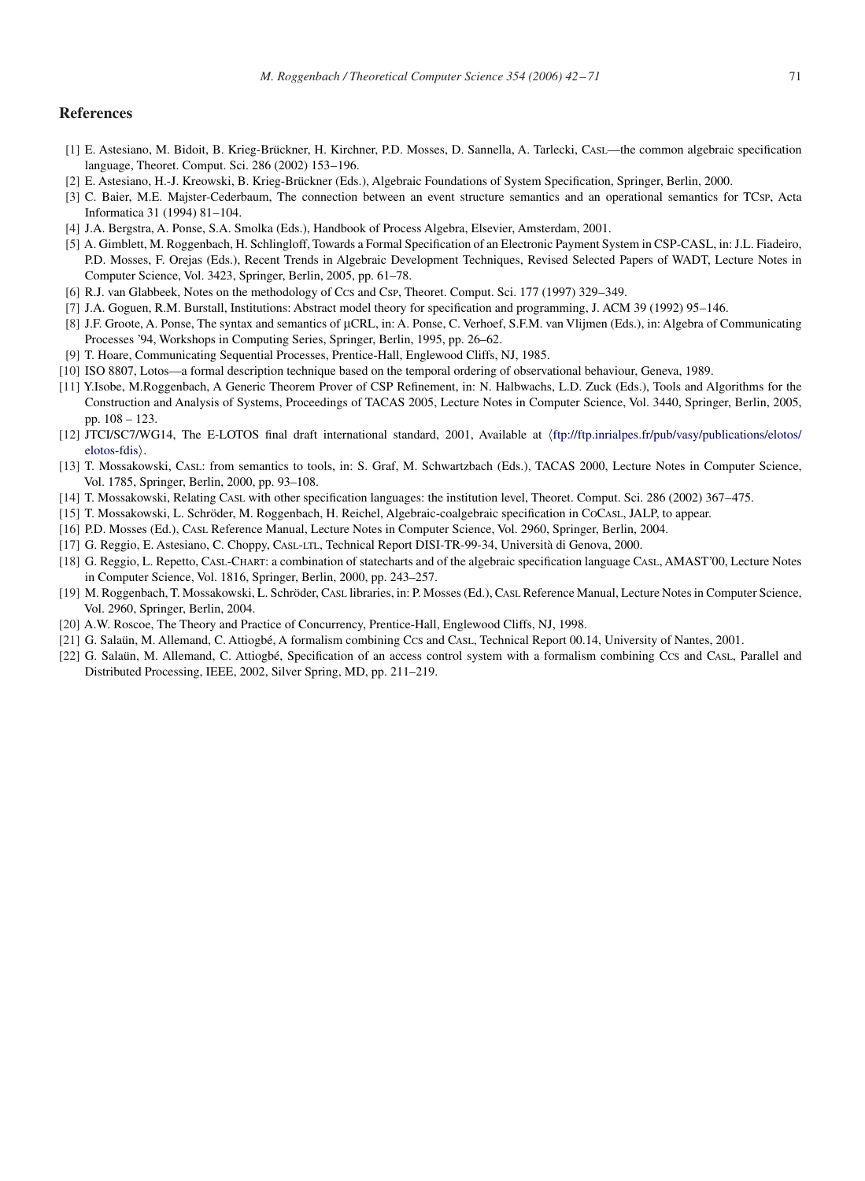## References

[1] E. Astesiano, M. Bidoit, B. Krieg-Brückner, H. Kirchner, P.D. Mosses, D. Sannella, A. Tarlecki, CASL—the common algebraic specification language, Theoret. Comput. Sci. 286 (2002) 153–196.

[2] E. Astesiano, H.-J. Kreowski, B. Krieg-Brückner (Eds.), Algebraic Foundations of System Specification, Springer, Berlin, 2000.

[3] C. Baier, M.E. Majster-Cederbaum, The connection between an event structure semantics and an operational semantics for TCSP, Acta Informatica 31 (1994) 81–104.

[4] J.A. Bergstra, A. Ponse, S.A. Smolka (Eds.), Handbook of Process Algebra, Elsevier, Amsterdam, 2001.

[5] A. Gimblett, M. Roggenbach, H. Schlingloff, Towards a Formal Specification of an Electronic Payment System in CSP-CASL, in: J.L. Fiadeiro, P.D. Mosses, F. Orejas (Eds.), Recent Trends in Algebraic Development Techniques, Revised Selected Papers of WADT, Lecture Notes in Computer Science, Vol. 3423, Springer, Berlin, 2005, pp. 61–78.

[6] R.J. van Glabbeek, Notes on the methodology of CCS and CSP, Theoret. Comput. Sci. 177 (1997) 329–349.

[7] J.A. Goguen, R.M. Burstall, Institutions: Abstract model theory for specification and programming, J. ACM 39 (1992) 95–146.

[8] J.F. Groote, A. Ponse, The syntax and semantics of μCRL, in: A. Ponse, C. Verhoef, S.F.M. van Vlijmen (Eds.), in: Algebra of Communicating Processes '94, Workshops in Computing Series, Springer, Berlin, 1995, pp. 26–62.

[9] T. Hoare, Communicating Sequential Processes, Prentice-Hall, Englewood Cliffs, NJ, 1985.

[10] ISO 8807, Lotos—a formal description technique based on the temporal ordering of observational behaviour, Geneva, 1989.

[11] Y.Isobe, M.Roggenbach, A Generic Theorem Prover of CSP Refinement, in: N. Halbwachs, L.D. Zuck (Eds.), Tools and Algorithms for the Construction and Analysis of Systems, Proceedings of TACAS 2005, Lecture Notes in Computer Science, Vol. 3440, Springer, Berlin, 2005, pp. 108 – 123.

[12] JTCI/SC7/WG14, The E-LOTOS final draft international standard, 2001, Available at ⟨ftp://ftp.inrialpes.fr/pub/vasy/publications/elotos/elotos-fdis⟩.

[13] T. Mossakowski, CASL: from semantics to tools, in: S. Graf, M. Schwartzbach (Eds.), TACAS 2000, Lecture Notes in Computer Science, Vol. 1785, Springer, Berlin, 2000, pp. 93–108.

[14] T. Mossakowski, Relating CASL with other specification languages: the institution level, Theoret. Comput. Sci. 286 (2002) 367–475.

[15] T. Mossakowski, L. Schröder, M. Roggenbach, H. Reichel, Algebraic-coalgebraic specification in COCASL, JALP, to appear.

[16] P.D. Mosses (Ed.), CASL Reference Manual, Lecture Notes in Computer Science, Vol. 2960, Springer, Berlin, 2004.

[17] G. Reggio, E. Astesiano, C. Choppy, CASL-LTL, Technical Report DISI-TR-99-34, Università di Genova, 2000.

[18] G. Reggio, L. Repetto, CASL-CHART: a combination of statecharts and of the algebraic specification language CASL, AMAST'00, Lecture Notes in Computer Science, Vol. 1816, Springer, Berlin, 2000, pp. 243–257.

[19] M. Roggenbach, T. Mossakowski, L. Schröder, CASL libraries, in: P. Mosses (Ed.), CASL Reference Manual, Lecture Notes in Computer Science, Vol. 2960, Springer, Berlin, 2004.

[20] A.W. Roscoe, The Theory and Practice of Concurrency, Prentice-Hall, Englewood Cliffs, NJ, 1998.

[21] G. Salaün, M. Allemand, C. Attiogbé, A formalism combining CCS and CASL, Technical Report 00.14, University of Nantes, 2001.

[22] G. Salaün, M. Allemand, C. Attiogbé, Specification of an access control system with a formalism combining CCS and CASL, Parallel and Distributed Processing, IEEE, 2002, Silver Spring, MD, pp. 211–219.